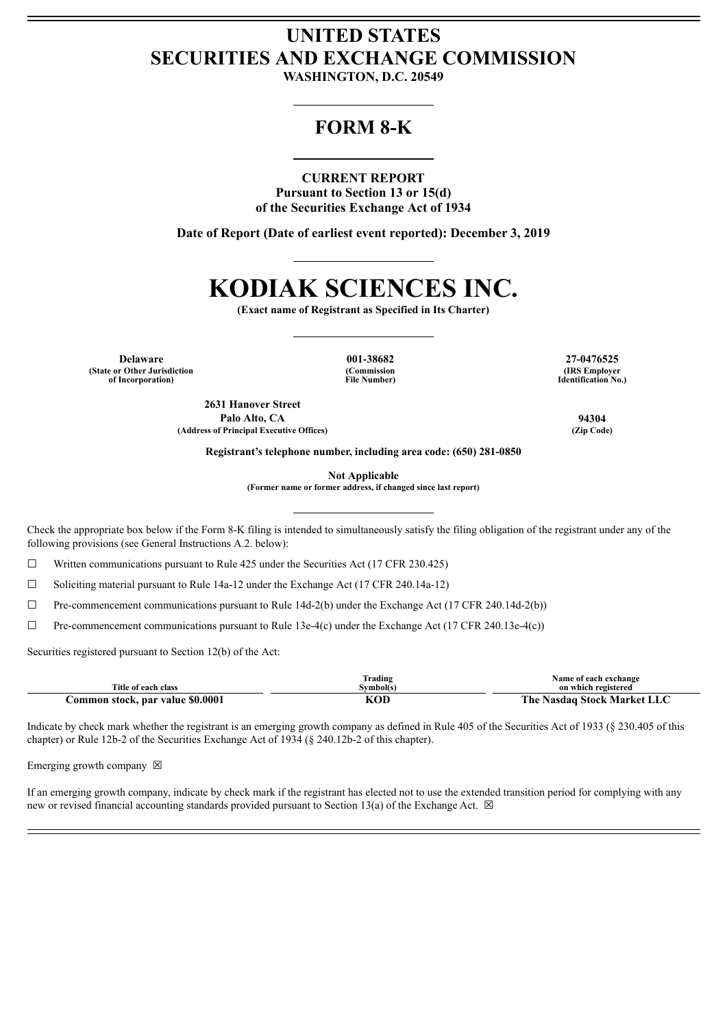# UNITED STATES
# SECURITIES AND EXCHANGE COMMISSION

**WASHINGTON, D.C. 20549**

## FORM 8-K

**CURRENT REPORT**
**Pursuant to Section 13 or 15(d)**
**of the Securities Exchange Act of 1934**

**Date of Report (Date of earliest event reported): December 3, 2019**

# KODIAK SCIENCES INC.

**(Exact name of Registrant as Specified in Its Charter)**

| **Delaware** | **001-38682** | **27-0476525** |
|---|---|---|
| (State or Other Jurisdiction of Incorporation) | (Commission File Number) | (IRS Employer Identification No.) |

| **2631 Hanover Street Palo Alto, CA** | **94304** |
|---|---|
| (Address of Principal Executive Offices) | (Zip Code) |

**Registrant's telephone number, including area code: (650) 281-0850**

**Not Applicable**
**(Former name or former address, if changed since last report)**

Check the appropriate box below if the Form 8-K filing is intended to simultaneously satisfy the filing obligation of the registrant under any of the following provisions (see General Instructions A.2. below):

☐ Written communications pursuant to Rule 425 under the Securities Act (17 CFR 230.425)

☐ Soliciting material pursuant to Rule 14a-12 under the Exchange Act (17 CFR 240.14a-12)

☐ Pre-commencement communications pursuant to Rule 14d-2(b) under the Exchange Act (17 CFR 240.14d-2(b))

☐ Pre-commencement communications pursuant to Rule 13e-4(c) under the Exchange Act (17 CFR 240.13e-4(c))

Securities registered pursuant to Section 12(b) of the Act:

| Title of each class | Trading Symbol(s) | Name of each exchange on which registered |
|---|---|---|
| **Common stock, par value $0.0001** | **KOD** | **The Nasdaq Stock Market LLC** |

Indicate by check mark whether the registrant is an emerging growth company as defined in Rule 405 of the Securities Act of 1933 (§ 230.405 of this chapter) or Rule 12b-2 of the Securities Exchange Act of 1934 (§ 240.12b-2 of this chapter).

Emerging growth company ☒

If an emerging growth company, indicate by check mark if the registrant has elected not to use the extended transition period for complying with any new or revised financial accounting standards provided pursuant to Section 13(a) of the Exchange Act. ☒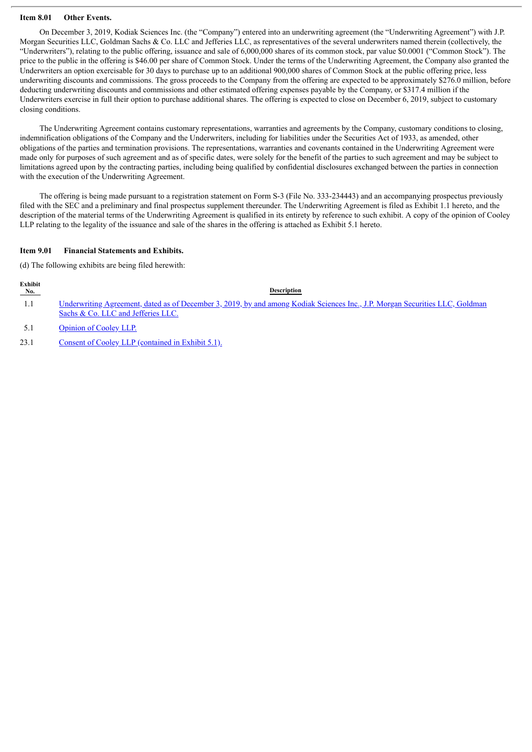**Item 8.01 Other Events.**

On December 3, 2019, Kodiak Sciences Inc. (the "Company") entered into an underwriting agreement (the "Underwriting Agreement") with J.P. Morgan Securities LLC, Goldman Sachs & Co. LLC and Jefferies LLC, as representatives of the several underwriters named therein (collectively, the "Underwriters"), relating to the public offering, issuance and sale of 6,000,000 shares of its common stock, par value $0.0001 ("Common Stock"). The price to the public in the offering is $46.00 per share of Common Stock. Under the terms of the Underwriting Agreement, the Company also granted the Underwriters an option exercisable for 30 days to purchase up to an additional 900,000 shares of Common Stock at the public offering price, less underwriting discounts and commissions. The gross proceeds to the Company from the offering are expected to be approximately $276.0 million, before deducting underwriting discounts and commissions and other estimated offering expenses payable by the Company, or $317.4 million if the Underwriters exercise in full their option to purchase additional shares. The offering is expected to close on December 6, 2019, subject to customary closing conditions.

The Underwriting Agreement contains customary representations, warranties and agreements by the Company, customary conditions to closing, indemnification obligations of the Company and the Underwriters, including for liabilities under the Securities Act of 1933, as amended, other obligations of the parties and termination provisions. The representations, warranties and covenants contained in the Underwriting Agreement were made only for purposes of such agreement and as of specific dates, were solely for the benefit of the parties to such agreement and may be subject to limitations agreed upon by the contracting parties, including being qualified by confidential disclosures exchanged between the parties in connection with the execution of the Underwriting Agreement.

The offering is being made pursuant to a registration statement on Form S-3 (File No. 333-234443) and an accompanying prospectus previously filed with the SEC and a preliminary and final prospectus supplement thereunder. The Underwriting Agreement is filed as Exhibit 1.1 hereto, and the description of the material terms of the Underwriting Agreement is qualified in its entirety by reference to such exhibit. A copy of the opinion of Cooley LLP relating to the legality of the issuance and sale of the shares in the offering is attached as Exhibit 5.1 hereto.

**Item 9.01 Financial Statements and Exhibits.**

(d) The following exhibits are being filed herewith:

| Exhibit No. | Description |
|---|---|
| 1.1 | Underwriting Agreement, dated as of December 3, 2019, by and among Kodiak Sciences Inc., J.P. Morgan Securities LLC, Goldman Sachs & Co. LLC and Jefferies LLC. |
| 5.1 | Opinion of Cooley LLP. |
| 23.1 | Consent of Cooley LLP (contained in Exhibit 5.1). |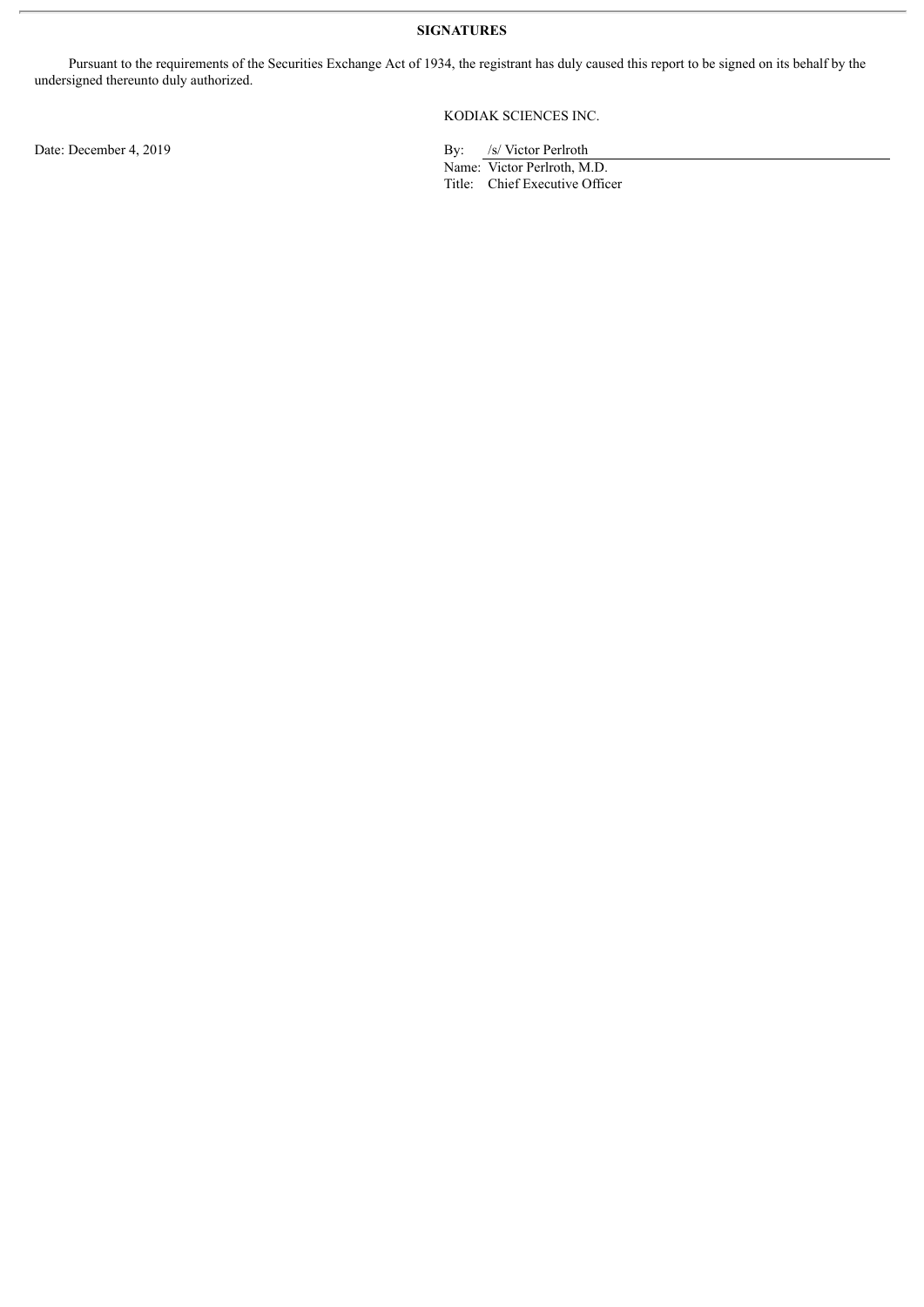**SIGNATURES**

Pursuant to the requirements of the Securities Exchange Act of 1934, the registrant has duly caused this report to be signed on its behalf by the undersigned thereunto duly authorized.

KODIAK SCIENCES INC.

Date: December 4, 2019

By: /s/ Victor Perlroth
Name: Victor Perlroth, M.D.
Title: Chief Executive Officer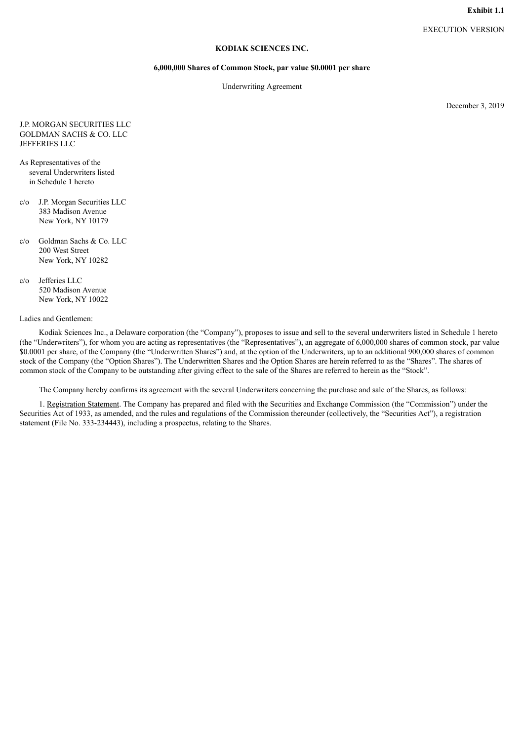**Exhibit 1.1**

EXECUTION VERSION

**KODIAK SCIENCES INC.**

**6,000,000 Shares of Common Stock, par value $0.0001 per share**

Underwriting Agreement

December 3, 2019

J.P. MORGAN SECURITIES LLC
GOLDMAN SACHS & CO. LLC
JEFFERIES LLC

As Representatives of the
several Underwriters listed
in Schedule 1 hereto

c/o J.P. Morgan Securities LLC
383 Madison Avenue
New York, NY 10179

c/o Goldman Sachs & Co. LLC
200 West Street
New York, NY 10282

c/o Jefferies LLC
520 Madison Avenue
New York, NY 10022

Ladies and Gentlemen:

Kodiak Sciences Inc., a Delaware corporation (the "Company"), proposes to issue and sell to the several underwriters listed in Schedule 1 hereto (the "Underwriters"), for whom you are acting as representatives (the "Representatives"), an aggregate of 6,000,000 shares of common stock, par value $0.0001 per share, of the Company (the "Underwritten Shares") and, at the option of the Underwriters, up to an additional 900,000 shares of common stock of the Company (the "Option Shares"). The Underwritten Shares and the Option Shares are herein referred to as the "Shares". The shares of common stock of the Company to be outstanding after giving effect to the sale of the Shares are referred to herein as the "Stock".

The Company hereby confirms its agreement with the several Underwriters concerning the purchase and sale of the Shares, as follows:

1. Registration Statement. The Company has prepared and filed with the Securities and Exchange Commission (the "Commission") under the Securities Act of 1933, as amended, and the rules and regulations of the Commission thereunder (collectively, the "Securities Act"), a registration statement (File No. 333-234443), including a prospectus, relating to the Shares.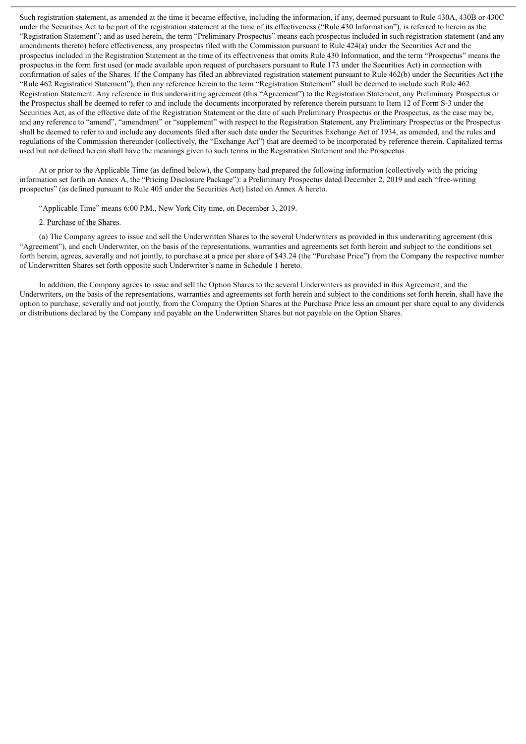Such registration statement, as amended at the time it became effective, including the information, if any, deemed pursuant to Rule 430A, 430B or 430C under the Securities Act to be part of the registration statement at the time of its effectiveness ("Rule 430 Information"), is referred to herein as the "Registration Statement"; and as used herein, the term "Preliminary Prospectus" means each prospectus included in such registration statement (and any amendments thereto) before effectiveness, any prospectus filed with the Commission pursuant to Rule 424(a) under the Securities Act and the prospectus included in the Registration Statement at the time of its effectiveness that omits Rule 430 Information, and the term "Prospectus" means the prospectus in the form first used (or made available upon request of purchasers pursuant to Rule 173 under the Securities Act) in connection with confirmation of sales of the Shares. If the Company has filed an abbreviated registration statement pursuant to Rule 462(b) under the Securities Act (the "Rule 462 Registration Statement"), then any reference herein to the term "Registration Statement" shall be deemed to include such Rule 462 Registration Statement. Any reference in this underwriting agreement (this "Agreement") to the Registration Statement, any Preliminary Prospectus or the Prospectus shall be deemed to refer to and include the documents incorporated by reference therein pursuant to Item 12 of Form S-3 under the Securities Act, as of the effective date of the Registration Statement or the date of such Preliminary Prospectus or the Prospectus, as the case may be, and any reference to "amend", "amendment" or "supplement" with respect to the Registration Statement, any Preliminary Prospectus or the Prospectus shall be deemed to refer to and include any documents filed after such date under the Securities Exchange Act of 1934, as amended, and the rules and regulations of the Commission thereunder (collectively, the "Exchange Act") that are deemed to be incorporated by reference therein. Capitalized terms used but not defined herein shall have the meanings given to such terms in the Registration Statement and the Prospectus.

At or prior to the Applicable Time (as defined below), the Company had prepared the following information (collectively with the pricing information set forth on Annex A, the "Pricing Disclosure Package"): a Preliminary Prospectus dated December 2, 2019 and each "free-writing prospectus" (as defined pursuant to Rule 405 under the Securities Act) listed on Annex A hereto.

"Applicable Time" means 6:00 P.M., New York City time, on December 3, 2019.

2. Purchase of the Shares.

(a) The Company agrees to issue and sell the Underwritten Shares to the several Underwriters as provided in this underwriting agreement (this "Agreement"), and each Underwriter, on the basis of the representations, warranties and agreements set forth herein and subject to the conditions set forth herein, agrees, severally and not jointly, to purchase at a price per share of $43.24 (the "Purchase Price") from the Company the respective number of Underwritten Shares set forth opposite such Underwriter's name in Schedule 1 hereto.

In addition, the Company agrees to issue and sell the Option Shares to the several Underwriters as provided in this Agreement, and the Underwriters, on the basis of the representations, warranties and agreements set forth herein and subject to the conditions set forth herein, shall have the option to purchase, severally and not jointly, from the Company the Option Shares at the Purchase Price less an amount per share equal to any dividends or distributions declared by the Company and payable on the Underwritten Shares but not payable on the Option Shares.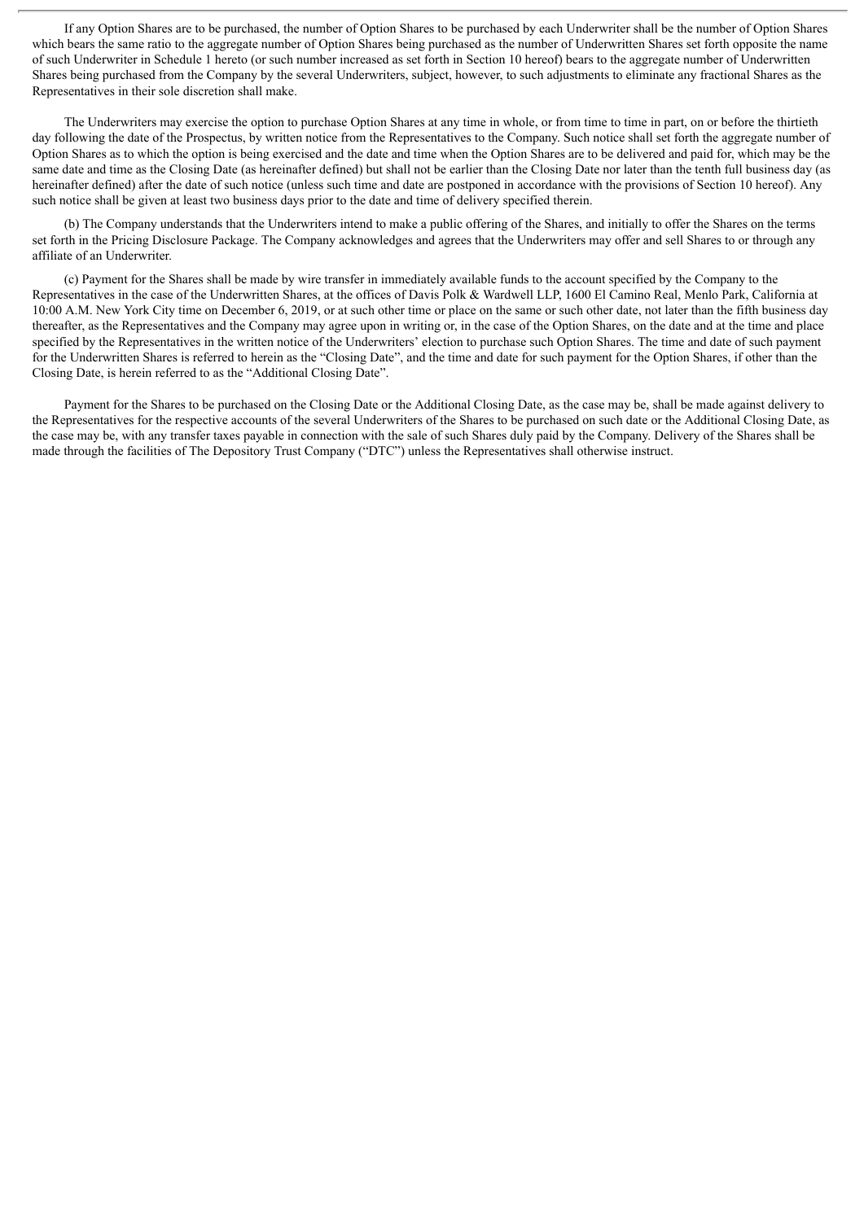If any Option Shares are to be purchased, the number of Option Shares to be purchased by each Underwriter shall be the number of Option Shares which bears the same ratio to the aggregate number of Option Shares being purchased as the number of Underwritten Shares set forth opposite the name of such Underwriter in Schedule 1 hereto (or such number increased as set forth in Section 10 hereof) bears to the aggregate number of Underwritten Shares being purchased from the Company by the several Underwriters, subject, however, to such adjustments to eliminate any fractional Shares as the Representatives in their sole discretion shall make.

The Underwriters may exercise the option to purchase Option Shares at any time in whole, or from time to time in part, on or before the thirtieth day following the date of the Prospectus, by written notice from the Representatives to the Company. Such notice shall set forth the aggregate number of Option Shares as to which the option is being exercised and the date and time when the Option Shares are to be delivered and paid for, which may be the same date and time as the Closing Date (as hereinafter defined) but shall not be earlier than the Closing Date nor later than the tenth full business day (as hereinafter defined) after the date of such notice (unless such time and date are postponed in accordance with the provisions of Section 10 hereof). Any such notice shall be given at least two business days prior to the date and time of delivery specified therein.

(b) The Company understands that the Underwriters intend to make a public offering of the Shares, and initially to offer the Shares on the terms set forth in the Pricing Disclosure Package. The Company acknowledges and agrees that the Underwriters may offer and sell Shares to or through any affiliate of an Underwriter.

(c) Payment for the Shares shall be made by wire transfer in immediately available funds to the account specified by the Company to the Representatives in the case of the Underwritten Shares, at the offices of Davis Polk & Wardwell LLP, 1600 El Camino Real, Menlo Park, California at 10:00 A.M. New York City time on December 6, 2019, or at such other time or place on the same or such other date, not later than the fifth business day thereafter, as the Representatives and the Company may agree upon in writing or, in the case of the Option Shares, on the date and at the time and place specified by the Representatives in the written notice of the Underwriters' election to purchase such Option Shares. The time and date of such payment for the Underwritten Shares is referred to herein as the "Closing Date", and the time and date for such payment for the Option Shares, if other than the Closing Date, is herein referred to as the "Additional Closing Date".

Payment for the Shares to be purchased on the Closing Date or the Additional Closing Date, as the case may be, shall be made against delivery to the Representatives for the respective accounts of the several Underwriters of the Shares to be purchased on such date or the Additional Closing Date, as the case may be, with any transfer taxes payable in connection with the sale of such Shares duly paid by the Company. Delivery of the Shares shall be made through the facilities of The Depository Trust Company ("DTC") unless the Representatives shall otherwise instruct.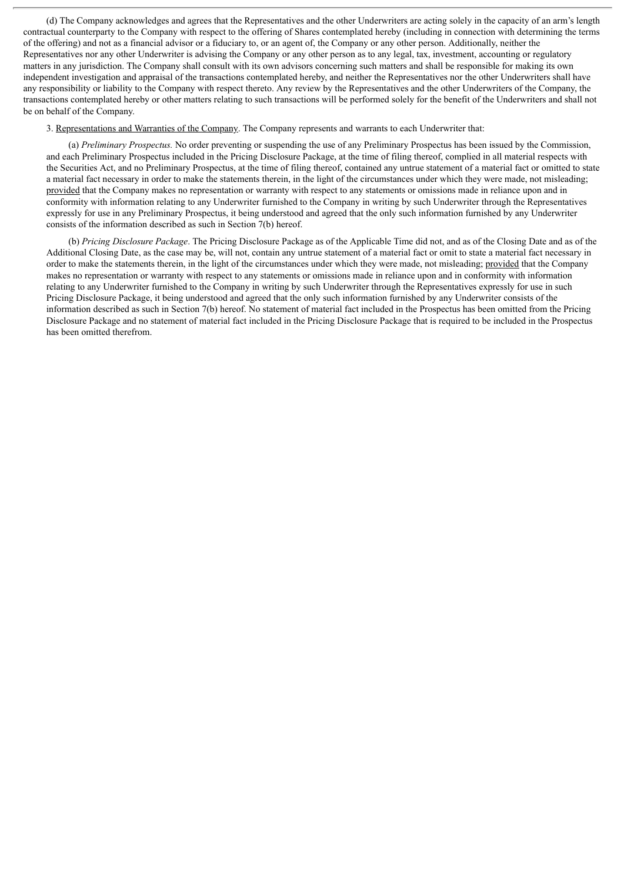(d) The Company acknowledges and agrees that the Representatives and the other Underwriters are acting solely in the capacity of an arm's length contractual counterparty to the Company with respect to the offering of Shares contemplated hereby (including in connection with determining the terms of the offering) and not as a financial advisor or a fiduciary to, or an agent of, the Company or any other person. Additionally, neither the Representatives nor any other Underwriter is advising the Company or any other person as to any legal, tax, investment, accounting or regulatory matters in any jurisdiction. The Company shall consult with its own advisors concerning such matters and shall be responsible for making its own independent investigation and appraisal of the transactions contemplated hereby, and neither the Representatives nor the other Underwriters shall have any responsibility or liability to the Company with respect thereto. Any review by the Representatives and the other Underwriters of the Company, the transactions contemplated hereby or other matters relating to such transactions will be performed solely for the benefit of the Underwriters and shall not be on behalf of the Company.

3. Representations and Warranties of the Company. The Company represents and warrants to each Underwriter that:

(a) *Preliminary Prospectus.* No order preventing or suspending the use of any Preliminary Prospectus has been issued by the Commission, and each Preliminary Prospectus included in the Pricing Disclosure Package, at the time of filing thereof, complied in all material respects with the Securities Act, and no Preliminary Prospectus, at the time of filing thereof, contained any untrue statement of a material fact or omitted to state a material fact necessary in order to make the statements therein, in the light of the circumstances under which they were made, not misleading; provided that the Company makes no representation or warranty with respect to any statements or omissions made in reliance upon and in conformity with information relating to any Underwriter furnished to the Company in writing by such Underwriter through the Representatives expressly for use in any Preliminary Prospectus, it being understood and agreed that the only such information furnished by any Underwriter consists of the information described as such in Section 7(b) hereof.

(b) *Pricing Disclosure Package*. The Pricing Disclosure Package as of the Applicable Time did not, and as of the Closing Date and as of the Additional Closing Date, as the case may be, will not, contain any untrue statement of a material fact or omit to state a material fact necessary in order to make the statements therein, in the light of the circumstances under which they were made, not misleading; provided that the Company makes no representation or warranty with respect to any statements or omissions made in reliance upon and in conformity with information relating to any Underwriter furnished to the Company in writing by such Underwriter through the Representatives expressly for use in such Pricing Disclosure Package, it being understood and agreed that the only such information furnished by any Underwriter consists of the information described as such in Section 7(b) hereof. No statement of material fact included in the Prospectus has been omitted from the Pricing Disclosure Package and no statement of material fact included in the Pricing Disclosure Package that is required to be included in the Prospectus has been omitted therefrom.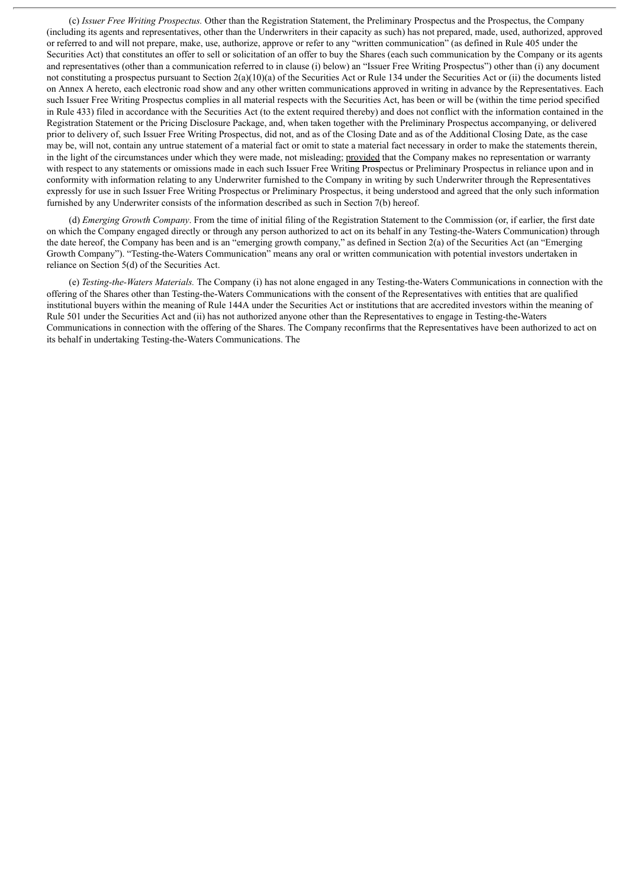(c) *Issuer Free Writing Prospectus.* Other than the Registration Statement, the Preliminary Prospectus and the Prospectus, the Company (including its agents and representatives, other than the Underwriters in their capacity as such) has not prepared, made, used, authorized, approved or referred to and will not prepare, make, use, authorize, approve or refer to any "written communication" (as defined in Rule 405 under the Securities Act) that constitutes an offer to sell or solicitation of an offer to buy the Shares (each such communication by the Company or its agents and representatives (other than a communication referred to in clause (i) below) an "Issuer Free Writing Prospectus") other than (i) any document not constituting a prospectus pursuant to Section 2(a)(10)(a) of the Securities Act or Rule 134 under the Securities Act or (ii) the documents listed on Annex A hereto, each electronic road show and any other written communications approved in writing in advance by the Representatives. Each such Issuer Free Writing Prospectus complies in all material respects with the Securities Act, has been or will be (within the time period specified in Rule 433) filed in accordance with the Securities Act (to the extent required thereby) and does not conflict with the information contained in the Registration Statement or the Pricing Disclosure Package, and, when taken together with the Preliminary Prospectus accompanying, or delivered prior to delivery of, such Issuer Free Writing Prospectus, did not, and as of the Closing Date and as of the Additional Closing Date, as the case may be, will not, contain any untrue statement of a material fact or omit to state a material fact necessary in order to make the statements therein, in the light of the circumstances under which they were made, not misleading; provided that the Company makes no representation or warranty with respect to any statements or omissions made in each such Issuer Free Writing Prospectus or Preliminary Prospectus in reliance upon and in conformity with information relating to any Underwriter furnished to the Company in writing by such Underwriter through the Representatives expressly for use in such Issuer Free Writing Prospectus or Preliminary Prospectus, it being understood and agreed that the only such information furnished by any Underwriter consists of the information described as such in Section 7(b) hereof.

(d) *Emerging Growth Company*. From the time of initial filing of the Registration Statement to the Commission (or, if earlier, the first date on which the Company engaged directly or through any person authorized to act on its behalf in any Testing-the-Waters Communication) through the date hereof, the Company has been and is an "emerging growth company," as defined in Section 2(a) of the Securities Act (an "Emerging Growth Company"). "Testing-the-Waters Communication" means any oral or written communication with potential investors undertaken in reliance on Section 5(d) of the Securities Act.

(e) *Testing-the-Waters Materials.* The Company (i) has not alone engaged in any Testing-the-Waters Communications in connection with the offering of the Shares other than Testing-the-Waters Communications with the consent of the Representatives with entities that are qualified institutional buyers within the meaning of Rule 144A under the Securities Act or institutions that are accredited investors within the meaning of Rule 501 under the Securities Act and (ii) has not authorized anyone other than the Representatives to engage in Testing-the-Waters Communications in connection with the offering of the Shares. The Company reconfirms that the Representatives have been authorized to act on its behalf in undertaking Testing-the-Waters Communications. The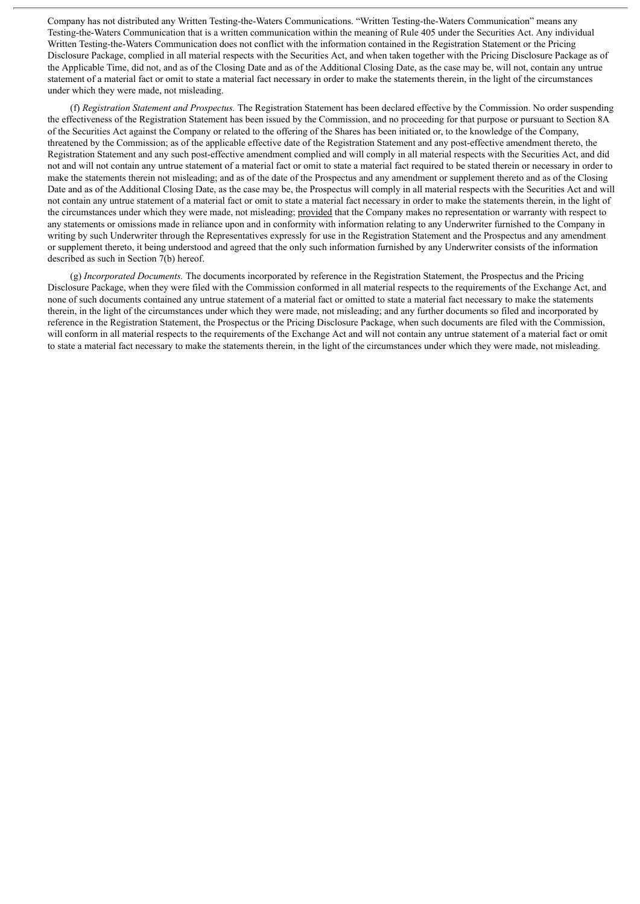Company has not distributed any Written Testing-the-Waters Communications. "Written Testing-the-Waters Communication" means any Testing-the-Waters Communication that is a written communication within the meaning of Rule 405 under the Securities Act. Any individual Written Testing-the-Waters Communication does not conflict with the information contained in the Registration Statement or the Pricing Disclosure Package, complied in all material respects with the Securities Act, and when taken together with the Pricing Disclosure Package as of the Applicable Time, did not, and as of the Closing Date and as of the Additional Closing Date, as the case may be, will not, contain any untrue statement of a material fact or omit to state a material fact necessary in order to make the statements therein, in the light of the circumstances under which they were made, not misleading.

(f) *Registration Statement and Prospectus.* The Registration Statement has been declared effective by the Commission. No order suspending the effectiveness of the Registration Statement has been issued by the Commission, and no proceeding for that purpose or pursuant to Section 8A of the Securities Act against the Company or related to the offering of the Shares has been initiated or, to the knowledge of the Company, threatened by the Commission; as of the applicable effective date of the Registration Statement and any post-effective amendment thereto, the Registration Statement and any such post-effective amendment complied and will comply in all material respects with the Securities Act, and did not and will not contain any untrue statement of a material fact or omit to state a material fact required to be stated therein or necessary in order to make the statements therein not misleading; and as of the date of the Prospectus and any amendment or supplement thereto and as of the Closing Date and as of the Additional Closing Date, as the case may be, the Prospectus will comply in all material respects with the Securities Act and will not contain any untrue statement of a material fact or omit to state a material fact necessary in order to make the statements therein, in the light of the circumstances under which they were made, not misleading; provided that the Company makes no representation or warranty with respect to any statements or omissions made in reliance upon and in conformity with information relating to any Underwriter furnished to the Company in writing by such Underwriter through the Representatives expressly for use in the Registration Statement and the Prospectus and any amendment or supplement thereto, it being understood and agreed that the only such information furnished by any Underwriter consists of the information described as such in Section 7(b) hereof.

(g) *Incorporated Documents.* The documents incorporated by reference in the Registration Statement, the Prospectus and the Pricing Disclosure Package, when they were filed with the Commission conformed in all material respects to the requirements of the Exchange Act, and none of such documents contained any untrue statement of a material fact or omitted to state a material fact necessary to make the statements therein, in the light of the circumstances under which they were made, not misleading; and any further documents so filed and incorporated by reference in the Registration Statement, the Prospectus or the Pricing Disclosure Package, when such documents are filed with the Commission, will conform in all material respects to the requirements of the Exchange Act and will not contain any untrue statement of a material fact or omit to state a material fact necessary to make the statements therein, in the light of the circumstances under which they were made, not misleading.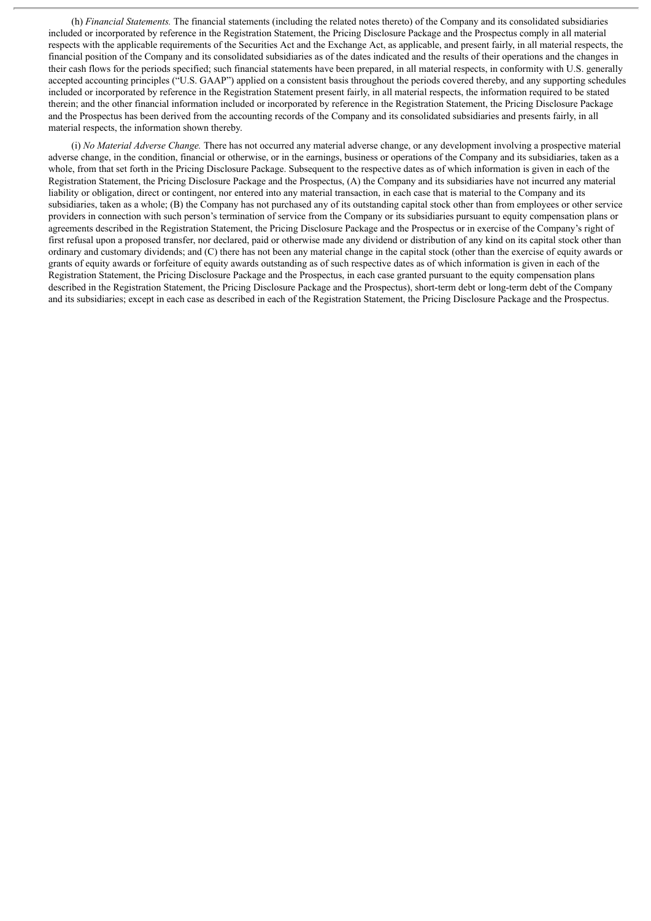(h) *Financial Statements.* The financial statements (including the related notes thereto) of the Company and its consolidated subsidiaries included or incorporated by reference in the Registration Statement, the Pricing Disclosure Package and the Prospectus comply in all material respects with the applicable requirements of the Securities Act and the Exchange Act, as applicable, and present fairly, in all material respects, the financial position of the Company and its consolidated subsidiaries as of the dates indicated and the results of their operations and the changes in their cash flows for the periods specified; such financial statements have been prepared, in all material respects, in conformity with U.S. generally accepted accounting principles ("U.S. GAAP") applied on a consistent basis throughout the periods covered thereby, and any supporting schedules included or incorporated by reference in the Registration Statement present fairly, in all material respects, the information required to be stated therein; and the other financial information included or incorporated by reference in the Registration Statement, the Pricing Disclosure Package and the Prospectus has been derived from the accounting records of the Company and its consolidated subsidiaries and presents fairly, in all material respects, the information shown thereby.

(i) *No Material Adverse Change.* There has not occurred any material adverse change, or any development involving a prospective material adverse change, in the condition, financial or otherwise, or in the earnings, business or operations of the Company and its subsidiaries, taken as a whole, from that set forth in the Pricing Disclosure Package. Subsequent to the respective dates as of which information is given in each of the Registration Statement, the Pricing Disclosure Package and the Prospectus, (A) the Company and its subsidiaries have not incurred any material liability or obligation, direct or contingent, nor entered into any material transaction, in each case that is material to the Company and its subsidiaries, taken as a whole; (B) the Company has not purchased any of its outstanding capital stock other than from employees or other service providers in connection with such person's termination of service from the Company or its subsidiaries pursuant to equity compensation plans or agreements described in the Registration Statement, the Pricing Disclosure Package and the Prospectus or in exercise of the Company's right of first refusal upon a proposed transfer, nor declared, paid or otherwise made any dividend or distribution of any kind on its capital stock other than ordinary and customary dividends; and (C) there has not been any material change in the capital stock (other than the exercise of equity awards or grants of equity awards or forfeiture of equity awards outstanding as of such respective dates as of which information is given in each of the Registration Statement, the Pricing Disclosure Package and the Prospectus, in each case granted pursuant to the equity compensation plans described in the Registration Statement, the Pricing Disclosure Package and the Prospectus), short-term debt or long-term debt of the Company and its subsidiaries; except in each case as described in each of the Registration Statement, the Pricing Disclosure Package and the Prospectus.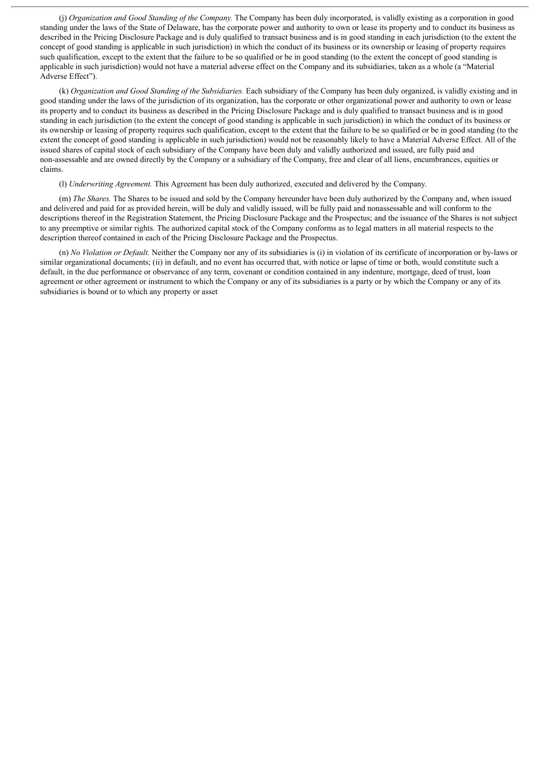(j) *Organization and Good Standing of the Company.* The Company has been duly incorporated, is validly existing as a corporation in good standing under the laws of the State of Delaware, has the corporate power and authority to own or lease its property and to conduct its business as described in the Pricing Disclosure Package and is duly qualified to transact business and is in good standing in each jurisdiction (to the extent the concept of good standing is applicable in such jurisdiction) in which the conduct of its business or its ownership or leasing of property requires such qualification, except to the extent that the failure to be so qualified or be in good standing (to the extent the concept of good standing is applicable in such jurisdiction) would not have a material adverse effect on the Company and its subsidiaries, taken as a whole (a "Material Adverse Effect").

(k) *Organization and Good Standing of the Subsidiaries.* Each subsidiary of the Company has been duly organized, is validly existing and in good standing under the laws of the jurisdiction of its organization, has the corporate or other organizational power and authority to own or lease its property and to conduct its business as described in the Pricing Disclosure Package and is duly qualified to transact business and is in good standing in each jurisdiction (to the extent the concept of good standing is applicable in such jurisdiction) in which the conduct of its business or its ownership or leasing of property requires such qualification, except to the extent that the failure to be so qualified or be in good standing (to the extent the concept of good standing is applicable in such jurisdiction) would not be reasonably likely to have a Material Adverse Effect. All of the issued shares of capital stock of each subsidiary of the Company have been duly and validly authorized and issued, are fully paid and non-assessable and are owned directly by the Company or a subsidiary of the Company, free and clear of all liens, encumbrances, equities or claims.

(l) *Underwriting Agreement.* This Agreement has been duly authorized, executed and delivered by the Company.

(m) *The Shares.* The Shares to be issued and sold by the Company hereunder have been duly authorized by the Company and, when issued and delivered and paid for as provided herein, will be duly and validly issued, will be fully paid and nonassessable and will conform to the descriptions thereof in the Registration Statement, the Pricing Disclosure Package and the Prospectus; and the issuance of the Shares is not subject to any preemptive or similar rights. The authorized capital stock of the Company conforms as to legal matters in all material respects to the description thereof contained in each of the Pricing Disclosure Package and the Prospectus.

(n) *No Violation or Default.* Neither the Company nor any of its subsidiaries is (i) in violation of its certificate of incorporation or by-laws or similar organizational documents; (ii) in default, and no event has occurred that, with notice or lapse of time or both, would constitute such a default, in the due performance or observance of any term, covenant or condition contained in any indenture, mortgage, deed of trust, loan agreement or other agreement or instrument to which the Company or any of its subsidiaries is a party or by which the Company or any of its subsidiaries is bound or to which any property or asset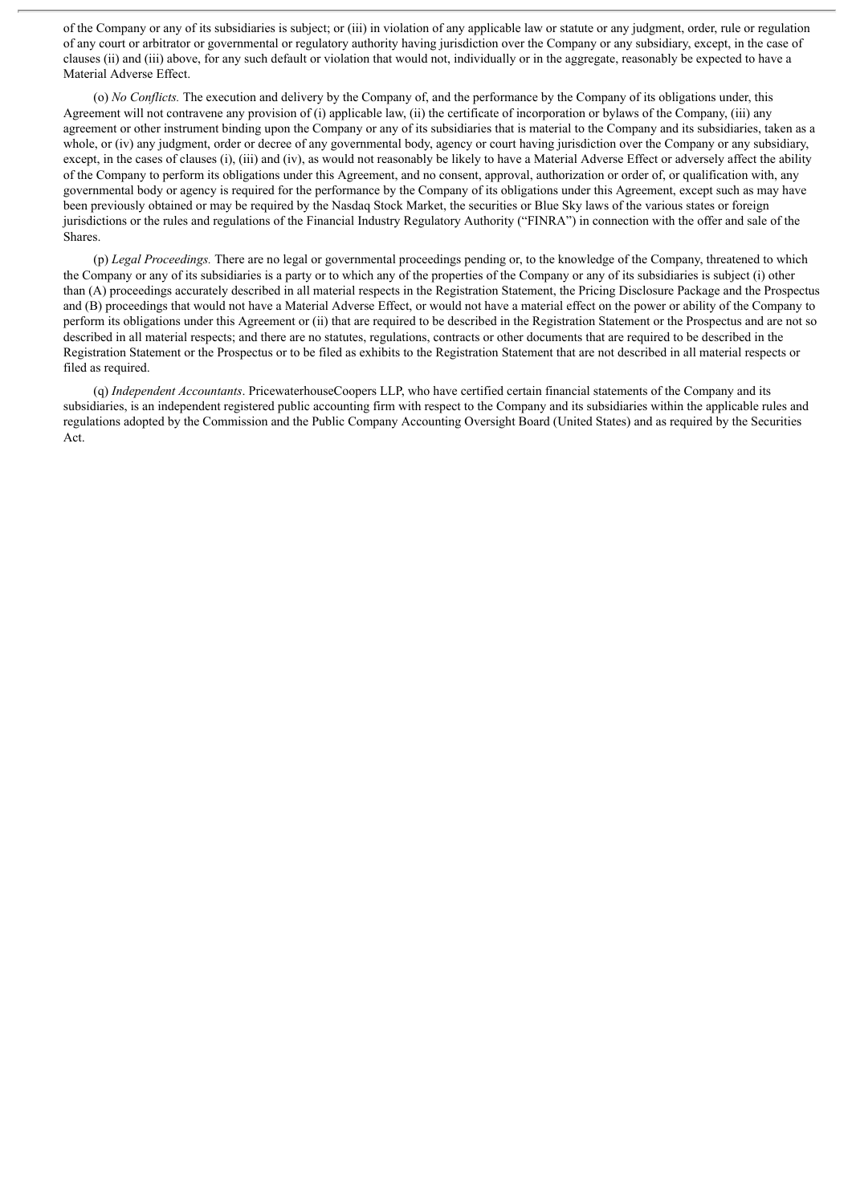of the Company or any of its subsidiaries is subject; or (iii) in violation of any applicable law or statute or any judgment, order, rule or regulation of any court or arbitrator or governmental or regulatory authority having jurisdiction over the Company or any subsidiary, except, in the case of clauses (ii) and (iii) above, for any such default or violation that would not, individually or in the aggregate, reasonably be expected to have a Material Adverse Effect.

(o) *No Conflicts.* The execution and delivery by the Company of, and the performance by the Company of its obligations under, this Agreement will not contravene any provision of (i) applicable law, (ii) the certificate of incorporation or bylaws of the Company, (iii) any agreement or other instrument binding upon the Company or any of its subsidiaries that is material to the Company and its subsidiaries, taken as a whole, or (iv) any judgment, order or decree of any governmental body, agency or court having jurisdiction over the Company or any subsidiary, except, in the cases of clauses (i), (iii) and (iv), as would not reasonably be likely to have a Material Adverse Effect or adversely affect the ability of the Company to perform its obligations under this Agreement, and no consent, approval, authorization or order of, or qualification with, any governmental body or agency is required for the performance by the Company of its obligations under this Agreement, except such as may have been previously obtained or may be required by the Nasdaq Stock Market, the securities or Blue Sky laws of the various states or foreign jurisdictions or the rules and regulations of the Financial Industry Regulatory Authority ("FINRA") in connection with the offer and sale of the Shares.

(p) *Legal Proceedings.* There are no legal or governmental proceedings pending or, to the knowledge of the Company, threatened to which the Company or any of its subsidiaries is a party or to which any of the properties of the Company or any of its subsidiaries is subject (i) other than (A) proceedings accurately described in all material respects in the Registration Statement, the Pricing Disclosure Package and the Prospectus and (B) proceedings that would not have a Material Adverse Effect, or would not have a material effect on the power or ability of the Company to perform its obligations under this Agreement or (ii) that are required to be described in the Registration Statement or the Prospectus and are not so described in all material respects; and there are no statutes, regulations, contracts or other documents that are required to be described in the Registration Statement or the Prospectus or to be filed as exhibits to the Registration Statement that are not described in all material respects or filed as required.

(q) *Independent Accountants*. PricewaterhouseCoopers LLP, who have certified certain financial statements of the Company and its subsidiaries, is an independent registered public accounting firm with respect to the Company and its subsidiaries within the applicable rules and regulations adopted by the Commission and the Public Company Accounting Oversight Board (United States) and as required by the Securities Act.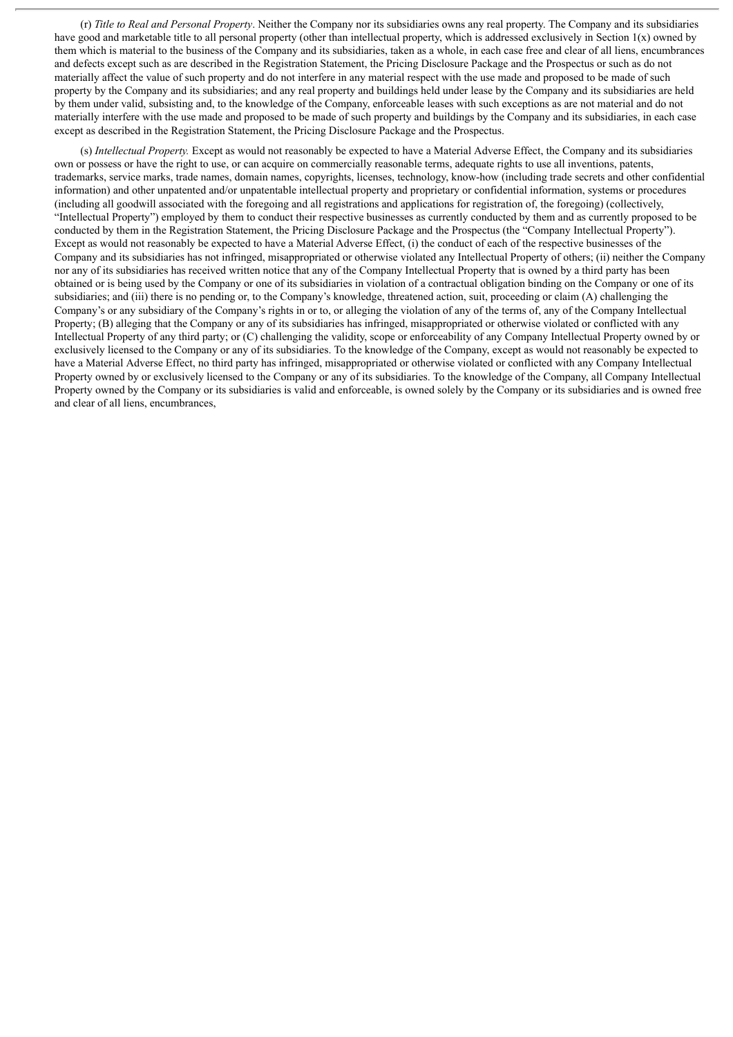(r) *Title to Real and Personal Property*. Neither the Company nor its subsidiaries owns any real property. The Company and its subsidiaries have good and marketable title to all personal property (other than intellectual property, which is addressed exclusively in Section 1(x) owned by them which is material to the business of the Company and its subsidiaries, taken as a whole, in each case free and clear of all liens, encumbrances and defects except such as are described in the Registration Statement, the Pricing Disclosure Package and the Prospectus or such as do not materially affect the value of such property and do not interfere in any material respect with the use made and proposed to be made of such property by the Company and its subsidiaries; and any real property and buildings held under lease by the Company and its subsidiaries are held by them under valid, subsisting and, to the knowledge of the Company, enforceable leases with such exceptions as are not material and do not materially interfere with the use made and proposed to be made of such property and buildings by the Company and its subsidiaries, in each case except as described in the Registration Statement, the Pricing Disclosure Package and the Prospectus.

(s) *Intellectual Property.* Except as would not reasonably be expected to have a Material Adverse Effect, the Company and its subsidiaries own or possess or have the right to use, or can acquire on commercially reasonable terms, adequate rights to use all inventions, patents, trademarks, service marks, trade names, domain names, copyrights, licenses, technology, know-how (including trade secrets and other confidential information) and other unpatented and/or unpatentable intellectual property and proprietary or confidential information, systems or procedures (including all goodwill associated with the foregoing and all registrations and applications for registration of, the foregoing) (collectively, "Intellectual Property") employed by them to conduct their respective businesses as currently conducted by them and as currently proposed to be conducted by them in the Registration Statement, the Pricing Disclosure Package and the Prospectus (the "Company Intellectual Property"). Except as would not reasonably be expected to have a Material Adverse Effect, (i) the conduct of each of the respective businesses of the Company and its subsidiaries has not infringed, misappropriated or otherwise violated any Intellectual Property of others; (ii) neither the Company nor any of its subsidiaries has received written notice that any of the Company Intellectual Property that is owned by a third party has been obtained or is being used by the Company or one of its subsidiaries in violation of a contractual obligation binding on the Company or one of its subsidiaries; and (iii) there is no pending or, to the Company's knowledge, threatened action, suit, proceeding or claim (A) challenging the Company's or any subsidiary of the Company's rights in or to, or alleging the violation of any of the terms of, any of the Company Intellectual Property; (B) alleging that the Company or any of its subsidiaries has infringed, misappropriated or otherwise violated or conflicted with any Intellectual Property of any third party; or (C) challenging the validity, scope or enforceability of any Company Intellectual Property owned by or exclusively licensed to the Company or any of its subsidiaries. To the knowledge of the Company, except as would not reasonably be expected to have a Material Adverse Effect, no third party has infringed, misappropriated or otherwise violated or conflicted with any Company Intellectual Property owned by or exclusively licensed to the Company or any of its subsidiaries. To the knowledge of the Company, all Company Intellectual Property owned by the Company or its subsidiaries is valid and enforceable, is owned solely by the Company or its subsidiaries and is owned free and clear of all liens, encumbrances,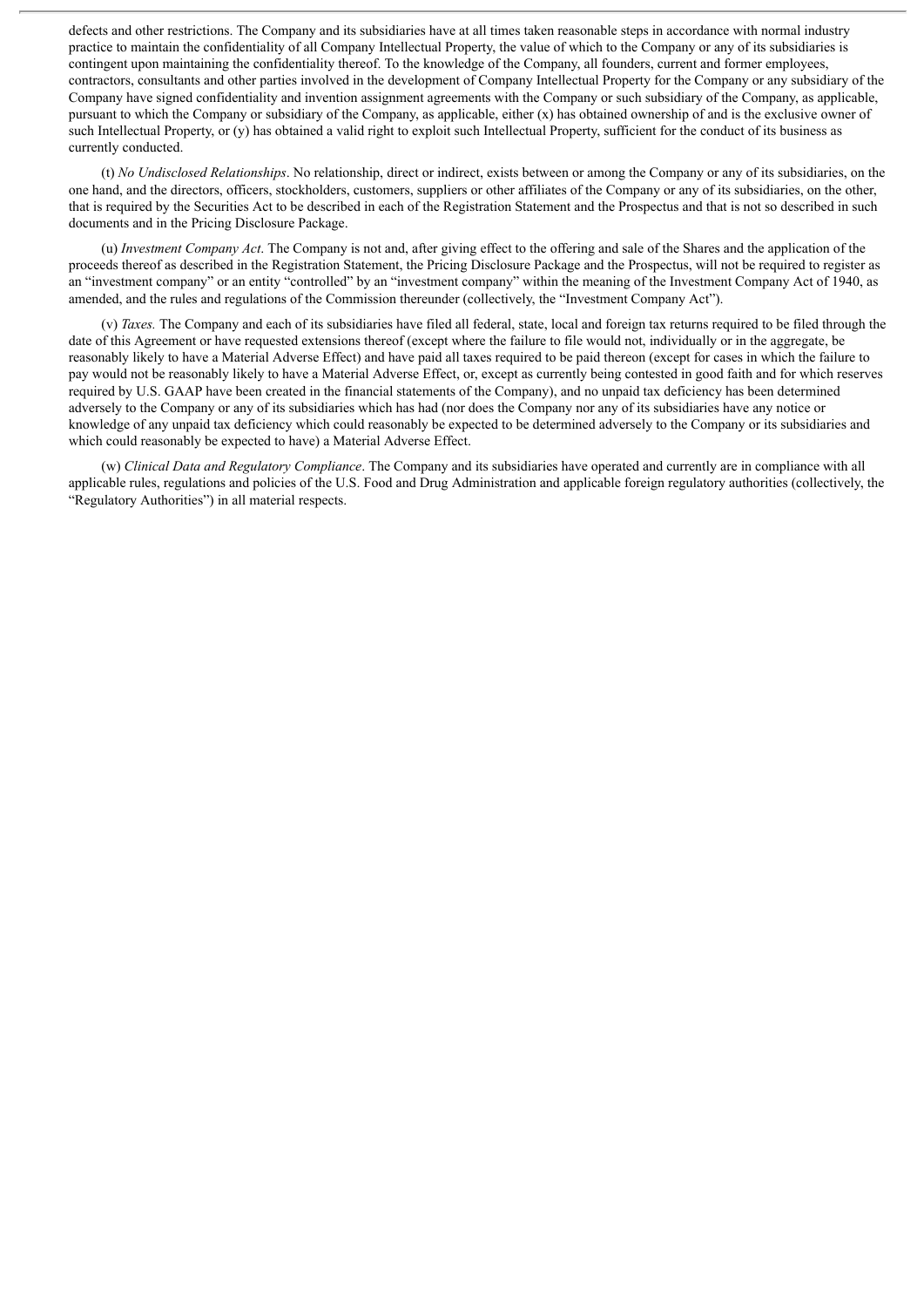defects and other restrictions. The Company and its subsidiaries have at all times taken reasonable steps in accordance with normal industry practice to maintain the confidentiality of all Company Intellectual Property, the value of which to the Company or any of its subsidiaries is contingent upon maintaining the confidentiality thereof. To the knowledge of the Company, all founders, current and former employees, contractors, consultants and other parties involved in the development of Company Intellectual Property for the Company or any subsidiary of the Company have signed confidentiality and invention assignment agreements with the Company or such subsidiary of the Company, as applicable, pursuant to which the Company or subsidiary of the Company, as applicable, either (x) has obtained ownership of and is the exclusive owner of such Intellectual Property, or (y) has obtained a valid right to exploit such Intellectual Property, sufficient for the conduct of its business as currently conducted.

(t) *No Undisclosed Relationships*. No relationship, direct or indirect, exists between or among the Company or any of its subsidiaries, on the one hand, and the directors, officers, stockholders, customers, suppliers or other affiliates of the Company or any of its subsidiaries, on the other, that is required by the Securities Act to be described in each of the Registration Statement and the Prospectus and that is not so described in such documents and in the Pricing Disclosure Package.

(u) *Investment Company Act*. The Company is not and, after giving effect to the offering and sale of the Shares and the application of the proceeds thereof as described in the Registration Statement, the Pricing Disclosure Package and the Prospectus, will not be required to register as an "investment company" or an entity "controlled" by an "investment company" within the meaning of the Investment Company Act of 1940, as amended, and the rules and regulations of the Commission thereunder (collectively, the "Investment Company Act").

(v) *Taxes.* The Company and each of its subsidiaries have filed all federal, state, local and foreign tax returns required to be filed through the date of this Agreement or have requested extensions thereof (except where the failure to file would not, individually or in the aggregate, be reasonably likely to have a Material Adverse Effect) and have paid all taxes required to be paid thereon (except for cases in which the failure to pay would not be reasonably likely to have a Material Adverse Effect, or, except as currently being contested in good faith and for which reserves required by U.S. GAAP have been created in the financial statements of the Company), and no unpaid tax deficiency has been determined adversely to the Company or any of its subsidiaries which has had (nor does the Company nor any of its subsidiaries have any notice or knowledge of any unpaid tax deficiency which could reasonably be expected to be determined adversely to the Company or its subsidiaries and which could reasonably be expected to have) a Material Adverse Effect.

(w) *Clinical Data and Regulatory Compliance*. The Company and its subsidiaries have operated and currently are in compliance with all applicable rules, regulations and policies of the U.S. Food and Drug Administration and applicable foreign regulatory authorities (collectively, the "Regulatory Authorities") in all material respects.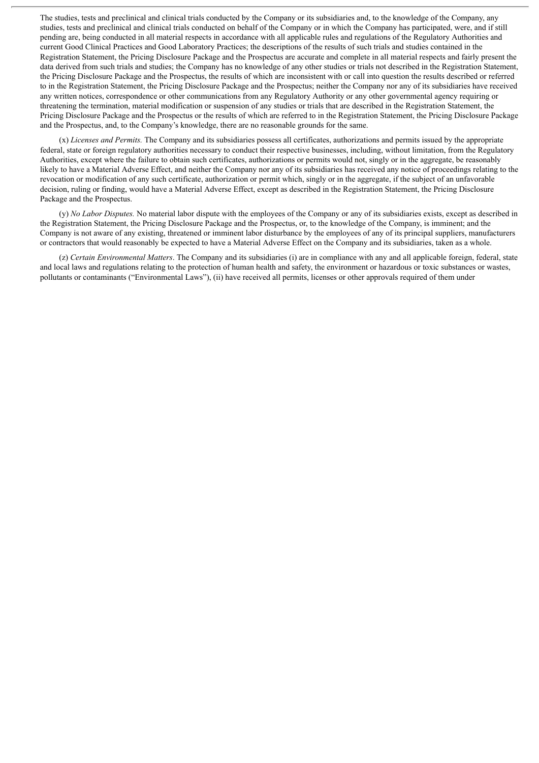The studies, tests and preclinical and clinical trials conducted by the Company or its subsidiaries and, to the knowledge of the Company, any studies, tests and preclinical and clinical trials conducted on behalf of the Company or in which the Company has participated, were, and if still pending are, being conducted in all material respects in accordance with all applicable rules and regulations of the Regulatory Authorities and current Good Clinical Practices and Good Laboratory Practices; the descriptions of the results of such trials and studies contained in the Registration Statement, the Pricing Disclosure Package and the Prospectus are accurate and complete in all material respects and fairly present the data derived from such trials and studies; the Company has no knowledge of any other studies or trials not described in the Registration Statement, the Pricing Disclosure Package and the Prospectus, the results of which are inconsistent with or call into question the results described or referred to in the Registration Statement, the Pricing Disclosure Package and the Prospectus; neither the Company nor any of its subsidiaries have received any written notices, correspondence or other communications from any Regulatory Authority or any other governmental agency requiring or threatening the termination, material modification or suspension of any studies or trials that are described in the Registration Statement, the Pricing Disclosure Package and the Prospectus or the results of which are referred to in the Registration Statement, the Pricing Disclosure Package and the Prospectus, and, to the Company's knowledge, there are no reasonable grounds for the same.

(x) *Licenses and Permits.* The Company and its subsidiaries possess all certificates, authorizations and permits issued by the appropriate federal, state or foreign regulatory authorities necessary to conduct their respective businesses, including, without limitation, from the Regulatory Authorities, except where the failure to obtain such certificates, authorizations or permits would not, singly or in the aggregate, be reasonably likely to have a Material Adverse Effect, and neither the Company nor any of its subsidiaries has received any notice of proceedings relating to the revocation or modification of any such certificate, authorization or permit which, singly or in the aggregate, if the subject of an unfavorable decision, ruling or finding, would have a Material Adverse Effect, except as described in the Registration Statement, the Pricing Disclosure Package and the Prospectus.

(y) *No Labor Disputes.* No material labor dispute with the employees of the Company or any of its subsidiaries exists, except as described in the Registration Statement, the Pricing Disclosure Package and the Prospectus, or, to the knowledge of the Company, is imminent; and the Company is not aware of any existing, threatened or imminent labor disturbance by the employees of any of its principal suppliers, manufacturers or contractors that would reasonably be expected to have a Material Adverse Effect on the Company and its subsidiaries, taken as a whole.

(z) *Certain Environmental Matters*. The Company and its subsidiaries (i) are in compliance with any and all applicable foreign, federal, state and local laws and regulations relating to the protection of human health and safety, the environment or hazardous or toxic substances or wastes, pollutants or contaminants ("Environmental Laws"), (ii) have received all permits, licenses or other approvals required of them under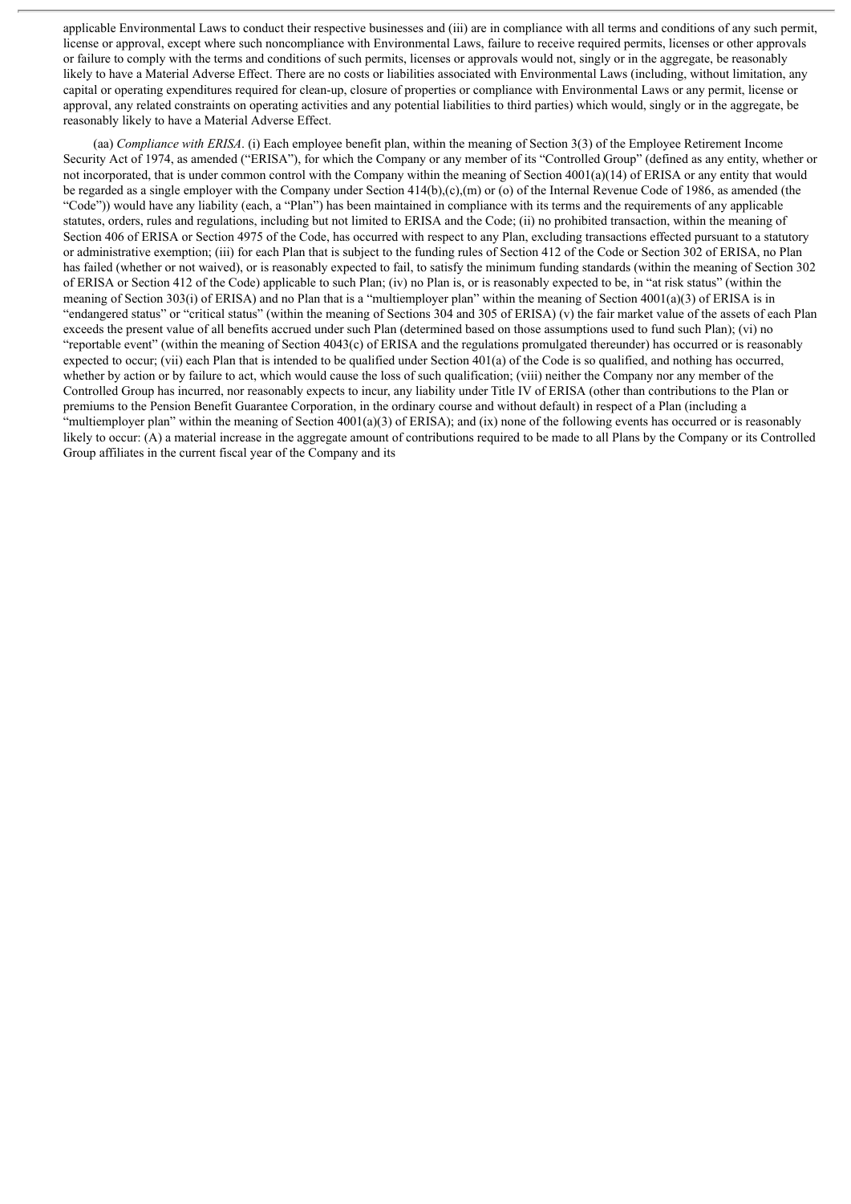applicable Environmental Laws to conduct their respective businesses and (iii) are in compliance with all terms and conditions of any such permit, license or approval, except where such noncompliance with Environmental Laws, failure to receive required permits, licenses or other approvals or failure to comply with the terms and conditions of such permits, licenses or approvals would not, singly or in the aggregate, be reasonably likely to have a Material Adverse Effect. There are no costs or liabilities associated with Environmental Laws (including, without limitation, any capital or operating expenditures required for clean-up, closure of properties or compliance with Environmental Laws or any permit, license or approval, any related constraints on operating activities and any potential liabilities to third parties) which would, singly or in the aggregate, be reasonably likely to have a Material Adverse Effect.

(aa) *Compliance with ERISA*. (i) Each employee benefit plan, within the meaning of Section 3(3) of the Employee Retirement Income Security Act of 1974, as amended ("ERISA"), for which the Company or any member of its "Controlled Group" (defined as any entity, whether or not incorporated, that is under common control with the Company within the meaning of Section 4001(a)(14) of ERISA or any entity that would be regarded as a single employer with the Company under Section 414(b),(c),(m) or (o) of the Internal Revenue Code of 1986, as amended (the "Code")) would have any liability (each, a "Plan") has been maintained in compliance with its terms and the requirements of any applicable statutes, orders, rules and regulations, including but not limited to ERISA and the Code; (ii) no prohibited transaction, within the meaning of Section 406 of ERISA or Section 4975 of the Code, has occurred with respect to any Plan, excluding transactions effected pursuant to a statutory or administrative exemption; (iii) for each Plan that is subject to the funding rules of Section 412 of the Code or Section 302 of ERISA, no Plan has failed (whether or not waived), or is reasonably expected to fail, to satisfy the minimum funding standards (within the meaning of Section 302 of ERISA or Section 412 of the Code) applicable to such Plan; (iv) no Plan is, or is reasonably expected to be, in "at risk status" (within the meaning of Section 303(i) of ERISA) and no Plan that is a "multiemployer plan" within the meaning of Section 4001(a)(3) of ERISA is in "endangered status" or "critical status" (within the meaning of Sections 304 and 305 of ERISA) (v) the fair market value of the assets of each Plan exceeds the present value of all benefits accrued under such Plan (determined based on those assumptions used to fund such Plan); (vi) no "reportable event" (within the meaning of Section 4043(c) of ERISA and the regulations promulgated thereunder) has occurred or is reasonably expected to occur; (vii) each Plan that is intended to be qualified under Section 401(a) of the Code is so qualified, and nothing has occurred, whether by action or by failure to act, which would cause the loss of such qualification; (viii) neither the Company nor any member of the Controlled Group has incurred, nor reasonably expects to incur, any liability under Title IV of ERISA (other than contributions to the Plan or premiums to the Pension Benefit Guarantee Corporation, in the ordinary course and without default) in respect of a Plan (including a "multiemployer plan" within the meaning of Section 4001(a)(3) of ERISA); and (ix) none of the following events has occurred or is reasonably likely to occur: (A) a material increase in the aggregate amount of contributions required to be made to all Plans by the Company or its Controlled Group affiliates in the current fiscal year of the Company and its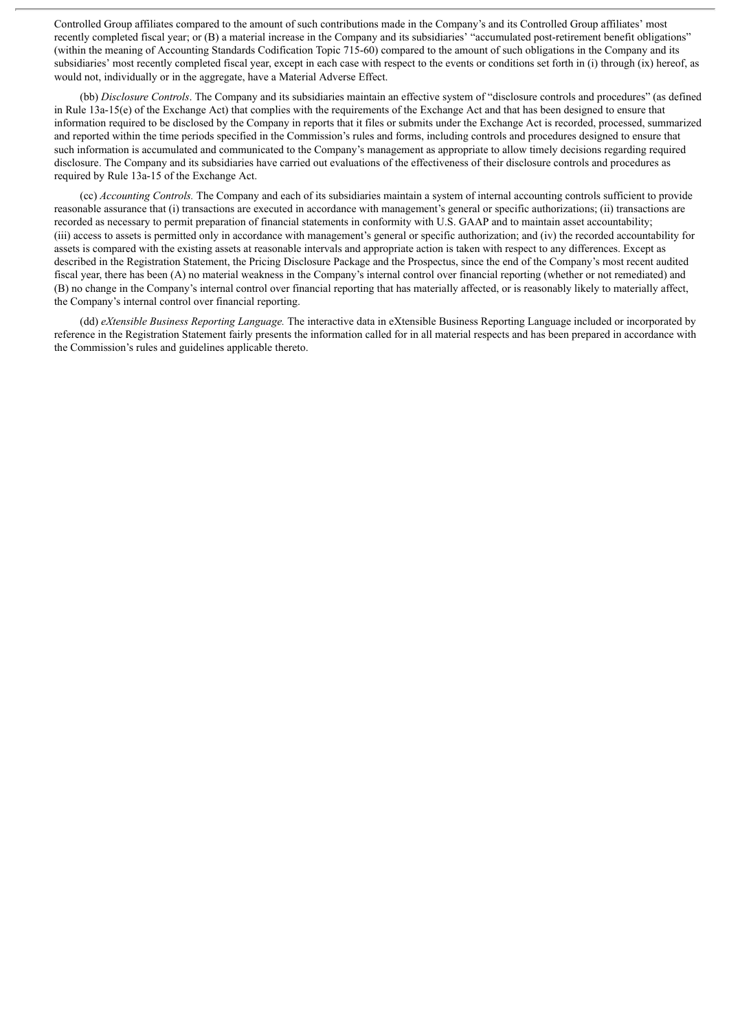Controlled Group affiliates compared to the amount of such contributions made in the Company's and its Controlled Group affiliates' most recently completed fiscal year; or (B) a material increase in the Company and its subsidiaries' "accumulated post-retirement benefit obligations" (within the meaning of Accounting Standards Codification Topic 715-60) compared to the amount of such obligations in the Company and its subsidiaries' most recently completed fiscal year, except in each case with respect to the events or conditions set forth in (i) through (ix) hereof, as would not, individually or in the aggregate, have a Material Adverse Effect.

(bb) *Disclosure Controls*. The Company and its subsidiaries maintain an effective system of "disclosure controls and procedures" (as defined in Rule 13a-15(e) of the Exchange Act) that complies with the requirements of the Exchange Act and that has been designed to ensure that information required to be disclosed by the Company in reports that it files or submits under the Exchange Act is recorded, processed, summarized and reported within the time periods specified in the Commission's rules and forms, including controls and procedures designed to ensure that such information is accumulated and communicated to the Company's management as appropriate to allow timely decisions regarding required disclosure. The Company and its subsidiaries have carried out evaluations of the effectiveness of their disclosure controls and procedures as required by Rule 13a-15 of the Exchange Act.

(cc) *Accounting Controls.* The Company and each of its subsidiaries maintain a system of internal accounting controls sufficient to provide reasonable assurance that (i) transactions are executed in accordance with management's general or specific authorizations; (ii) transactions are recorded as necessary to permit preparation of financial statements in conformity with U.S. GAAP and to maintain asset accountability; (iii) access to assets is permitted only in accordance with management's general or specific authorization; and (iv) the recorded accountability for assets is compared with the existing assets at reasonable intervals and appropriate action is taken with respect to any differences. Except as described in the Registration Statement, the Pricing Disclosure Package and the Prospectus, since the end of the Company's most recent audited fiscal year, there has been (A) no material weakness in the Company's internal control over financial reporting (whether or not remediated) and (B) no change in the Company's internal control over financial reporting that has materially affected, or is reasonably likely to materially affect, the Company's internal control over financial reporting.

(dd) *eXtensible Business Reporting Language.* The interactive data in eXtensible Business Reporting Language included or incorporated by reference in the Registration Statement fairly presents the information called for in all material respects and has been prepared in accordance with the Commission's rules and guidelines applicable thereto.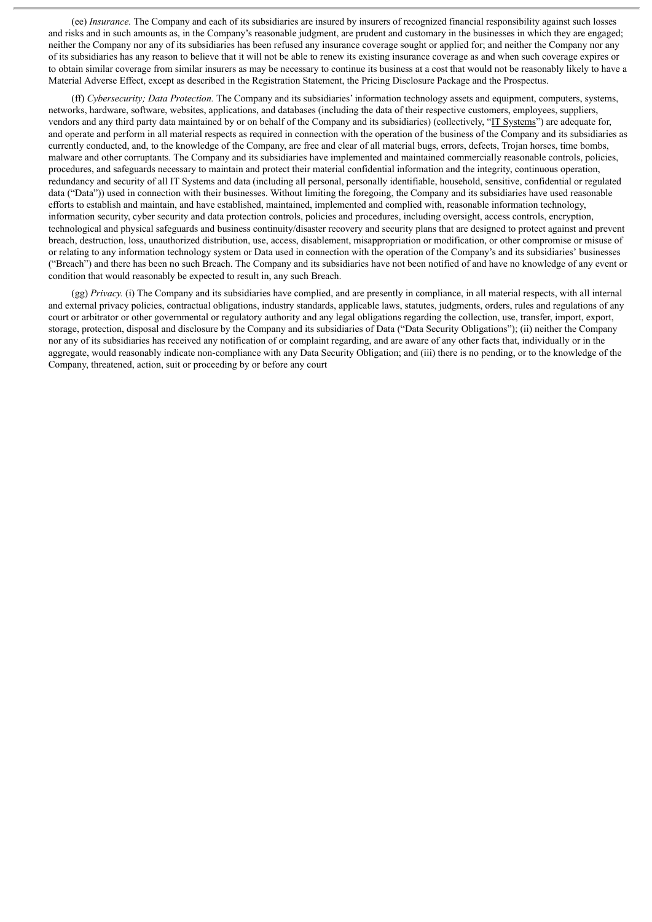(ee) *Insurance.* The Company and each of its subsidiaries are insured by insurers of recognized financial responsibility against such losses and risks and in such amounts as, in the Company's reasonable judgment, are prudent and customary in the businesses in which they are engaged; neither the Company nor any of its subsidiaries has been refused any insurance coverage sought or applied for; and neither the Company nor any of its subsidiaries has any reason to believe that it will not be able to renew its existing insurance coverage as and when such coverage expires or to obtain similar coverage from similar insurers as may be necessary to continue its business at a cost that would not be reasonably likely to have a Material Adverse Effect, except as described in the Registration Statement, the Pricing Disclosure Package and the Prospectus.

(ff) *Cybersecurity; Data Protection.* The Company and its subsidiaries' information technology assets and equipment, computers, systems, networks, hardware, software, websites, applications, and databases (including the data of their respective customers, employees, suppliers, vendors and any third party data maintained by or on behalf of the Company and its subsidiaries) (collectively, "IT Systems") are adequate for, and operate and perform in all material respects as required in connection with the operation of the business of the Company and its subsidiaries as currently conducted, and, to the knowledge of the Company, are free and clear of all material bugs, errors, defects, Trojan horses, time bombs, malware and other corruptants. The Company and its subsidiaries have implemented and maintained commercially reasonable controls, policies, procedures, and safeguards necessary to maintain and protect their material confidential information and the integrity, continuous operation, redundancy and security of all IT Systems and data (including all personal, personally identifiable, household, sensitive, confidential or regulated data ("Data")) used in connection with their businesses. Without limiting the foregoing, the Company and its subsidiaries have used reasonable efforts to establish and maintain, and have established, maintained, implemented and complied with, reasonable information technology, information security, cyber security and data protection controls, policies and procedures, including oversight, access controls, encryption, technological and physical safeguards and business continuity/disaster recovery and security plans that are designed to protect against and prevent breach, destruction, loss, unauthorized distribution, use, access, disablement, misappropriation or modification, or other compromise or misuse of or relating to any information technology system or Data used in connection with the operation of the Company's and its subsidiaries' businesses ("Breach") and there has been no such Breach. The Company and its subsidiaries have not been notified of and have no knowledge of any event or condition that would reasonably be expected to result in, any such Breach.

(gg) *Privacy.* (i) The Company and its subsidiaries have complied, and are presently in compliance, in all material respects, with all internal and external privacy policies, contractual obligations, industry standards, applicable laws, statutes, judgments, orders, rules and regulations of any court or arbitrator or other governmental or regulatory authority and any legal obligations regarding the collection, use, transfer, import, export, storage, protection, disposal and disclosure by the Company and its subsidiaries of Data ("Data Security Obligations"); (ii) neither the Company nor any of its subsidiaries has received any notification of or complaint regarding, and are aware of any other facts that, individually or in the aggregate, would reasonably indicate non-compliance with any Data Security Obligation; and (iii) there is no pending, or to the knowledge of the Company, threatened, action, suit or proceeding by or before any court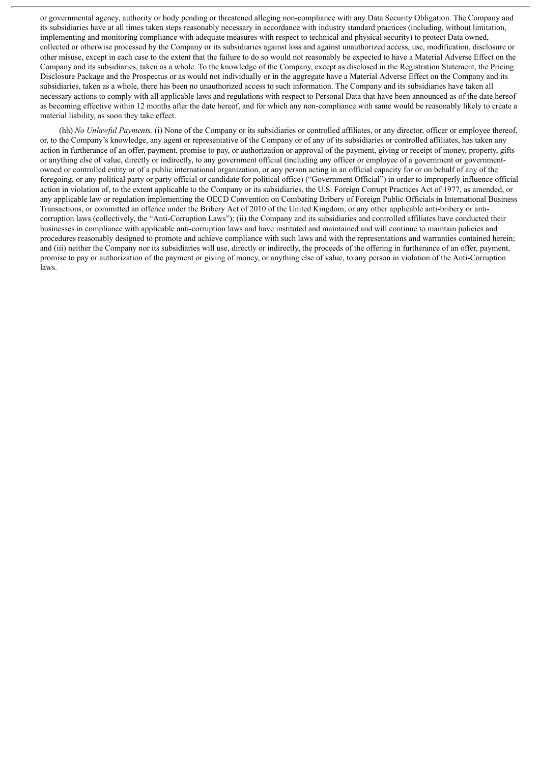or governmental agency, authority or body pending or threatened alleging non-compliance with any Data Security Obligation. The Company and its subsidiaries have at all times taken steps reasonably necessary in accordance with industry standard practices (including, without limitation, implementing and monitoring compliance with adequate measures with respect to technical and physical security) to protect Data owned, collected or otherwise processed by the Company or its subsidiaries against loss and against unauthorized access, use, modification, disclosure or other misuse, except in each case to the extent that the failure to do so would not reasonably be expected to have a Material Adverse Effect on the Company and its subsidiaries, taken as a whole. To the knowledge of the Company, except as disclosed in the Registration Statement, the Pricing Disclosure Package and the Prospectus or as would not individually or in the aggregate have a Material Adverse Effect on the Company and its subsidiaries, taken as a whole, there has been no unauthorized access to such information. The Company and its subsidiaries have taken all necessary actions to comply with all applicable laws and regulations with respect to Personal Data that have been announced as of the date hereof as becoming effective within 12 months after the date hereof, and for which any non-compliance with same would be reasonably likely to create a material liability, as soon they take effect.

(hh) *No Unlawful Payments.* (i) None of the Company or its subsidiaries or controlled affiliates, or any director, officer or employee thereof, or, to the Company's knowledge, any agent or representative of the Company or of any of its subsidiaries or controlled affiliates, has taken any action in furtherance of an offer, payment, promise to pay, or authorization or approval of the payment, giving or receipt of money, property, gifts or anything else of value, directly or indirectly, to any government official (including any officer or employee of a government or government-owned or controlled entity or of a public international organization, or any person acting in an official capacity for or on behalf of any of the foregoing, or any political party or party official or candidate for political office) ("Government Official") in order to improperly influence official action in violation of, to the extent applicable to the Company or its subsidiaries, the U.S. Foreign Corrupt Practices Act of 1977, as amended, or any applicable law or regulation implementing the OECD Convention on Combating Bribery of Foreign Public Officials in International Business Transactions, or committed an offence under the Bribery Act of 2010 of the United Kingdom, or any other applicable anti-bribery or anti-corruption laws (collectively, the "Anti-Corruption Laws"); (ii) the Company and its subsidiaries and controlled affiliates have conducted their businesses in compliance with applicable anti-corruption laws and have instituted and maintained and will continue to maintain policies and procedures reasonably designed to promote and achieve compliance with such laws and with the representations and warranties contained herein; and (iii) neither the Company nor its subsidiaries will use, directly or indirectly, the proceeds of the offering in furtherance of an offer, payment, promise to pay or authorization of the payment or giving of money, or anything else of value, to any person in violation of the Anti-Corruption Laws.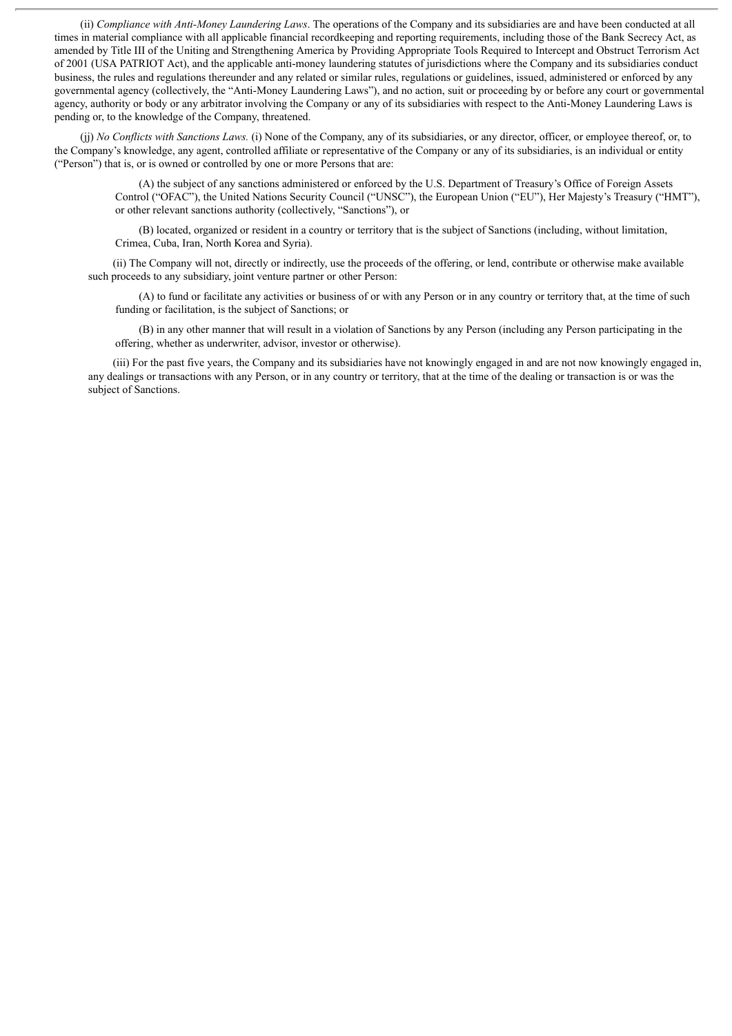(ii) *Compliance with Anti-Money Laundering Laws*. The operations of the Company and its subsidiaries are and have been conducted at all times in material compliance with all applicable financial recordkeeping and reporting requirements, including those of the Bank Secrecy Act, as amended by Title III of the Uniting and Strengthening America by Providing Appropriate Tools Required to Intercept and Obstruct Terrorism Act of 2001 (USA PATRIOT Act), and the applicable anti-money laundering statutes of jurisdictions where the Company and its subsidiaries conduct business, the rules and regulations thereunder and any related or similar rules, regulations or guidelines, issued, administered or enforced by any governmental agency (collectively, the "Anti-Money Laundering Laws"), and no action, suit or proceeding by or before any court or governmental agency, authority or body or any arbitrator involving the Company or any of its subsidiaries with respect to the Anti-Money Laundering Laws is pending or, to the knowledge of the Company, threatened.

(jj) *No Conflicts with Sanctions Laws.* (i) None of the Company, any of its subsidiaries, or any director, officer, or employee thereof, or, to the Company's knowledge, any agent, controlled affiliate or representative of the Company or any of its subsidiaries, is an individual or entity ("Person") that is, or is owned or controlled by one or more Persons that are:

(A) the subject of any sanctions administered or enforced by the U.S. Department of Treasury's Office of Foreign Assets Control ("OFAC"), the United Nations Security Council ("UNSC"), the European Union ("EU"), Her Majesty's Treasury ("HMT"), or other relevant sanctions authority (collectively, "Sanctions"), or

(B) located, organized or resident in a country or territory that is the subject of Sanctions (including, without limitation, Crimea, Cuba, Iran, North Korea and Syria).

(ii) The Company will not, directly or indirectly, use the proceeds of the offering, or lend, contribute or otherwise make available such proceeds to any subsidiary, joint venture partner or other Person:

(A) to fund or facilitate any activities or business of or with any Person or in any country or territory that, at the time of such funding or facilitation, is the subject of Sanctions; or

(B) in any other manner that will result in a violation of Sanctions by any Person (including any Person participating in the offering, whether as underwriter, advisor, investor or otherwise).

(iii) For the past five years, the Company and its subsidiaries have not knowingly engaged in and are not now knowingly engaged in, any dealings or transactions with any Person, or in any country or territory, that at the time of the dealing or transaction is or was the subject of Sanctions.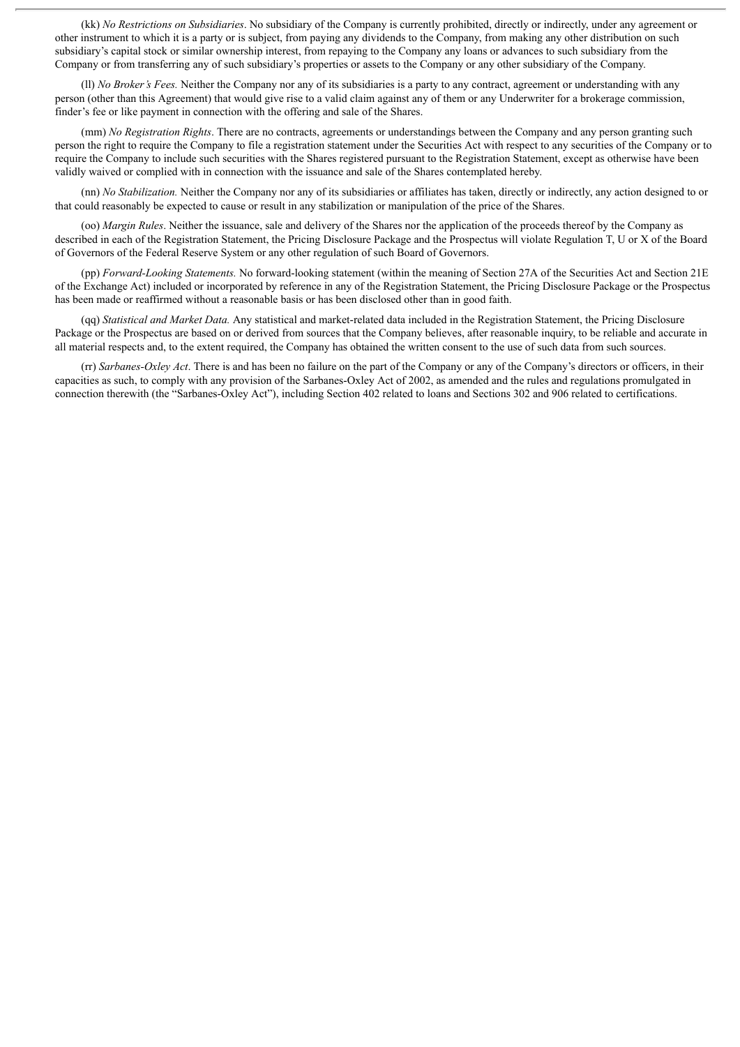(kk) *No Restrictions on Subsidiaries*. No subsidiary of the Company is currently prohibited, directly or indirectly, under any agreement or other instrument to which it is a party or is subject, from paying any dividends to the Company, from making any other distribution on such subsidiary's capital stock or similar ownership interest, from repaying to the Company any loans or advances to such subsidiary from the Company or from transferring any of such subsidiary's properties or assets to the Company or any other subsidiary of the Company.

(ll) *No Broker's Fees.* Neither the Company nor any of its subsidiaries is a party to any contract, agreement or understanding with any person (other than this Agreement) that would give rise to a valid claim against any of them or any Underwriter for a brokerage commission, finder's fee or like payment in connection with the offering and sale of the Shares.

(mm) *No Registration Rights*. There are no contracts, agreements or understandings between the Company and any person granting such person the right to require the Company to file a registration statement under the Securities Act with respect to any securities of the Company or to require the Company to include such securities with the Shares registered pursuant to the Registration Statement, except as otherwise have been validly waived or complied with in connection with the issuance and sale of the Shares contemplated hereby.

(nn) *No Stabilization.* Neither the Company nor any of its subsidiaries or affiliates has taken, directly or indirectly, any action designed to or that could reasonably be expected to cause or result in any stabilization or manipulation of the price of the Shares.

(oo) *Margin Rules*. Neither the issuance, sale and delivery of the Shares nor the application of the proceeds thereof by the Company as described in each of the Registration Statement, the Pricing Disclosure Package and the Prospectus will violate Regulation T, U or X of the Board of Governors of the Federal Reserve System or any other regulation of such Board of Governors.

(pp) *Forward-Looking Statements.* No forward-looking statement (within the meaning of Section 27A of the Securities Act and Section 21E of the Exchange Act) included or incorporated by reference in any of the Registration Statement, the Pricing Disclosure Package or the Prospectus has been made or reaffirmed without a reasonable basis or has been disclosed other than in good faith.

(qq) *Statistical and Market Data.* Any statistical and market-related data included in the Registration Statement, the Pricing Disclosure Package or the Prospectus are based on or derived from sources that the Company believes, after reasonable inquiry, to be reliable and accurate in all material respects and, to the extent required, the Company has obtained the written consent to the use of such data from such sources.

(rr) *Sarbanes-Oxley Act*. There is and has been no failure on the part of the Company or any of the Company's directors or officers, in their capacities as such, to comply with any provision of the Sarbanes-Oxley Act of 2002, as amended and the rules and regulations promulgated in connection therewith (the "Sarbanes-Oxley Act"), including Section 402 related to loans and Sections 302 and 906 related to certifications.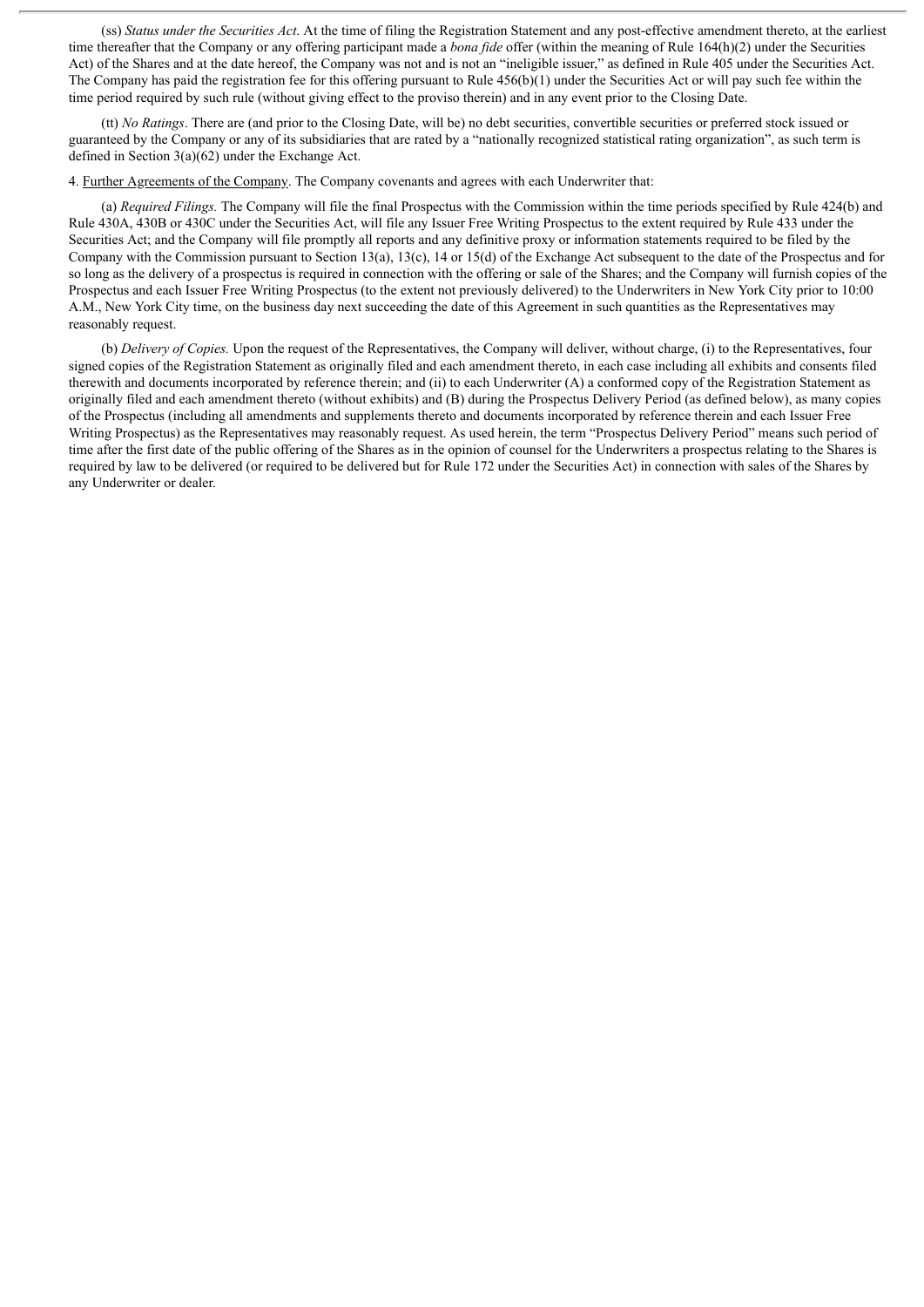(ss) *Status under the Securities Act*. At the time of filing the Registration Statement and any post-effective amendment thereto, at the earliest time thereafter that the Company or any offering participant made a *bona fide* offer (within the meaning of Rule 164(h)(2) under the Securities Act) of the Shares and at the date hereof, the Company was not and is not an "ineligible issuer," as defined in Rule 405 under the Securities Act. The Company has paid the registration fee for this offering pursuant to Rule 456(b)(1) under the Securities Act or will pay such fee within the time period required by such rule (without giving effect to the proviso therein) and in any event prior to the Closing Date.

(tt) *No Ratings*. There are (and prior to the Closing Date, will be) no debt securities, convertible securities or preferred stock issued or guaranteed by the Company or any of its subsidiaries that are rated by a "nationally recognized statistical rating organization", as such term is defined in Section 3(a)(62) under the Exchange Act.

4. Further Agreements of the Company. The Company covenants and agrees with each Underwriter that:

(a) *Required Filings.* The Company will file the final Prospectus with the Commission within the time periods specified by Rule 424(b) and Rule 430A, 430B or 430C under the Securities Act, will file any Issuer Free Writing Prospectus to the extent required by Rule 433 under the Securities Act; and the Company will file promptly all reports and any definitive proxy or information statements required to be filed by the Company with the Commission pursuant to Section 13(a), 13(c), 14 or 15(d) of the Exchange Act subsequent to the date of the Prospectus and for so long as the delivery of a prospectus is required in connection with the offering or sale of the Shares; and the Company will furnish copies of the Prospectus and each Issuer Free Writing Prospectus (to the extent not previously delivered) to the Underwriters in New York City prior to 10:00 A.M., New York City time, on the business day next succeeding the date of this Agreement in such quantities as the Representatives may reasonably request.

(b) *Delivery of Copies.* Upon the request of the Representatives, the Company will deliver, without charge, (i) to the Representatives, four signed copies of the Registration Statement as originally filed and each amendment thereto, in each case including all exhibits and consents filed therewith and documents incorporated by reference therein; and (ii) to each Underwriter (A) a conformed copy of the Registration Statement as originally filed and each amendment thereto (without exhibits) and (B) during the Prospectus Delivery Period (as defined below), as many copies of the Prospectus (including all amendments and supplements thereto and documents incorporated by reference therein and each Issuer Free Writing Prospectus) as the Representatives may reasonably request. As used herein, the term "Prospectus Delivery Period" means such period of time after the first date of the public offering of the Shares as in the opinion of counsel for the Underwriters a prospectus relating to the Shares is required by law to be delivered (or required to be delivered but for Rule 172 under the Securities Act) in connection with sales of the Shares by any Underwriter or dealer.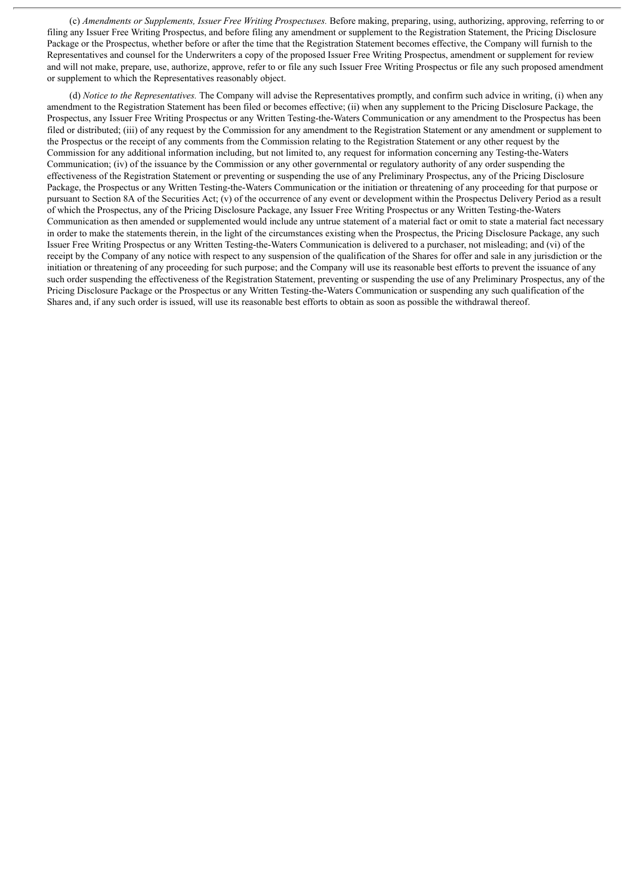(c) *Amendments or Supplements, Issuer Free Writing Prospectuses.* Before making, preparing, using, authorizing, approving, referring to or filing any Issuer Free Writing Prospectus, and before filing any amendment or supplement to the Registration Statement, the Pricing Disclosure Package or the Prospectus, whether before or after the time that the Registration Statement becomes effective, the Company will furnish to the Representatives and counsel for the Underwriters a copy of the proposed Issuer Free Writing Prospectus, amendment or supplement for review and will not make, prepare, use, authorize, approve, refer to or file any such Issuer Free Writing Prospectus or file any such proposed amendment or supplement to which the Representatives reasonably object.

(d) *Notice to the Representatives.* The Company will advise the Representatives promptly, and confirm such advice in writing, (i) when any amendment to the Registration Statement has been filed or becomes effective; (ii) when any supplement to the Pricing Disclosure Package, the Prospectus, any Issuer Free Writing Prospectus or any Written Testing-the-Waters Communication or any amendment to the Prospectus has been filed or distributed; (iii) of any request by the Commission for any amendment to the Registration Statement or any amendment or supplement to the Prospectus or the receipt of any comments from the Commission relating to the Registration Statement or any other request by the Commission for any additional information including, but not limited to, any request for information concerning any Testing-the-Waters Communication; (iv) of the issuance by the Commission or any other governmental or regulatory authority of any order suspending the effectiveness of the Registration Statement or preventing or suspending the use of any Preliminary Prospectus, any of the Pricing Disclosure Package, the Prospectus or any Written Testing-the-Waters Communication or the initiation or threatening of any proceeding for that purpose or pursuant to Section 8A of the Securities Act; (v) of the occurrence of any event or development within the Prospectus Delivery Period as a result of which the Prospectus, any of the Pricing Disclosure Package, any Issuer Free Writing Prospectus or any Written Testing-the-Waters Communication as then amended or supplemented would include any untrue statement of a material fact or omit to state a material fact necessary in order to make the statements therein, in the light of the circumstances existing when the Prospectus, the Pricing Disclosure Package, any such Issuer Free Writing Prospectus or any Written Testing-the-Waters Communication is delivered to a purchaser, not misleading; and (vi) of the receipt by the Company of any notice with respect to any suspension of the qualification of the Shares for offer and sale in any jurisdiction or the initiation or threatening of any proceeding for such purpose; and the Company will use its reasonable best efforts to prevent the issuance of any such order suspending the effectiveness of the Registration Statement, preventing or suspending the use of any Preliminary Prospectus, any of the Pricing Disclosure Package or the Prospectus or any Written Testing-the-Waters Communication or suspending any such qualification of the Shares and, if any such order is issued, will use its reasonable best efforts to obtain as soon as possible the withdrawal thereof.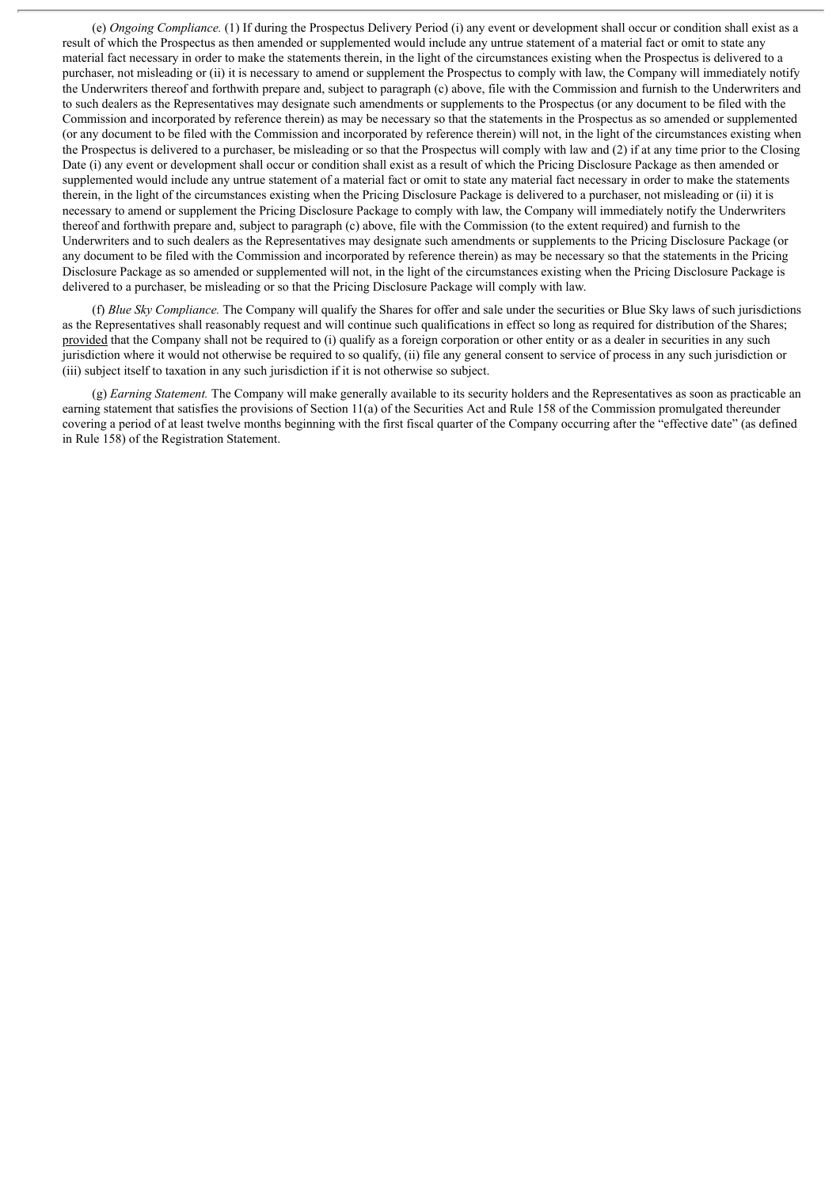(e) *Ongoing Compliance.* (1) If during the Prospectus Delivery Period (i) any event or development shall occur or condition shall exist as a result of which the Prospectus as then amended or supplemented would include any untrue statement of a material fact or omit to state any material fact necessary in order to make the statements therein, in the light of the circumstances existing when the Prospectus is delivered to a purchaser, not misleading or (ii) it is necessary to amend or supplement the Prospectus to comply with law, the Company will immediately notify the Underwriters thereof and forthwith prepare and, subject to paragraph (c) above, file with the Commission and furnish to the Underwriters and to such dealers as the Representatives may designate such amendments or supplements to the Prospectus (or any document to be filed with the Commission and incorporated by reference therein) as may be necessary so that the statements in the Prospectus as so amended or supplemented (or any document to be filed with the Commission and incorporated by reference therein) will not, in the light of the circumstances existing when the Prospectus is delivered to a purchaser, be misleading or so that the Prospectus will comply with law and (2) if at any time prior to the Closing Date (i) any event or development shall occur or condition shall exist as a result of which the Pricing Disclosure Package as then amended or supplemented would include any untrue statement of a material fact or omit to state any material fact necessary in order to make the statements therein, in the light of the circumstances existing when the Pricing Disclosure Package is delivered to a purchaser, not misleading or (ii) it is necessary to amend or supplement the Pricing Disclosure Package to comply with law, the Company will immediately notify the Underwriters thereof and forthwith prepare and, subject to paragraph (c) above, file with the Commission (to the extent required) and furnish to the Underwriters and to such dealers as the Representatives may designate such amendments or supplements to the Pricing Disclosure Package (or any document to be filed with the Commission and incorporated by reference therein) as may be necessary so that the statements in the Pricing Disclosure Package as so amended or supplemented will not, in the light of the circumstances existing when the Pricing Disclosure Package is delivered to a purchaser, be misleading or so that the Pricing Disclosure Package will comply with law.

(f) *Blue Sky Compliance.* The Company will qualify the Shares for offer and sale under the securities or Blue Sky laws of such jurisdictions as the Representatives shall reasonably request and will continue such qualifications in effect so long as required for distribution of the Shares; provided that the Company shall not be required to (i) qualify as a foreign corporation or other entity or as a dealer in securities in any such jurisdiction where it would not otherwise be required to so qualify, (ii) file any general consent to service of process in any such jurisdiction or (iii) subject itself to taxation in any such jurisdiction if it is not otherwise so subject.

(g) *Earning Statement.* The Company will make generally available to its security holders and the Representatives as soon as practicable an earning statement that satisfies the provisions of Section 11(a) of the Securities Act and Rule 158 of the Commission promulgated thereunder covering a period of at least twelve months beginning with the first fiscal quarter of the Company occurring after the "effective date" (as defined in Rule 158) of the Registration Statement.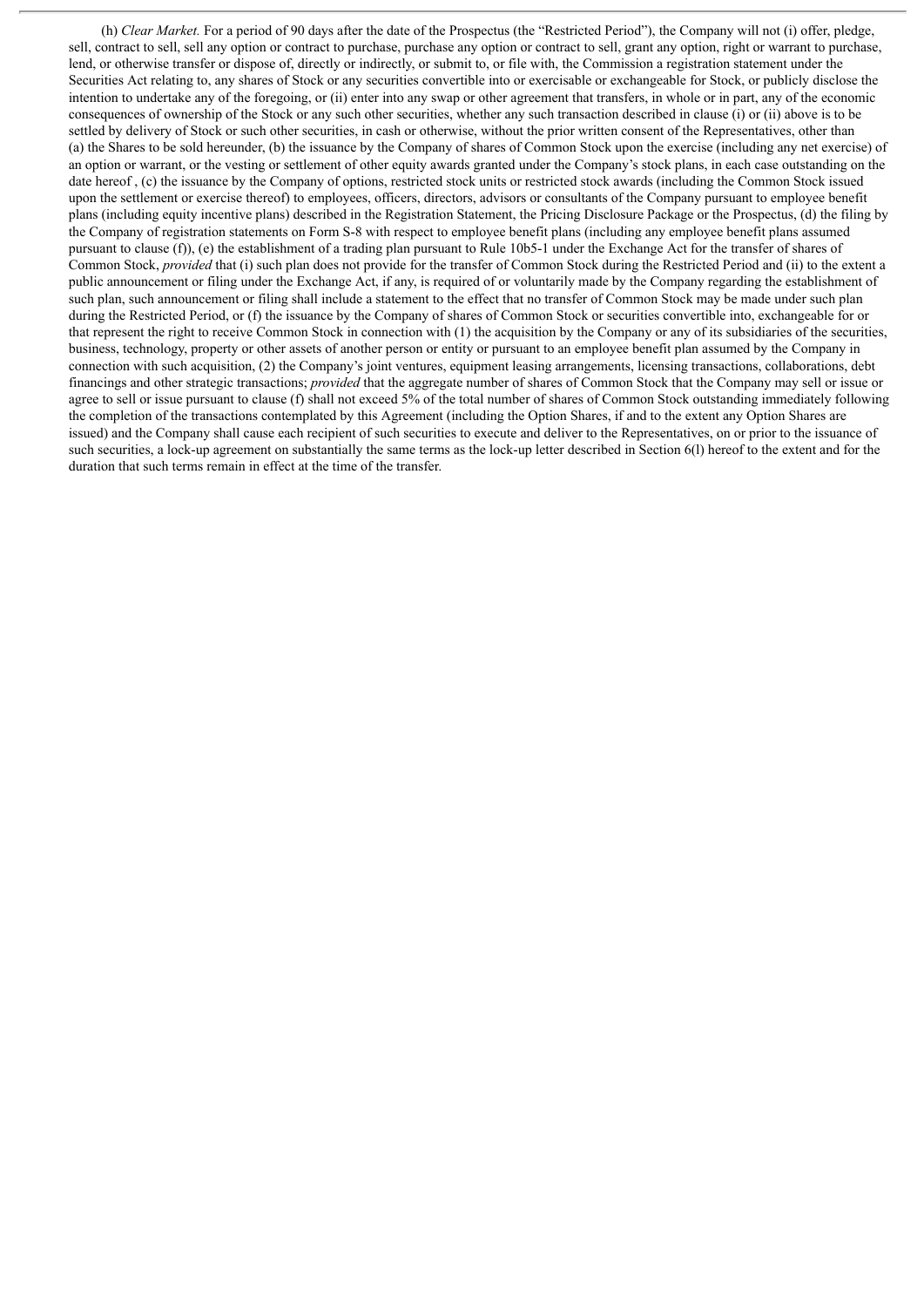(h) *Clear Market.* For a period of 90 days after the date of the Prospectus (the "Restricted Period"), the Company will not (i) offer, pledge, sell, contract to sell, sell any option or contract to purchase, purchase any option or contract to sell, grant any option, right or warrant to purchase, lend, or otherwise transfer or dispose of, directly or indirectly, or submit to, or file with, the Commission a registration statement under the Securities Act relating to, any shares of Stock or any securities convertible into or exercisable or exchangeable for Stock, or publicly disclose the intention to undertake any of the foregoing, or (ii) enter into any swap or other agreement that transfers, in whole or in part, any of the economic consequences of ownership of the Stock or any such other securities, whether any such transaction described in clause (i) or (ii) above is to be settled by delivery of Stock or such other securities, in cash or otherwise, without the prior written consent of the Representatives, other than (a) the Shares to be sold hereunder, (b) the issuance by the Company of shares of Common Stock upon the exercise (including any net exercise) of an option or warrant, or the vesting or settlement of other equity awards granted under the Company's stock plans, in each case outstanding on the date hereof , (c) the issuance by the Company of options, restricted stock units or restricted stock awards (including the Common Stock issued upon the settlement or exercise thereof) to employees, officers, directors, advisors or consultants of the Company pursuant to employee benefit plans (including equity incentive plans) described in the Registration Statement, the Pricing Disclosure Package or the Prospectus, (d) the filing by the Company of registration statements on Form S-8 with respect to employee benefit plans (including any employee benefit plans assumed pursuant to clause (f)), (e) the establishment of a trading plan pursuant to Rule 10b5-1 under the Exchange Act for the transfer of shares of Common Stock, *provided* that (i) such plan does not provide for the transfer of Common Stock during the Restricted Period and (ii) to the extent a public announcement or filing under the Exchange Act, if any, is required of or voluntarily made by the Company regarding the establishment of such plan, such announcement or filing shall include a statement to the effect that no transfer of Common Stock may be made under such plan during the Restricted Period, or (f) the issuance by the Company of shares of Common Stock or securities convertible into, exchangeable for or that represent the right to receive Common Stock in connection with (1) the acquisition by the Company or any of its subsidiaries of the securities, business, technology, property or other assets of another person or entity or pursuant to an employee benefit plan assumed by the Company in connection with such acquisition, (2) the Company's joint ventures, equipment leasing arrangements, licensing transactions, collaborations, debt financings and other strategic transactions; *provided* that the aggregate number of shares of Common Stock that the Company may sell or issue or agree to sell or issue pursuant to clause (f) shall not exceed 5% of the total number of shares of Common Stock outstanding immediately following the completion of the transactions contemplated by this Agreement (including the Option Shares, if and to the extent any Option Shares are issued) and the Company shall cause each recipient of such securities to execute and deliver to the Representatives, on or prior to the issuance of such securities, a lock-up agreement on substantially the same terms as the lock-up letter described in Section 6(l) hereof to the extent and for the duration that such terms remain in effect at the time of the transfer.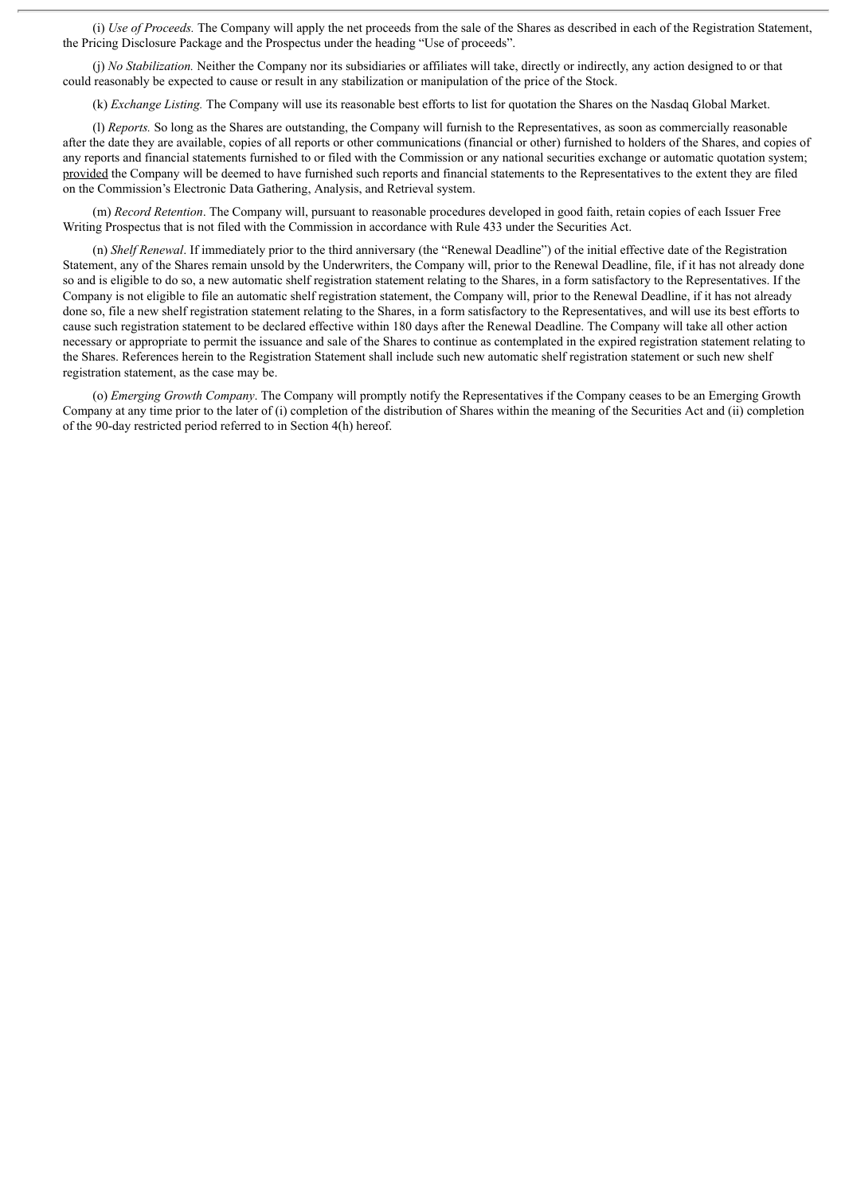(i) *Use of Proceeds.* The Company will apply the net proceeds from the sale of the Shares as described in each of the Registration Statement, the Pricing Disclosure Package and the Prospectus under the heading "Use of proceeds".

(j) *No Stabilization.* Neither the Company nor its subsidiaries or affiliates will take, directly or indirectly, any action designed to or that could reasonably be expected to cause or result in any stabilization or manipulation of the price of the Stock.

(k) *Exchange Listing.* The Company will use its reasonable best efforts to list for quotation the Shares on the Nasdaq Global Market.

(l) *Reports.* So long as the Shares are outstanding, the Company will furnish to the Representatives, as soon as commercially reasonable after the date they are available, copies of all reports or other communications (financial or other) furnished to holders of the Shares, and copies of any reports and financial statements furnished to or filed with the Commission or any national securities exchange or automatic quotation system; provided the Company will be deemed to have furnished such reports and financial statements to the Representatives to the extent they are filed on the Commission's Electronic Data Gathering, Analysis, and Retrieval system.

(m) *Record Retention*. The Company will, pursuant to reasonable procedures developed in good faith, retain copies of each Issuer Free Writing Prospectus that is not filed with the Commission in accordance with Rule 433 under the Securities Act.

(n) *Shelf Renewal*. If immediately prior to the third anniversary (the "Renewal Deadline") of the initial effective date of the Registration Statement, any of the Shares remain unsold by the Underwriters, the Company will, prior to the Renewal Deadline, file, if it has not already done so and is eligible to do so, a new automatic shelf registration statement relating to the Shares, in a form satisfactory to the Representatives. If the Company is not eligible to file an automatic shelf registration statement, the Company will, prior to the Renewal Deadline, if it has not already done so, file a new shelf registration statement relating to the Shares, in a form satisfactory to the Representatives, and will use its best efforts to cause such registration statement to be declared effective within 180 days after the Renewal Deadline. The Company will take all other action necessary or appropriate to permit the issuance and sale of the Shares to continue as contemplated in the expired registration statement relating to the Shares. References herein to the Registration Statement shall include such new automatic shelf registration statement or such new shelf registration statement, as the case may be.

(o) *Emerging Growth Company*. The Company will promptly notify the Representatives if the Company ceases to be an Emerging Growth Company at any time prior to the later of (i) completion of the distribution of Shares within the meaning of the Securities Act and (ii) completion of the 90-day restricted period referred to in Section 4(h) hereof.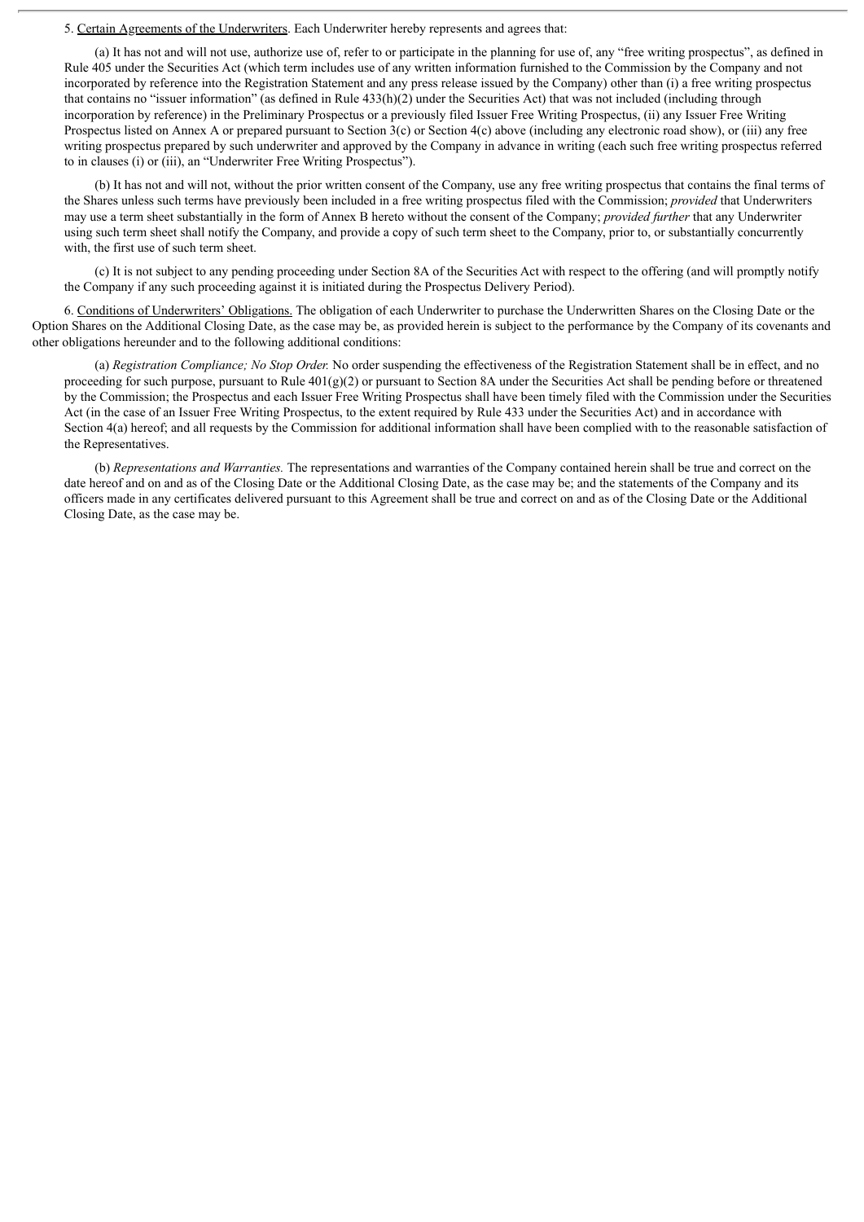5. Certain Agreements of the Underwriters. Each Underwriter hereby represents and agrees that:

(a) It has not and will not use, authorize use of, refer to or participate in the planning for use of, any "free writing prospectus", as defined in Rule 405 under the Securities Act (which term includes use of any written information furnished to the Commission by the Company and not incorporated by reference into the Registration Statement and any press release issued by the Company) other than (i) a free writing prospectus that contains no "issuer information" (as defined in Rule 433(h)(2) under the Securities Act) that was not included (including through incorporation by reference) in the Preliminary Prospectus or a previously filed Issuer Free Writing Prospectus, (ii) any Issuer Free Writing Prospectus listed on Annex A or prepared pursuant to Section 3(c) or Section 4(c) above (including any electronic road show), or (iii) any free writing prospectus prepared by such underwriter and approved by the Company in advance in writing (each such free writing prospectus referred to in clauses (i) or (iii), an "Underwriter Free Writing Prospectus").

(b) It has not and will not, without the prior written consent of the Company, use any free writing prospectus that contains the final terms of the Shares unless such terms have previously been included in a free writing prospectus filed with the Commission; *provided* that Underwriters may use a term sheet substantially in the form of Annex B hereto without the consent of the Company; *provided further* that any Underwriter using such term sheet shall notify the Company, and provide a copy of such term sheet to the Company, prior to, or substantially concurrently with, the first use of such term sheet.

(c) It is not subject to any pending proceeding under Section 8A of the Securities Act with respect to the offering (and will promptly notify the Company if any such proceeding against it is initiated during the Prospectus Delivery Period).

6. Conditions of Underwriters' Obligations. The obligation of each Underwriter to purchase the Underwritten Shares on the Closing Date or the Option Shares on the Additional Closing Date, as the case may be, as provided herein is subject to the performance by the Company of its covenants and other obligations hereunder and to the following additional conditions:

(a) *Registration Compliance; No Stop Order.* No order suspending the effectiveness of the Registration Statement shall be in effect, and no proceeding for such purpose, pursuant to Rule 401(g)(2) or pursuant to Section 8A under the Securities Act shall be pending before or threatened by the Commission; the Prospectus and each Issuer Free Writing Prospectus shall have been timely filed with the Commission under the Securities Act (in the case of an Issuer Free Writing Prospectus, to the extent required by Rule 433 under the Securities Act) and in accordance with Section 4(a) hereof; and all requests by the Commission for additional information shall have been complied with to the reasonable satisfaction of the Representatives.

(b) *Representations and Warranties.* The representations and warranties of the Company contained herein shall be true and correct on the date hereof and on and as of the Closing Date or the Additional Closing Date, as the case may be; and the statements of the Company and its officers made in any certificates delivered pursuant to this Agreement shall be true and correct on and as of the Closing Date or the Additional Closing Date, as the case may be.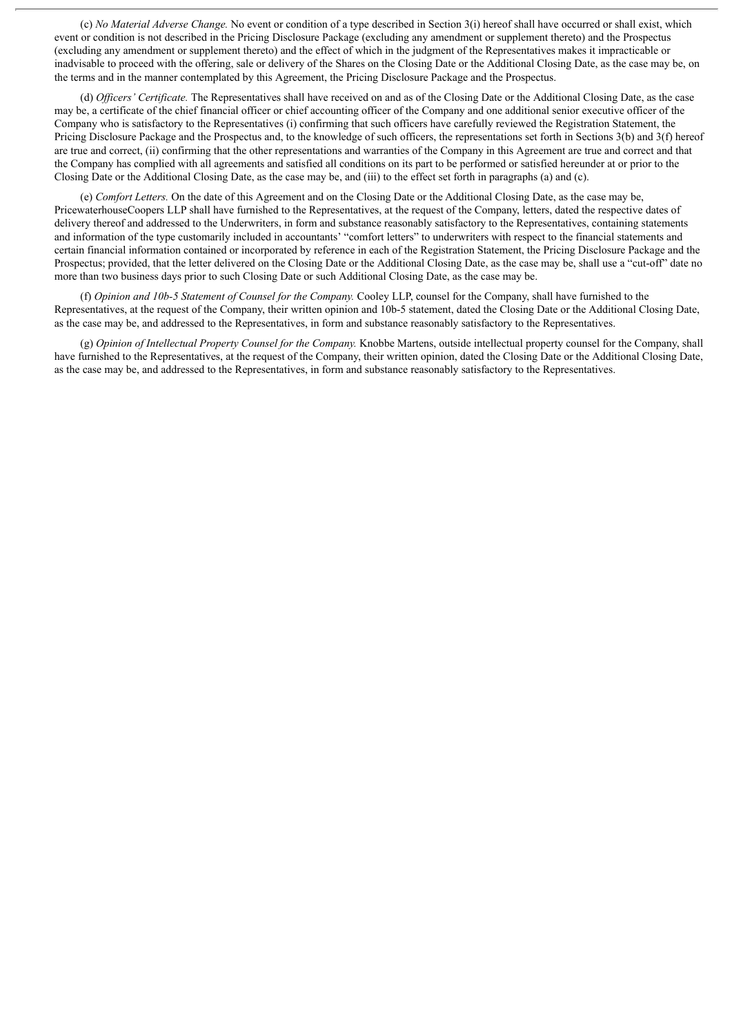(c) *No Material Adverse Change.* No event or condition of a type described in Section 3(i) hereof shall have occurred or shall exist, which event or condition is not described in the Pricing Disclosure Package (excluding any amendment or supplement thereto) and the Prospectus (excluding any amendment or supplement thereto) and the effect of which in the judgment of the Representatives makes it impracticable or inadvisable to proceed with the offering, sale or delivery of the Shares on the Closing Date or the Additional Closing Date, as the case may be, on the terms and in the manner contemplated by this Agreement, the Pricing Disclosure Package and the Prospectus.

(d) *Officers' Certificate.* The Representatives shall have received on and as of the Closing Date or the Additional Closing Date, as the case may be, a certificate of the chief financial officer or chief accounting officer of the Company and one additional senior executive officer of the Company who is satisfactory to the Representatives (i) confirming that such officers have carefully reviewed the Registration Statement, the Pricing Disclosure Package and the Prospectus and, to the knowledge of such officers, the representations set forth in Sections 3(b) and 3(f) hereof are true and correct, (ii) confirming that the other representations and warranties of the Company in this Agreement are true and correct and that the Company has complied with all agreements and satisfied all conditions on its part to be performed or satisfied hereunder at or prior to the Closing Date or the Additional Closing Date, as the case may be, and (iii) to the effect set forth in paragraphs (a) and (c).

(e) *Comfort Letters.* On the date of this Agreement and on the Closing Date or the Additional Closing Date, as the case may be, PricewaterhouseCoopers LLP shall have furnished to the Representatives, at the request of the Company, letters, dated the respective dates of delivery thereof and addressed to the Underwriters, in form and substance reasonably satisfactory to the Representatives, containing statements and information of the type customarily included in accountants' "comfort letters" to underwriters with respect to the financial statements and certain financial information contained or incorporated by reference in each of the Registration Statement, the Pricing Disclosure Package and the Prospectus; provided, that the letter delivered on the Closing Date or the Additional Closing Date, as the case may be, shall use a "cut-off" date no more than two business days prior to such Closing Date or such Additional Closing Date, as the case may be.

(f) *Opinion and 10b-5 Statement of Counsel for the Company.* Cooley LLP, counsel for the Company, shall have furnished to the Representatives, at the request of the Company, their written opinion and 10b-5 statement, dated the Closing Date or the Additional Closing Date, as the case may be, and addressed to the Representatives, in form and substance reasonably satisfactory to the Representatives.

(g) *Opinion of Intellectual Property Counsel for the Company.* Knobbe Martens, outside intellectual property counsel for the Company, shall have furnished to the Representatives, at the request of the Company, their written opinion, dated the Closing Date or the Additional Closing Date, as the case may be, and addressed to the Representatives, in form and substance reasonably satisfactory to the Representatives.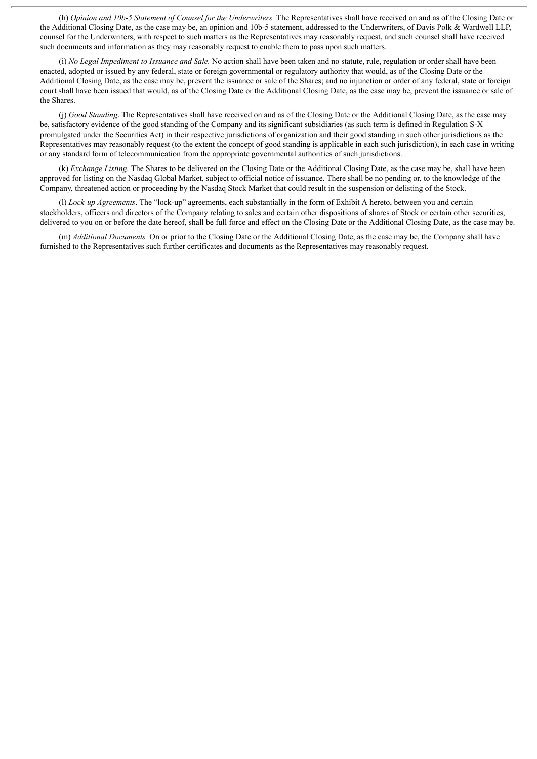(h) *Opinion and 10b-5 Statement of Counsel for the Underwriters.* The Representatives shall have received on and as of the Closing Date or the Additional Closing Date, as the case may be, an opinion and 10b-5 statement, addressed to the Underwriters, of Davis Polk & Wardwell LLP, counsel for the Underwriters, with respect to such matters as the Representatives may reasonably request, and such counsel shall have received such documents and information as they may reasonably request to enable them to pass upon such matters.

(i) *No Legal Impediment to Issuance and Sale.* No action shall have been taken and no statute, rule, regulation or order shall have been enacted, adopted or issued by any federal, state or foreign governmental or regulatory authority that would, as of the Closing Date or the Additional Closing Date, as the case may be, prevent the issuance or sale of the Shares; and no injunction or order of any federal, state or foreign court shall have been issued that would, as of the Closing Date or the Additional Closing Date, as the case may be, prevent the issuance or sale of the Shares.

(j) *Good Standing*. The Representatives shall have received on and as of the Closing Date or the Additional Closing Date, as the case may be, satisfactory evidence of the good standing of the Company and its significant subsidiaries (as such term is defined in Regulation S-X promulgated under the Securities Act) in their respective jurisdictions of organization and their good standing in such other jurisdictions as the Representatives may reasonably request (to the extent the concept of good standing is applicable in each such jurisdiction), in each case in writing or any standard form of telecommunication from the appropriate governmental authorities of such jurisdictions.

(k) *Exchange Listing.* The Shares to be delivered on the Closing Date or the Additional Closing Date, as the case may be, shall have been approved for listing on the Nasdaq Global Market, subject to official notice of issuance. There shall be no pending or, to the knowledge of the Company, threatened action or proceeding by the Nasdaq Stock Market that could result in the suspension or delisting of the Stock.

(l) *Lock-up Agreements*. The "lock-up" agreements, each substantially in the form of Exhibit A hereto, between you and certain stockholders, officers and directors of the Company relating to sales and certain other dispositions of shares of Stock or certain other securities, delivered to you on or before the date hereof, shall be full force and effect on the Closing Date or the Additional Closing Date, as the case may be.

(m) *Additional Documents.* On or prior to the Closing Date or the Additional Closing Date, as the case may be, the Company shall have furnished to the Representatives such further certificates and documents as the Representatives may reasonably request.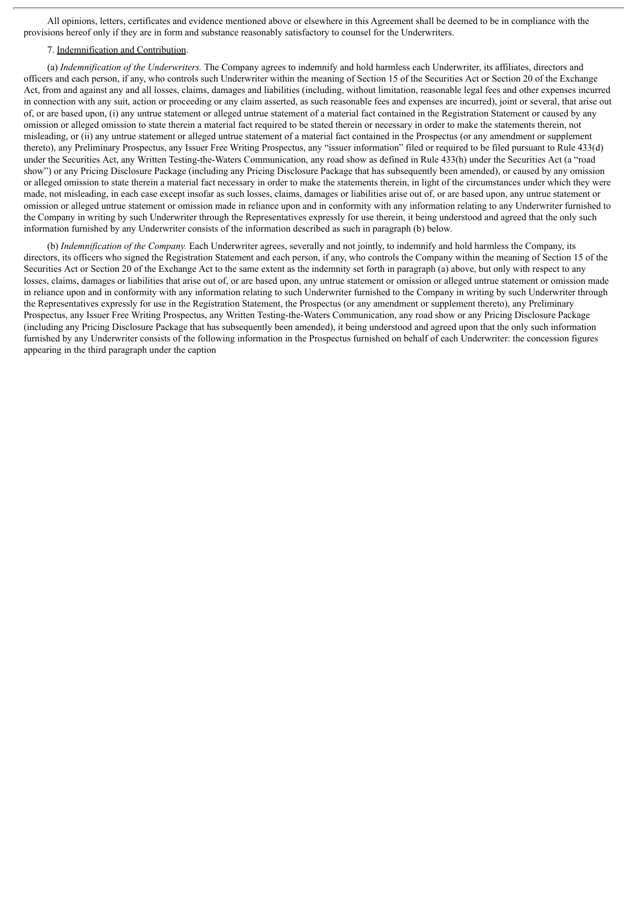All opinions, letters, certificates and evidence mentioned above or elsewhere in this Agreement shall be deemed to be in compliance with the provisions hereof only if they are in form and substance reasonably satisfactory to counsel for the Underwriters.

7. Indemnification and Contribution.

(a) *Indemnification of the Underwriters.* The Company agrees to indemnify and hold harmless each Underwriter, its affiliates, directors and officers and each person, if any, who controls such Underwriter within the meaning of Section 15 of the Securities Act or Section 20 of the Exchange Act, from and against any and all losses, claims, damages and liabilities (including, without limitation, reasonable legal fees and other expenses incurred in connection with any suit, action or proceeding or any claim asserted, as such reasonable fees and expenses are incurred), joint or several, that arise out of, or are based upon, (i) any untrue statement or alleged untrue statement of a material fact contained in the Registration Statement or caused by any omission or alleged omission to state therein a material fact required to be stated therein or necessary in order to make the statements therein, not misleading, or (ii) any untrue statement or alleged untrue statement of a material fact contained in the Prospectus (or any amendment or supplement thereto), any Preliminary Prospectus, any Issuer Free Writing Prospectus, any "issuer information" filed or required to be filed pursuant to Rule 433(d) under the Securities Act, any Written Testing-the-Waters Communication, any road show as defined in Rule 433(h) under the Securities Act (a "road show") or any Pricing Disclosure Package (including any Pricing Disclosure Package that has subsequently been amended), or caused by any omission or alleged omission to state therein a material fact necessary in order to make the statements therein, in light of the circumstances under which they were made, not misleading, in each case except insofar as such losses, claims, damages or liabilities arise out of, or are based upon, any untrue statement or omission or alleged untrue statement or omission made in reliance upon and in conformity with any information relating to any Underwriter furnished to the Company in writing by such Underwriter through the Representatives expressly for use therein, it being understood and agreed that the only such information furnished by any Underwriter consists of the information described as such in paragraph (b) below.

(b) *Indemnification of the Company.* Each Underwriter agrees, severally and not jointly, to indemnify and hold harmless the Company, its directors, its officers who signed the Registration Statement and each person, if any, who controls the Company within the meaning of Section 15 of the Securities Act or Section 20 of the Exchange Act to the same extent as the indemnity set forth in paragraph (a) above, but only with respect to any losses, claims, damages or liabilities that arise out of, or are based upon, any untrue statement or omission or alleged untrue statement or omission made in reliance upon and in conformity with any information relating to such Underwriter furnished to the Company in writing by such Underwriter through the Representatives expressly for use in the Registration Statement, the Prospectus (or any amendment or supplement thereto), any Preliminary Prospectus, any Issuer Free Writing Prospectus, any Written Testing-the-Waters Communication, any road show or any Pricing Disclosure Package (including any Pricing Disclosure Package that has subsequently been amended), it being understood and agreed upon that the only such information furnished by any Underwriter consists of the following information in the Prospectus furnished on behalf of each Underwriter: the concession figures appearing in the third paragraph under the caption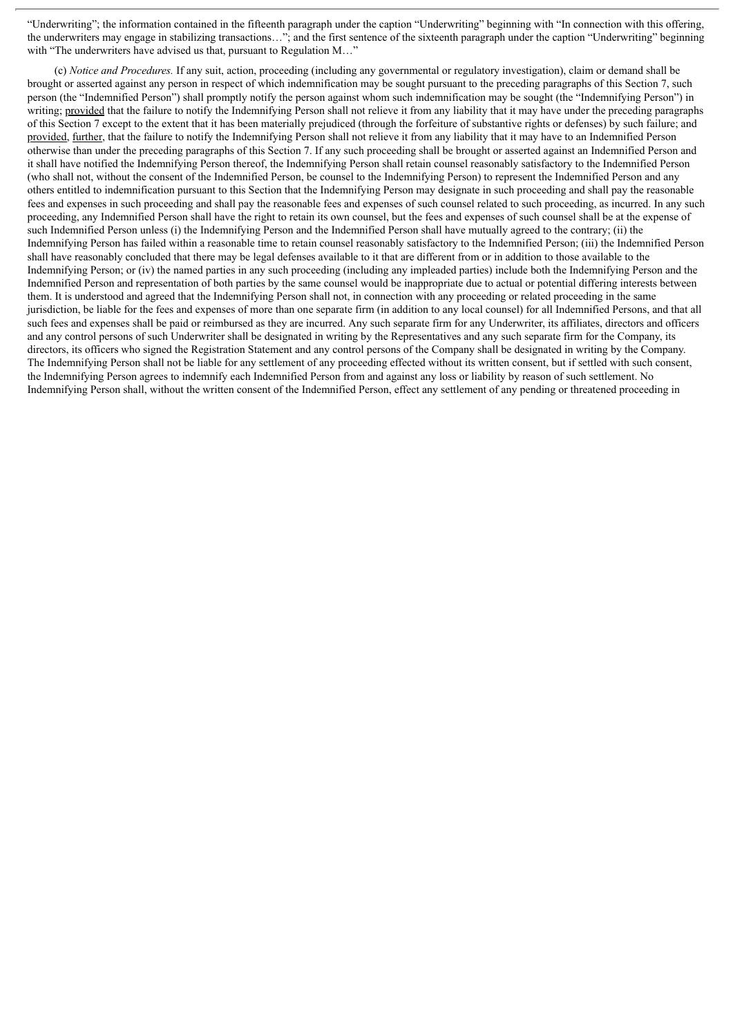"Underwriting"; the information contained in the fifteenth paragraph under the caption "Underwriting" beginning with "In connection with this offering, the underwriters may engage in stabilizing transactions…"; and the first sentence of the sixteenth paragraph under the caption "Underwriting" beginning with "The underwriters have advised us that, pursuant to Regulation M…"

(c) *Notice and Procedures.* If any suit, action, proceeding (including any governmental or regulatory investigation), claim or demand shall be brought or asserted against any person in respect of which indemnification may be sought pursuant to the preceding paragraphs of this Section 7, such person (the "Indemnified Person") shall promptly notify the person against whom such indemnification may be sought (the "Indemnifying Person") in writing; provided that the failure to notify the Indemnifying Person shall not relieve it from any liability that it may have under the preceding paragraphs of this Section 7 except to the extent that it has been materially prejudiced (through the forfeiture of substantive rights or defenses) by such failure; and provided, further, that the failure to notify the Indemnifying Person shall not relieve it from any liability that it may have to an Indemnified Person otherwise than under the preceding paragraphs of this Section 7. If any such proceeding shall be brought or asserted against an Indemnified Person and it shall have notified the Indemnifying Person thereof, the Indemnifying Person shall retain counsel reasonably satisfactory to the Indemnified Person (who shall not, without the consent of the Indemnified Person, be counsel to the Indemnifying Person) to represent the Indemnified Person and any others entitled to indemnification pursuant to this Section that the Indemnifying Person may designate in such proceeding and shall pay the reasonable fees and expenses in such proceeding and shall pay the reasonable fees and expenses of such counsel related to such proceeding, as incurred. In any such proceeding, any Indemnified Person shall have the right to retain its own counsel, but the fees and expenses of such counsel shall be at the expense of such Indemnified Person unless (i) the Indemnifying Person and the Indemnified Person shall have mutually agreed to the contrary; (ii) the Indemnifying Person has failed within a reasonable time to retain counsel reasonably satisfactory to the Indemnified Person; (iii) the Indemnified Person shall have reasonably concluded that there may be legal defenses available to it that are different from or in addition to those available to the Indemnifying Person; or (iv) the named parties in any such proceeding (including any impleaded parties) include both the Indemnifying Person and the Indemnified Person and representation of both parties by the same counsel would be inappropriate due to actual or potential differing interests between them. It is understood and agreed that the Indemnifying Person shall not, in connection with any proceeding or related proceeding in the same jurisdiction, be liable for the fees and expenses of more than one separate firm (in addition to any local counsel) for all Indemnified Persons, and that all such fees and expenses shall be paid or reimbursed as they are incurred. Any such separate firm for any Underwriter, its affiliates, directors and officers and any control persons of such Underwriter shall be designated in writing by the Representatives and any such separate firm for the Company, its directors, its officers who signed the Registration Statement and any control persons of the Company shall be designated in writing by the Company. The Indemnifying Person shall not be liable for any settlement of any proceeding effected without its written consent, but if settled with such consent, the Indemnifying Person agrees to indemnify each Indemnified Person from and against any loss or liability by reason of such settlement. No Indemnifying Person shall, without the written consent of the Indemnified Person, effect any settlement of any pending or threatened proceeding in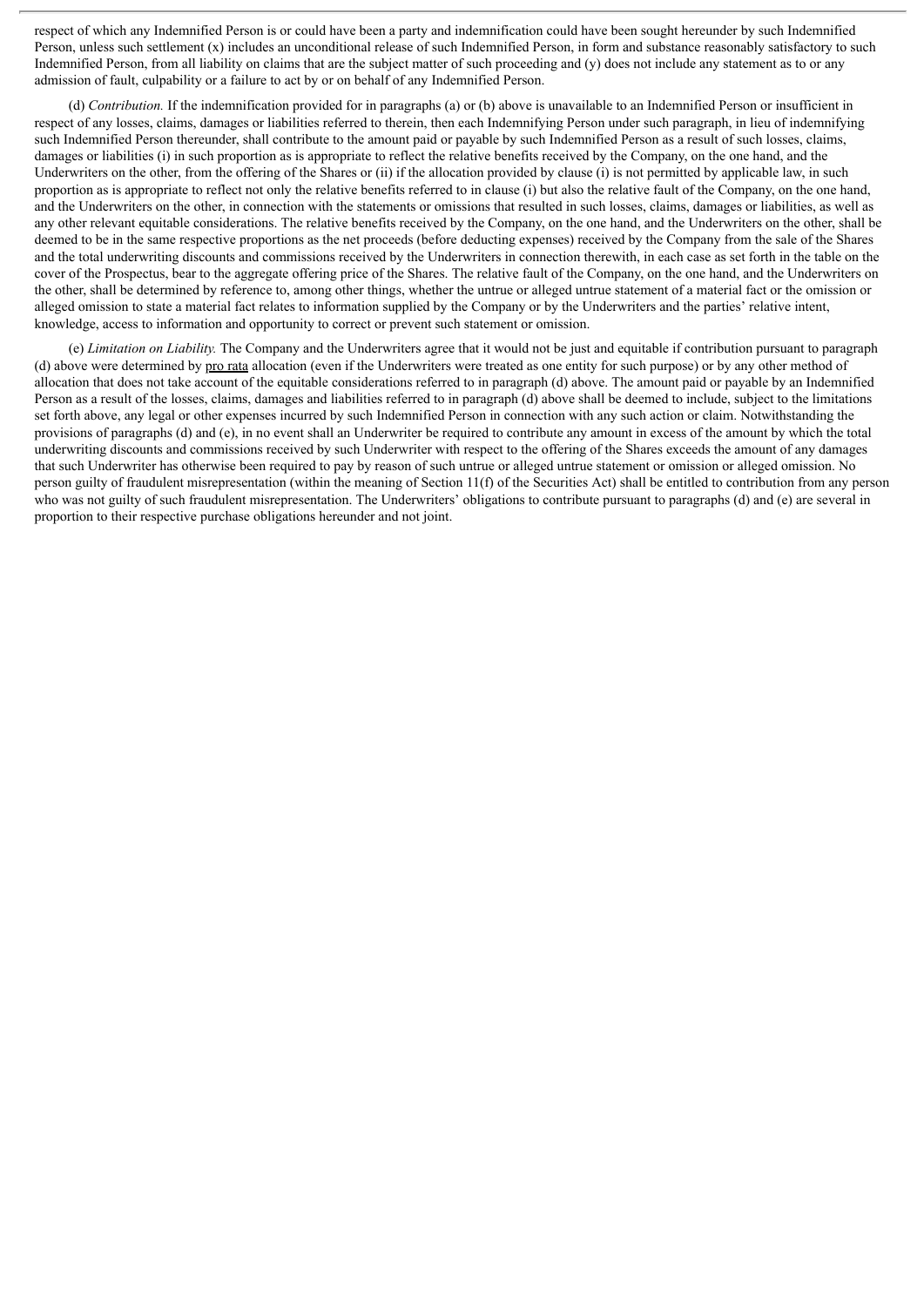respect of which any Indemnified Person is or could have been a party and indemnification could have been sought hereunder by such Indemnified Person, unless such settlement (x) includes an unconditional release of such Indemnified Person, in form and substance reasonably satisfactory to such Indemnified Person, from all liability on claims that are the subject matter of such proceeding and (y) does not include any statement as to or any admission of fault, culpability or a failure to act by or on behalf of any Indemnified Person.

(d) *Contribution.* If the indemnification provided for in paragraphs (a) or (b) above is unavailable to an Indemnified Person or insufficient in respect of any losses, claims, damages or liabilities referred to therein, then each Indemnifying Person under such paragraph, in lieu of indemnifying such Indemnified Person thereunder, shall contribute to the amount paid or payable by such Indemnified Person as a result of such losses, claims, damages or liabilities (i) in such proportion as is appropriate to reflect the relative benefits received by the Company, on the one hand, and the Underwriters on the other, from the offering of the Shares or (ii) if the allocation provided by clause (i) is not permitted by applicable law, in such proportion as is appropriate to reflect not only the relative benefits referred to in clause (i) but also the relative fault of the Company, on the one hand, and the Underwriters on the other, in connection with the statements or omissions that resulted in such losses, claims, damages or liabilities, as well as any other relevant equitable considerations. The relative benefits received by the Company, on the one hand, and the Underwriters on the other, shall be deemed to be in the same respective proportions as the net proceeds (before deducting expenses) received by the Company from the sale of the Shares and the total underwriting discounts and commissions received by the Underwriters in connection therewith, in each case as set forth in the table on the cover of the Prospectus, bear to the aggregate offering price of the Shares. The relative fault of the Company, on the one hand, and the Underwriters on the other, shall be determined by reference to, among other things, whether the untrue or alleged untrue statement of a material fact or the omission or alleged omission to state a material fact relates to information supplied by the Company or by the Underwriters and the parties' relative intent, knowledge, access to information and opportunity to correct or prevent such statement or omission.

(e) *Limitation on Liability.* The Company and the Underwriters agree that it would not be just and equitable if contribution pursuant to paragraph (d) above were determined by pro rata allocation (even if the Underwriters were treated as one entity for such purpose) or by any other method of allocation that does not take account of the equitable considerations referred to in paragraph (d) above. The amount paid or payable by an Indemnified Person as a result of the losses, claims, damages and liabilities referred to in paragraph (d) above shall be deemed to include, subject to the limitations set forth above, any legal or other expenses incurred by such Indemnified Person in connection with any such action or claim. Notwithstanding the provisions of paragraphs (d) and (e), in no event shall an Underwriter be required to contribute any amount in excess of the amount by which the total underwriting discounts and commissions received by such Underwriter with respect to the offering of the Shares exceeds the amount of any damages that such Underwriter has otherwise been required to pay by reason of such untrue or alleged untrue statement or omission or alleged omission. No person guilty of fraudulent misrepresentation (within the meaning of Section 11(f) of the Securities Act) shall be entitled to contribution from any person who was not guilty of such fraudulent misrepresentation. The Underwriters' obligations to contribute pursuant to paragraphs (d) and (e) are several in proportion to their respective purchase obligations hereunder and not joint.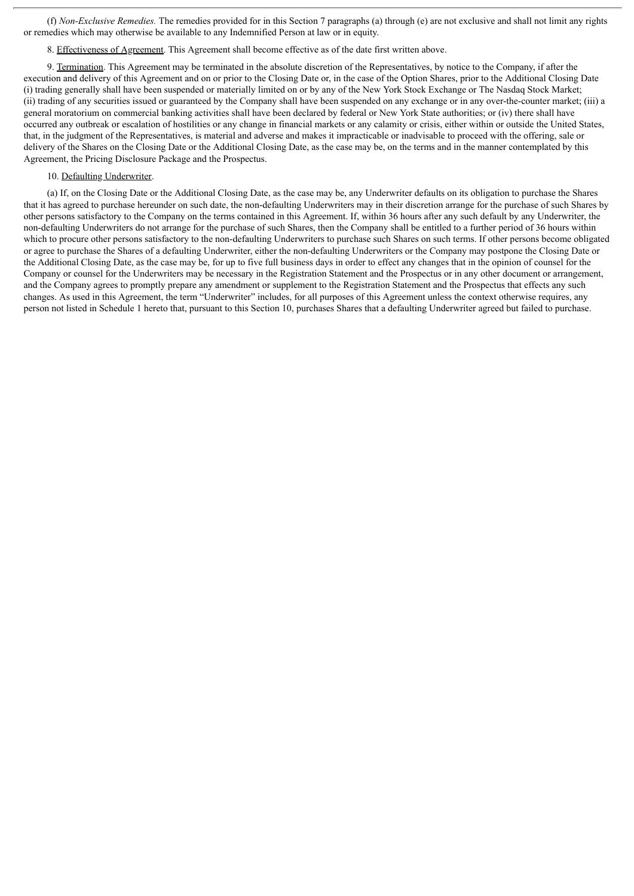(f) *Non-Exclusive Remedies.* The remedies provided for in this Section 7 paragraphs (a) through (e) are not exclusive and shall not limit any rights or remedies which may otherwise be available to any Indemnified Person at law or in equity.

8. Effectiveness of Agreement. This Agreement shall become effective as of the date first written above.

9. Termination. This Agreement may be terminated in the absolute discretion of the Representatives, by notice to the Company, if after the execution and delivery of this Agreement and on or prior to the Closing Date or, in the case of the Option Shares, prior to the Additional Closing Date (i) trading generally shall have been suspended or materially limited on or by any of the New York Stock Exchange or The Nasdaq Stock Market; (ii) trading of any securities issued or guaranteed by the Company shall have been suspended on any exchange or in any over-the-counter market; (iii) a general moratorium on commercial banking activities shall have been declared by federal or New York State authorities; or (iv) there shall have occurred any outbreak or escalation of hostilities or any change in financial markets or any calamity or crisis, either within or outside the United States, that, in the judgment of the Representatives, is material and adverse and makes it impracticable or inadvisable to proceed with the offering, sale or delivery of the Shares on the Closing Date or the Additional Closing Date, as the case may be, on the terms and in the manner contemplated by this Agreement, the Pricing Disclosure Package and the Prospectus.

10. Defaulting Underwriter.

(a) If, on the Closing Date or the Additional Closing Date, as the case may be, any Underwriter defaults on its obligation to purchase the Shares that it has agreed to purchase hereunder on such date, the non-defaulting Underwriters may in their discretion arrange for the purchase of such Shares by other persons satisfactory to the Company on the terms contained in this Agreement. If, within 36 hours after any such default by any Underwriter, the non-defaulting Underwriters do not arrange for the purchase of such Shares, then the Company shall be entitled to a further period of 36 hours within which to procure other persons satisfactory to the non-defaulting Underwriters to purchase such Shares on such terms. If other persons become obligated or agree to purchase the Shares of a defaulting Underwriter, either the non-defaulting Underwriters or the Company may postpone the Closing Date or the Additional Closing Date, as the case may be, for up to five full business days in order to effect any changes that in the opinion of counsel for the Company or counsel for the Underwriters may be necessary in the Registration Statement and the Prospectus or in any other document or arrangement, and the Company agrees to promptly prepare any amendment or supplement to the Registration Statement and the Prospectus that effects any such changes. As used in this Agreement, the term "Underwriter" includes, for all purposes of this Agreement unless the context otherwise requires, any person not listed in Schedule 1 hereto that, pursuant to this Section 10, purchases Shares that a defaulting Underwriter agreed but failed to purchase.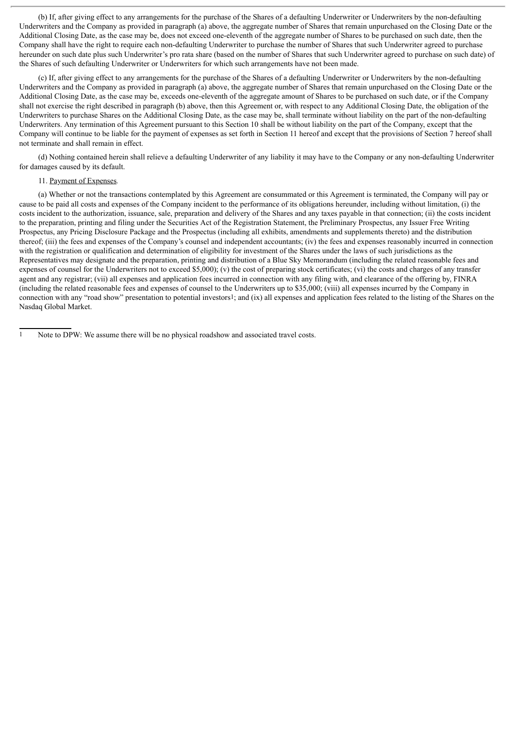(b) If, after giving effect to any arrangements for the purchase of the Shares of a defaulting Underwriter or Underwriters by the non-defaulting Underwriters and the Company as provided in paragraph (a) above, the aggregate number of Shares that remain unpurchased on the Closing Date or the Additional Closing Date, as the case may be, does not exceed one-eleventh of the aggregate number of Shares to be purchased on such date, then the Company shall have the right to require each non-defaulting Underwriter to purchase the number of Shares that such Underwriter agreed to purchase hereunder on such date plus such Underwriter's pro rata share (based on the number of Shares that such Underwriter agreed to purchase on such date) of the Shares of such defaulting Underwriter or Underwriters for which such arrangements have not been made.

(c) If, after giving effect to any arrangements for the purchase of the Shares of a defaulting Underwriter or Underwriters by the non-defaulting Underwriters and the Company as provided in paragraph (a) above, the aggregate number of Shares that remain unpurchased on the Closing Date or the Additional Closing Date, as the case may be, exceeds one-eleventh of the aggregate amount of Shares to be purchased on such date, or if the Company shall not exercise the right described in paragraph (b) above, then this Agreement or, with respect to any Additional Closing Date, the obligation of the Underwriters to purchase Shares on the Additional Closing Date, as the case may be, shall terminate without liability on the part of the non-defaulting Underwriters. Any termination of this Agreement pursuant to this Section 10 shall be without liability on the part of the Company, except that the Company will continue to be liable for the payment of expenses as set forth in Section 11 hereof and except that the provisions of Section 7 hereof shall not terminate and shall remain in effect.

(d) Nothing contained herein shall relieve a defaulting Underwriter of any liability it may have to the Company or any non-defaulting Underwriter for damages caused by its default.

11. Payment of Expenses.

(a) Whether or not the transactions contemplated by this Agreement are consummated or this Agreement is terminated, the Company will pay or cause to be paid all costs and expenses of the Company incident to the performance of its obligations hereunder, including without limitation, (i) the costs incident to the authorization, issuance, sale, preparation and delivery of the Shares and any taxes payable in that connection; (ii) the costs incident to the preparation, printing and filing under the Securities Act of the Registration Statement, the Preliminary Prospectus, any Issuer Free Writing Prospectus, any Pricing Disclosure Package and the Prospectus (including all exhibits, amendments and supplements thereto) and the distribution thereof; (iii) the fees and expenses of the Company's counsel and independent accountants; (iv) the fees and expenses reasonably incurred in connection with the registration or qualification and determination of eligibility for investment of the Shares under the laws of such jurisdictions as the Representatives may designate and the preparation, printing and distribution of a Blue Sky Memorandum (including the related reasonable fees and expenses of counsel for the Underwriters not to exceed $5,000); (v) the cost of preparing stock certificates; (vi) the costs and charges of any transfer agent and any registrar; (vii) all expenses and application fees incurred in connection with any filing with, and clearance of the offering by, FINRA (including the related reasonable fees and expenses of counsel to the Underwriters up to $35,000; (viii) all expenses incurred by the Company in connection with any "road show" presentation to potential investors[1]; and (ix) all expenses and application fees related to the listing of the Shares on the Nasdaq Global Market.

[1] Note to DPW: We assume there will be no physical roadshow and associated travel costs.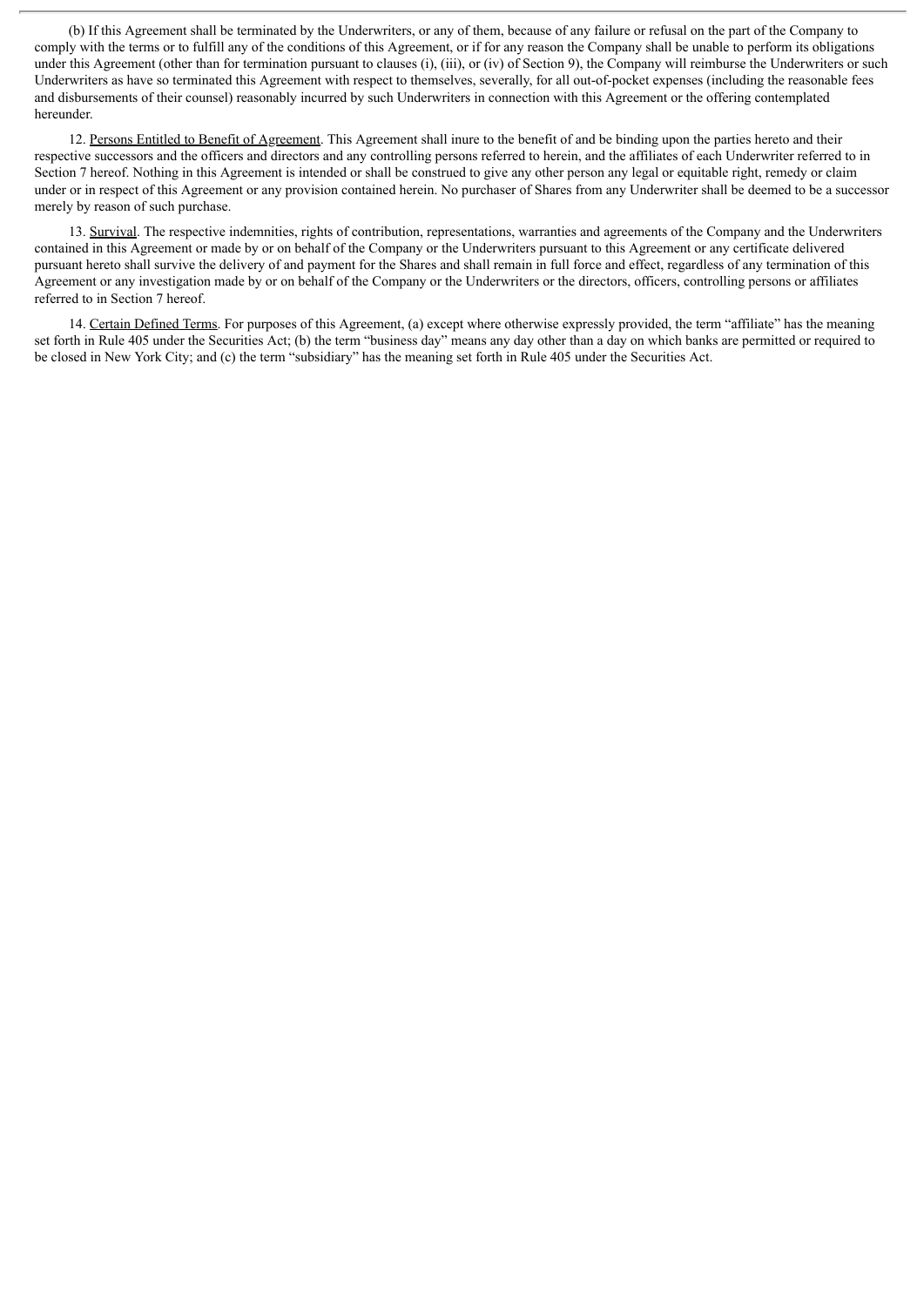(b) If this Agreement shall be terminated by the Underwriters, or any of them, because of any failure or refusal on the part of the Company to comply with the terms or to fulfill any of the conditions of this Agreement, or if for any reason the Company shall be unable to perform its obligations under this Agreement (other than for termination pursuant to clauses (i), (iii), or (iv) of Section 9), the Company will reimburse the Underwriters or such Underwriters as have so terminated this Agreement with respect to themselves, severally, for all out-of-pocket expenses (including the reasonable fees and disbursements of their counsel) reasonably incurred by such Underwriters in connection with this Agreement or the offering contemplated hereunder.

12. Persons Entitled to Benefit of Agreement. This Agreement shall inure to the benefit of and be binding upon the parties hereto and their respective successors and the officers and directors and any controlling persons referred to herein, and the affiliates of each Underwriter referred to in Section 7 hereof. Nothing in this Agreement is intended or shall be construed to give any other person any legal or equitable right, remedy or claim under or in respect of this Agreement or any provision contained herein. No purchaser of Shares from any Underwriter shall be deemed to be a successor merely by reason of such purchase.

13. Survival. The respective indemnities, rights of contribution, representations, warranties and agreements of the Company and the Underwriters contained in this Agreement or made by or on behalf of the Company or the Underwriters pursuant to this Agreement or any certificate delivered pursuant hereto shall survive the delivery of and payment for the Shares and shall remain in full force and effect, regardless of any termination of this Agreement or any investigation made by or on behalf of the Company or the Underwriters or the directors, officers, controlling persons or affiliates referred to in Section 7 hereof.

14. Certain Defined Terms. For purposes of this Agreement, (a) except where otherwise expressly provided, the term "affiliate" has the meaning set forth in Rule 405 under the Securities Act; (b) the term "business day" means any day other than a day on which banks are permitted or required to be closed in New York City; and (c) the term "subsidiary" has the meaning set forth in Rule 405 under the Securities Act.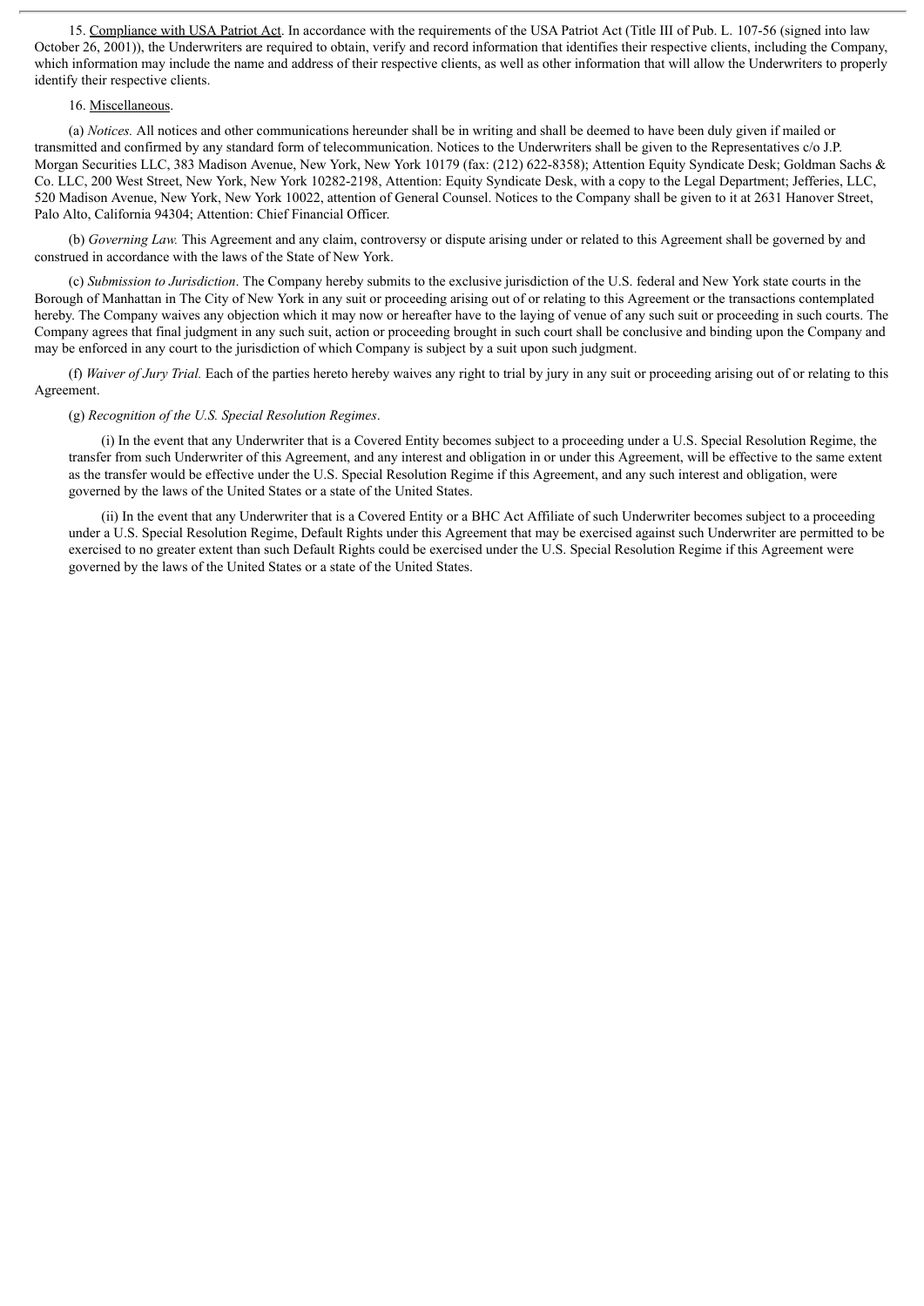15. Compliance with USA Patriot Act. In accordance with the requirements of the USA Patriot Act (Title III of Pub. L. 107-56 (signed into law October 26, 2001)), the Underwriters are required to obtain, verify and record information that identifies their respective clients, including the Company, which information may include the name and address of their respective clients, as well as other information that will allow the Underwriters to properly identify their respective clients.

16. Miscellaneous.

(a) *Notices.* All notices and other communications hereunder shall be in writing and shall be deemed to have been duly given if mailed or transmitted and confirmed by any standard form of telecommunication. Notices to the Underwriters shall be given to the Representatives c/o J.P. Morgan Securities LLC, 383 Madison Avenue, New York, New York 10179 (fax: (212) 622-8358); Attention Equity Syndicate Desk; Goldman Sachs & Co. LLC, 200 West Street, New York, New York 10282-2198, Attention: Equity Syndicate Desk, with a copy to the Legal Department; Jefferies, LLC, 520 Madison Avenue, New York, New York 10022, attention of General Counsel. Notices to the Company shall be given to it at 2631 Hanover Street, Palo Alto, California 94304; Attention: Chief Financial Officer.

(b) *Governing Law.* This Agreement and any claim, controversy or dispute arising under or related to this Agreement shall be governed by and construed in accordance with the laws of the State of New York.

(c) *Submission to Jurisdiction*. The Company hereby submits to the exclusive jurisdiction of the U.S. federal and New York state courts in the Borough of Manhattan in The City of New York in any suit or proceeding arising out of or relating to this Agreement or the transactions contemplated hereby. The Company waives any objection which it may now or hereafter have to the laying of venue of any such suit or proceeding in such courts. The Company agrees that final judgment in any such suit, action or proceeding brought in such court shall be conclusive and binding upon the Company and may be enforced in any court to the jurisdiction of which Company is subject by a suit upon such judgment.

(f) *Waiver of Jury Trial.* Each of the parties hereto hereby waives any right to trial by jury in any suit or proceeding arising out of or relating to this Agreement.

(g) *Recognition of the U.S. Special Resolution Regimes*.

(i) In the event that any Underwriter that is a Covered Entity becomes subject to a proceeding under a U.S. Special Resolution Regime, the transfer from such Underwriter of this Agreement, and any interest and obligation in or under this Agreement, will be effective to the same extent as the transfer would be effective under the U.S. Special Resolution Regime if this Agreement, and any such interest and obligation, were governed by the laws of the United States or a state of the United States.

(ii) In the event that any Underwriter that is a Covered Entity or a BHC Act Affiliate of such Underwriter becomes subject to a proceeding under a U.S. Special Resolution Regime, Default Rights under this Agreement that may be exercised against such Underwriter are permitted to be exercised to no greater extent than such Default Rights could be exercised under the U.S. Special Resolution Regime if this Agreement were governed by the laws of the United States or a state of the United States.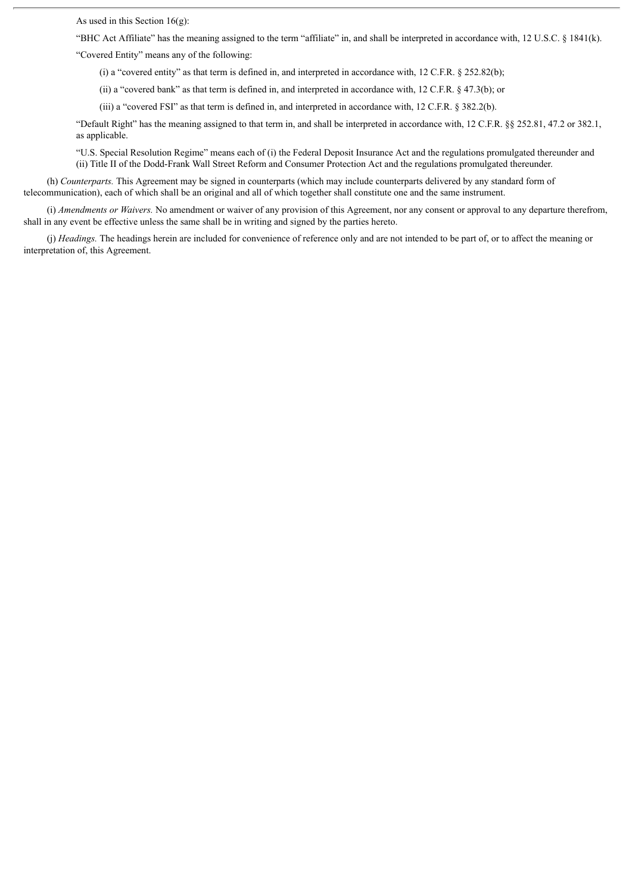As used in this Section 16(g):

"BHC Act Affiliate" has the meaning assigned to the term "affiliate" in, and shall be interpreted in accordance with, 12 U.S.C. § 1841(k).

"Covered Entity" means any of the following:

(i) a "covered entity" as that term is defined in, and interpreted in accordance with, 12 C.F.R. § 252.82(b);

(ii) a "covered bank" as that term is defined in, and interpreted in accordance with, 12 C.F.R. § 47.3(b); or

(iii) a "covered FSI" as that term is defined in, and interpreted in accordance with, 12 C.F.R. § 382.2(b).

"Default Right" has the meaning assigned to that term in, and shall be interpreted in accordance with, 12 C.F.R. §§ 252.81, 47.2 or 382.1, as applicable.

"U.S. Special Resolution Regime" means each of (i) the Federal Deposit Insurance Act and the regulations promulgated thereunder and (ii) Title II of the Dodd-Frank Wall Street Reform and Consumer Protection Act and the regulations promulgated thereunder.

(h) *Counterparts.* This Agreement may be signed in counterparts (which may include counterparts delivered by any standard form of telecommunication), each of which shall be an original and all of which together shall constitute one and the same instrument.

(i) *Amendments or Waivers.* No amendment or waiver of any provision of this Agreement, nor any consent or approval to any departure therefrom, shall in any event be effective unless the same shall be in writing and signed by the parties hereto.

(j) *Headings.* The headings herein are included for convenience of reference only and are not intended to be part of, or to affect the meaning or interpretation of, this Agreement.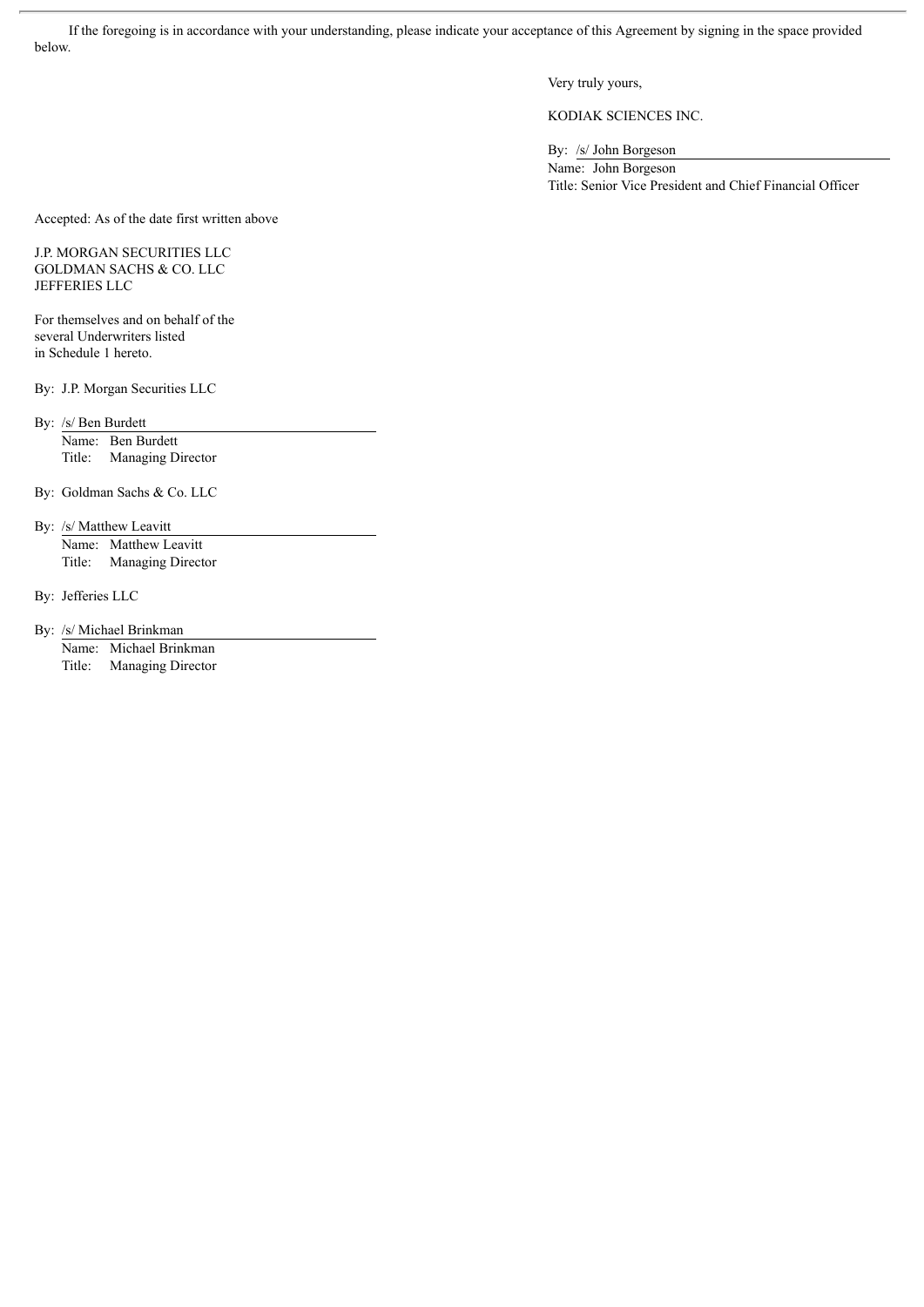If the foregoing is in accordance with your understanding, please indicate your acceptance of this Agreement by signing in the space provided below.

Very truly yours,

KODIAK SCIENCES INC.

By: /s/ John Borgeson
Name: John Borgeson
Title: Senior Vice President and Chief Financial Officer

Accepted: As of the date first written above

J.P. MORGAN SECURITIES LLC
GOLDMAN SACHS & CO. LLC
JEFFERIES LLC

For themselves and on behalf of the several Underwriters listed in Schedule 1 hereto.

By: J.P. Morgan Securities LLC

By: /s/ Ben Burdett
Name: Ben Burdett
Title: Managing Director

By: Goldman Sachs & Co. LLC

By: /s/ Matthew Leavitt
Name: Matthew Leavitt
Title: Managing Director

By: Jefferies LLC

By: /s/ Michael Brinkman
Name: Michael Brinkman
Title: Managing Director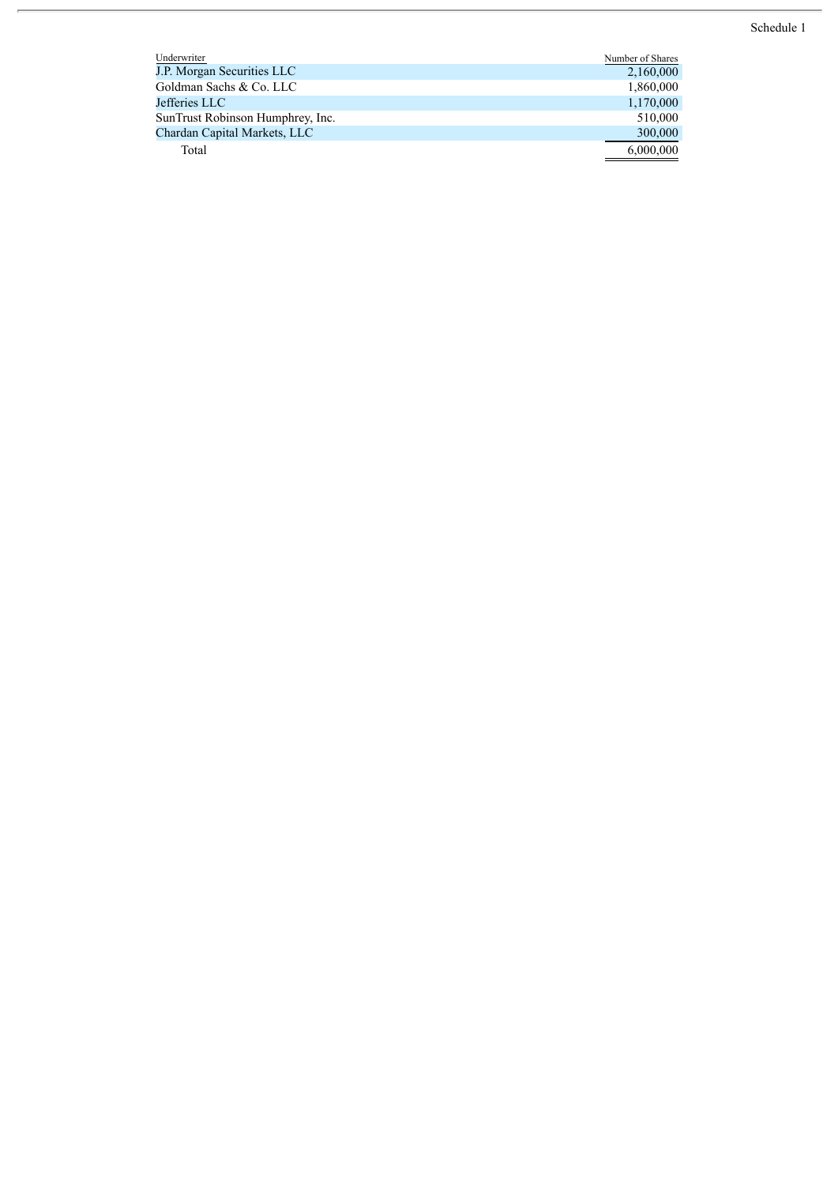Schedule 1

| Underwriter | Number of Shares |
| --- | --- |
| J.P. Morgan Securities LLC | 2,160,000 |
| Goldman Sachs & Co. LLC | 1,860,000 |
| Jefferies LLC | 1,170,000 |
| SunTrust Robinson Humphrey, Inc. | 510,000 |
| Chardan Capital Markets, LLC | 300,000 |
| Total | 6,000,000 |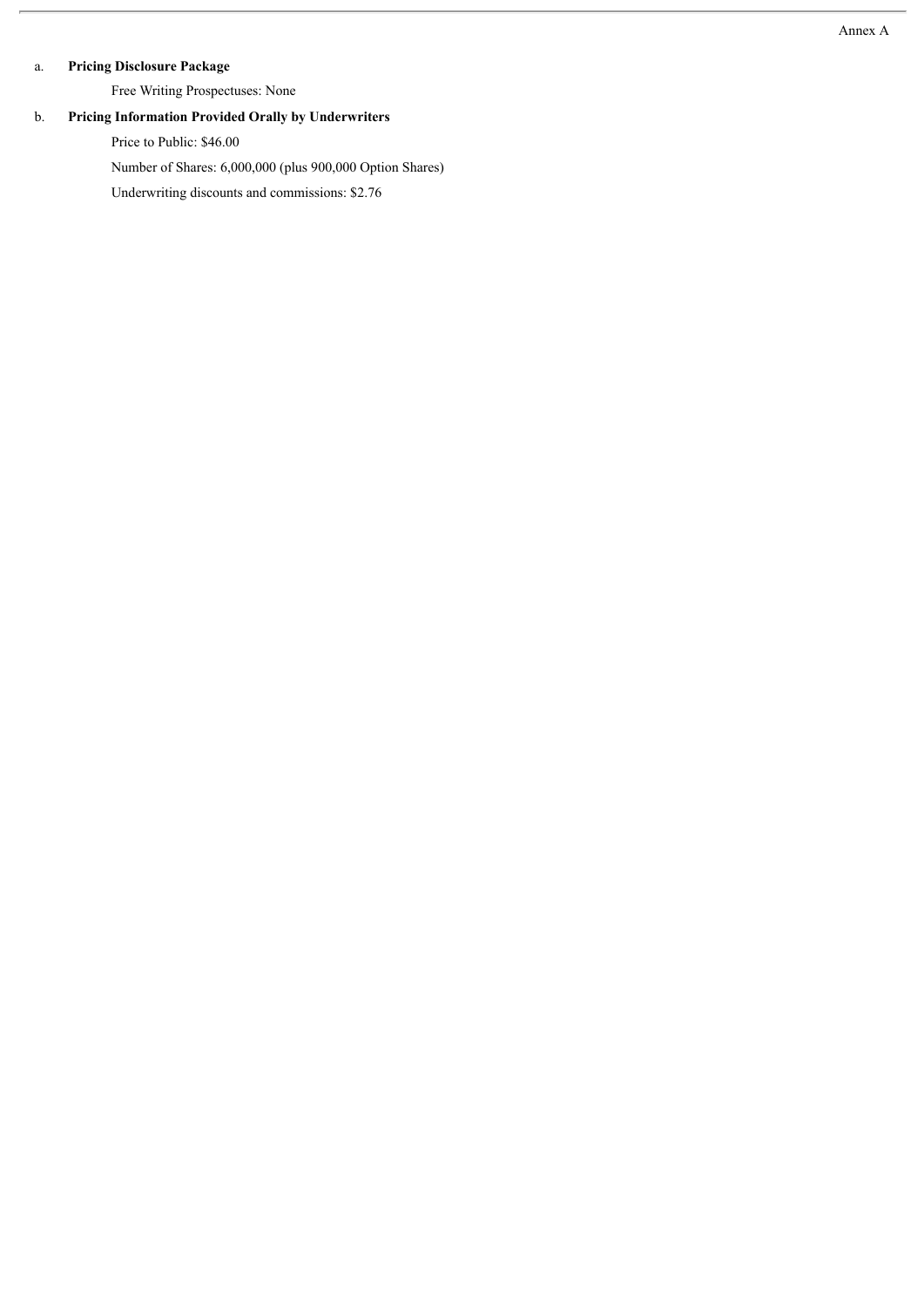Annex A

a. **Pricing Disclosure Package**

Free Writing Prospectuses: None

b. **Pricing Information Provided Orally by Underwriters**

Price to Public: $46.00

Number of Shares: 6,000,000 (plus 900,000 Option Shares)

Underwriting discounts and commissions: $2.76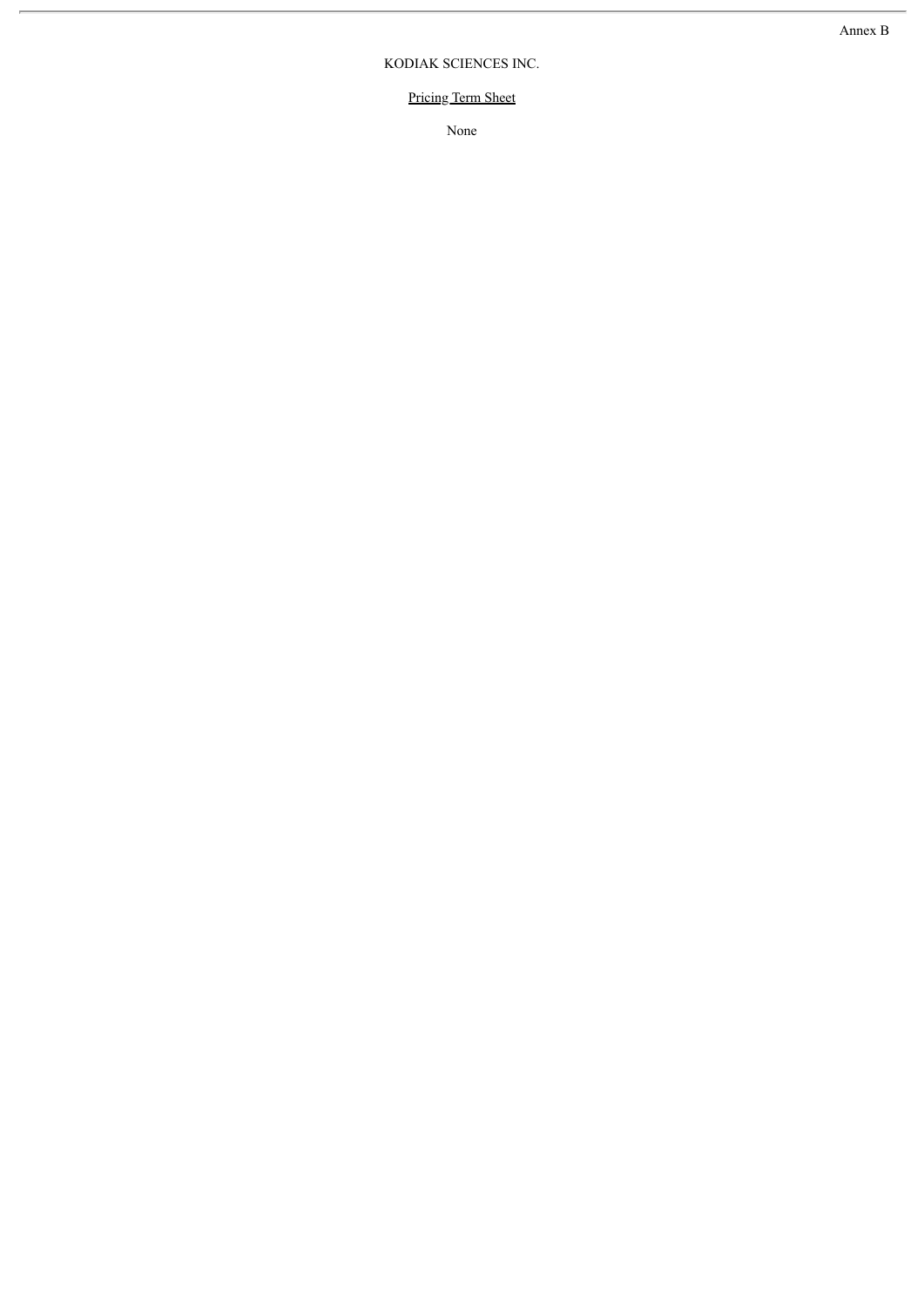Annex B

KODIAK SCIENCES INC.

Pricing Term Sheet

None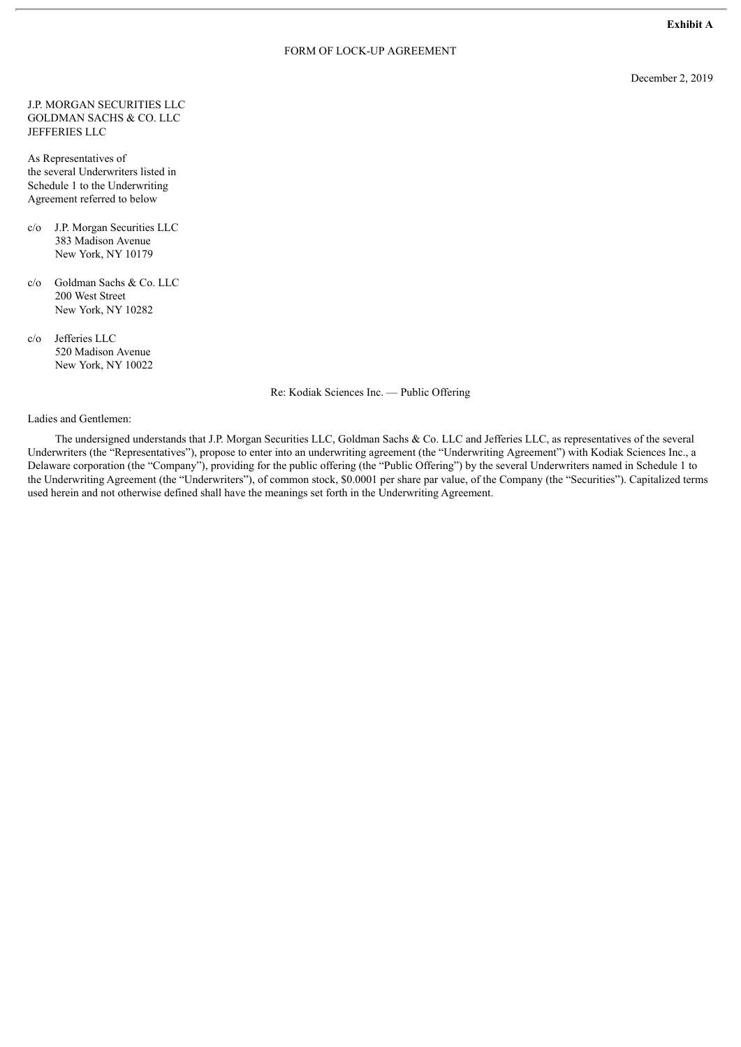**Exhibit A**

FORM OF LOCK-UP AGREEMENT

December 2, 2019

J.P. MORGAN SECURITIES LLC
GOLDMAN SACHS & CO. LLC
JEFFERIES LLC

As Representatives of
the several Underwriters listed in
Schedule 1 to the Underwriting
Agreement referred to below

c/o J.P. Morgan Securities LLC
383 Madison Avenue
New York, NY 10179

c/o Goldman Sachs & Co. LLC
200 West Street
New York, NY 10282

c/o Jefferies LLC
520 Madison Avenue
New York, NY 10022

Re: Kodiak Sciences Inc. — Public Offering

Ladies and Gentlemen:

The undersigned understands that J.P. Morgan Securities LLC, Goldman Sachs & Co. LLC and Jefferies LLC, as representatives of the several Underwriters (the "Representatives"), propose to enter into an underwriting agreement (the "Underwriting Agreement") with Kodiak Sciences Inc., a Delaware corporation (the "Company"), providing for the public offering (the "Public Offering") by the several Underwriters named in Schedule 1 to the Underwriting Agreement (the "Underwriters"), of common stock, $0.0001 per share par value, of the Company (the "Securities"). Capitalized terms used herein and not otherwise defined shall have the meanings set forth in the Underwriting Agreement.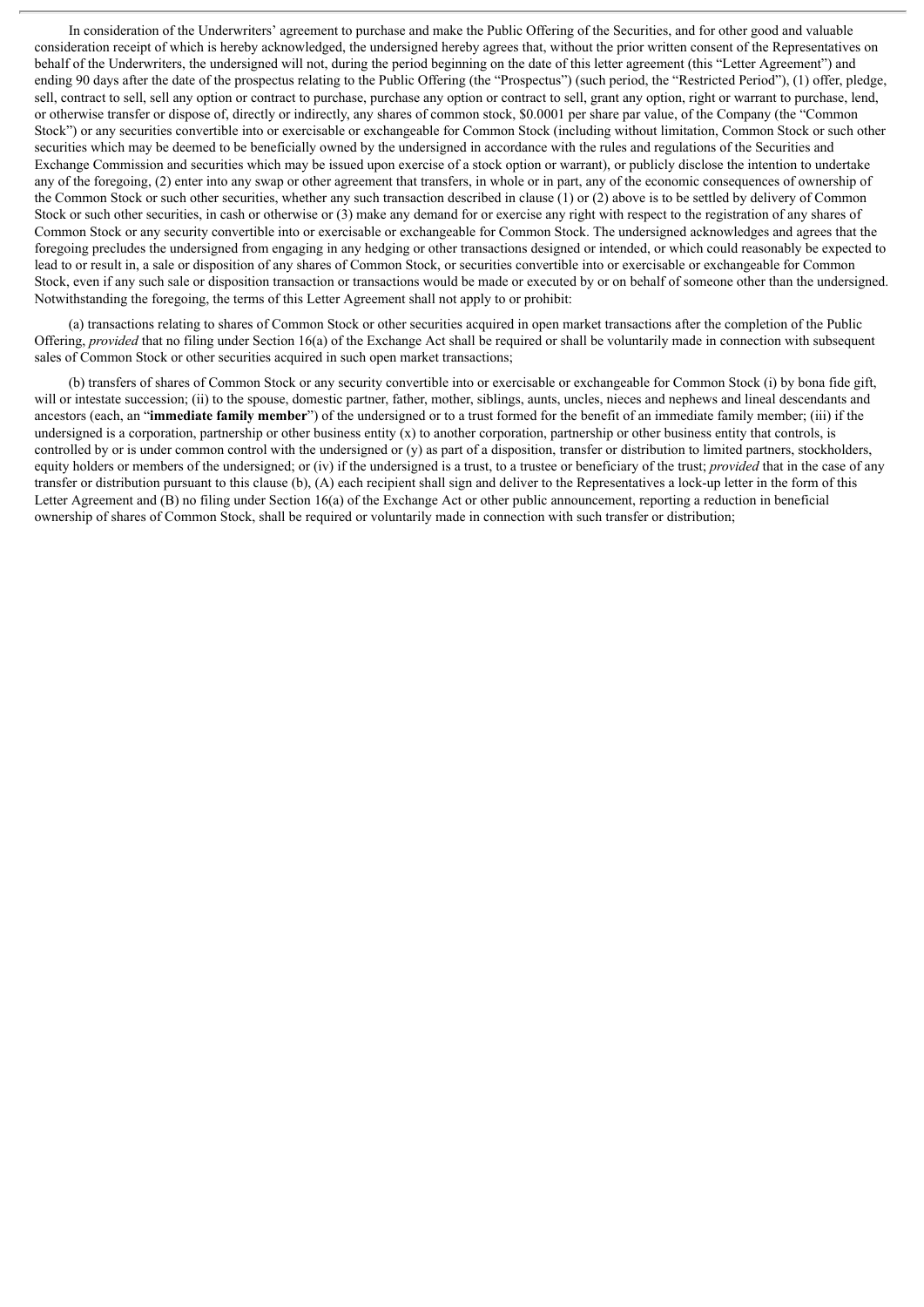In consideration of the Underwriters' agreement to purchase and make the Public Offering of the Securities, and for other good and valuable consideration receipt of which is hereby acknowledged, the undersigned hereby agrees that, without the prior written consent of the Representatives on behalf of the Underwriters, the undersigned will not, during the period beginning on the date of this letter agreement (this "Letter Agreement") and ending 90 days after the date of the prospectus relating to the Public Offering (the "Prospectus") (such period, the "Restricted Period"), (1) offer, pledge, sell, contract to sell, sell any option or contract to purchase, purchase any option or contract to sell, grant any option, right or warrant to purchase, lend, or otherwise transfer or dispose of, directly or indirectly, any shares of common stock, $0.0001 per share par value, of the Company (the "Common Stock") or any securities convertible into or exercisable or exchangeable for Common Stock (including without limitation, Common Stock or such other securities which may be deemed to be beneficially owned by the undersigned in accordance with the rules and regulations of the Securities and Exchange Commission and securities which may be issued upon exercise of a stock option or warrant), or publicly disclose the intention to undertake any of the foregoing, (2) enter into any swap or other agreement that transfers, in whole or in part, any of the economic consequences of ownership of the Common Stock or such other securities, whether any such transaction described in clause (1) or (2) above is to be settled by delivery of Common Stock or such other securities, in cash or otherwise or (3) make any demand for or exercise any right with respect to the registration of any shares of Common Stock or any security convertible into or exercisable or exchangeable for Common Stock. The undersigned acknowledges and agrees that the foregoing precludes the undersigned from engaging in any hedging or other transactions designed or intended, or which could reasonably be expected to lead to or result in, a sale or disposition of any shares of Common Stock, or securities convertible into or exercisable or exchangeable for Common Stock, even if any such sale or disposition transaction or transactions would be made or executed by or on behalf of someone other than the undersigned. Notwithstanding the foregoing, the terms of this Letter Agreement shall not apply to or prohibit:

(a) transactions relating to shares of Common Stock or other securities acquired in open market transactions after the completion of the Public Offering, *provided* that no filing under Section 16(a) of the Exchange Act shall be required or shall be voluntarily made in connection with subsequent sales of Common Stock or other securities acquired in such open market transactions;

(b) transfers of shares of Common Stock or any security convertible into or exercisable or exchangeable for Common Stock (i) by bona fide gift, will or intestate succession; (ii) to the spouse, domestic partner, father, mother, siblings, aunts, uncles, nieces and nephews and lineal descendants and ancestors (each, an "**immediate family member**") of the undersigned or to a trust formed for the benefit of an immediate family member; (iii) if the undersigned is a corporation, partnership or other business entity (x) to another corporation, partnership or other business entity that controls, is controlled by or is under common control with the undersigned or (y) as part of a disposition, transfer or distribution to limited partners, stockholders, equity holders or members of the undersigned; or (iv) if the undersigned is a trust, to a trustee or beneficiary of the trust; *provided* that in the case of any transfer or distribution pursuant to this clause (b), (A) each recipient shall sign and deliver to the Representatives a lock-up letter in the form of this Letter Agreement and (B) no filing under Section 16(a) of the Exchange Act or other public announcement, reporting a reduction in beneficial ownership of shares of Common Stock, shall be required or voluntarily made in connection with such transfer or distribution;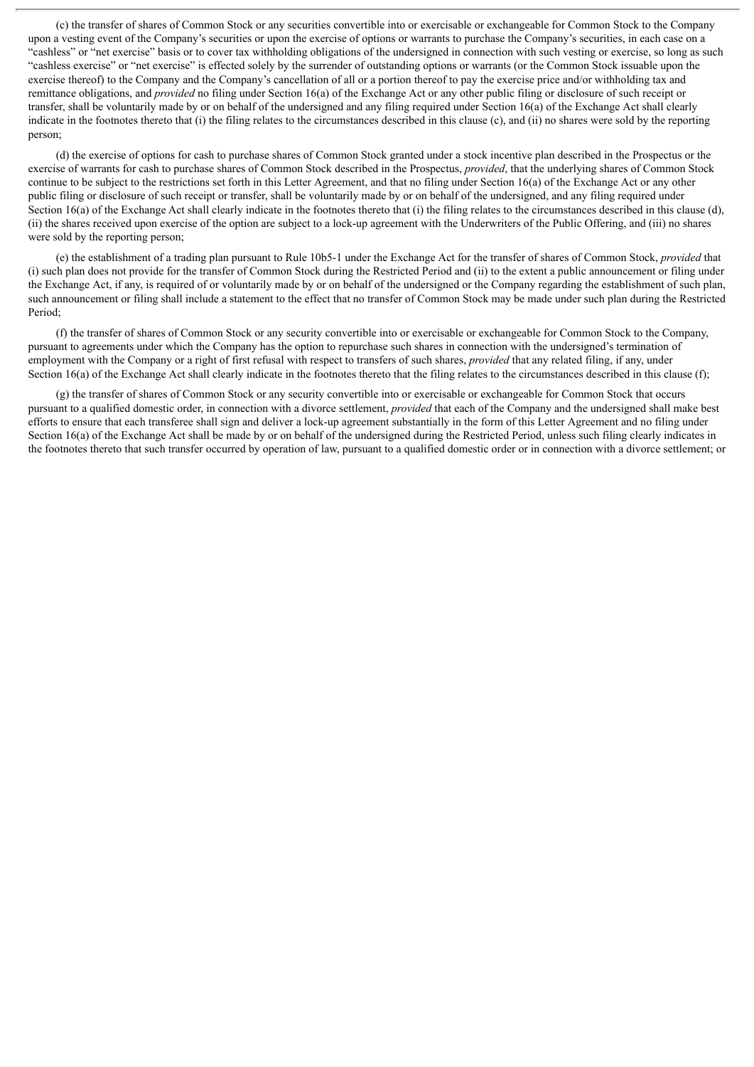(c) the transfer of shares of Common Stock or any securities convertible into or exercisable or exchangeable for Common Stock to the Company upon a vesting event of the Company's securities or upon the exercise of options or warrants to purchase the Company's securities, in each case on a "cashless" or "net exercise" basis or to cover tax withholding obligations of the undersigned in connection with such vesting or exercise, so long as such "cashless exercise" or "net exercise" is effected solely by the surrender of outstanding options or warrants (or the Common Stock issuable upon the exercise thereof) to the Company and the Company's cancellation of all or a portion thereof to pay the exercise price and/or withholding tax and remittance obligations, and *provided* no filing under Section 16(a) of the Exchange Act or any other public filing or disclosure of such receipt or transfer, shall be voluntarily made by or on behalf of the undersigned and any filing required under Section 16(a) of the Exchange Act shall clearly indicate in the footnotes thereto that (i) the filing relates to the circumstances described in this clause (c), and (ii) no shares were sold by the reporting person;

(d) the exercise of options for cash to purchase shares of Common Stock granted under a stock incentive plan described in the Prospectus or the exercise of warrants for cash to purchase shares of Common Stock described in the Prospectus, *provided*, that the underlying shares of Common Stock continue to be subject to the restrictions set forth in this Letter Agreement, and that no filing under Section 16(a) of the Exchange Act or any other public filing or disclosure of such receipt or transfer, shall be voluntarily made by or on behalf of the undersigned, and any filing required under Section 16(a) of the Exchange Act shall clearly indicate in the footnotes thereto that (i) the filing relates to the circumstances described in this clause (d), (ii) the shares received upon exercise of the option are subject to a lock-up agreement with the Underwriters of the Public Offering, and (iii) no shares were sold by the reporting person;

(e) the establishment of a trading plan pursuant to Rule 10b5-1 under the Exchange Act for the transfer of shares of Common Stock, *provided* that (i) such plan does not provide for the transfer of Common Stock during the Restricted Period and (ii) to the extent a public announcement or filing under the Exchange Act, if any, is required of or voluntarily made by or on behalf of the undersigned or the Company regarding the establishment of such plan, such announcement or filing shall include a statement to the effect that no transfer of Common Stock may be made under such plan during the Restricted Period;

(f) the transfer of shares of Common Stock or any security convertible into or exercisable or exchangeable for Common Stock to the Company, pursuant to agreements under which the Company has the option to repurchase such shares in connection with the undersigned's termination of employment with the Company or a right of first refusal with respect to transfers of such shares, *provided* that any related filing, if any, under Section 16(a) of the Exchange Act shall clearly indicate in the footnotes thereto that the filing relates to the circumstances described in this clause (f);

(g) the transfer of shares of Common Stock or any security convertible into or exercisable or exchangeable for Common Stock that occurs pursuant to a qualified domestic order, in connection with a divorce settlement, *provided* that each of the Company and the undersigned shall make best efforts to ensure that each transferee shall sign and deliver a lock-up agreement substantially in the form of this Letter Agreement and no filing under Section 16(a) of the Exchange Act shall be made by or on behalf of the undersigned during the Restricted Period, unless such filing clearly indicates in the footnotes thereto that such transfer occurred by operation of law, pursuant to a qualified domestic order or in connection with a divorce settlement; or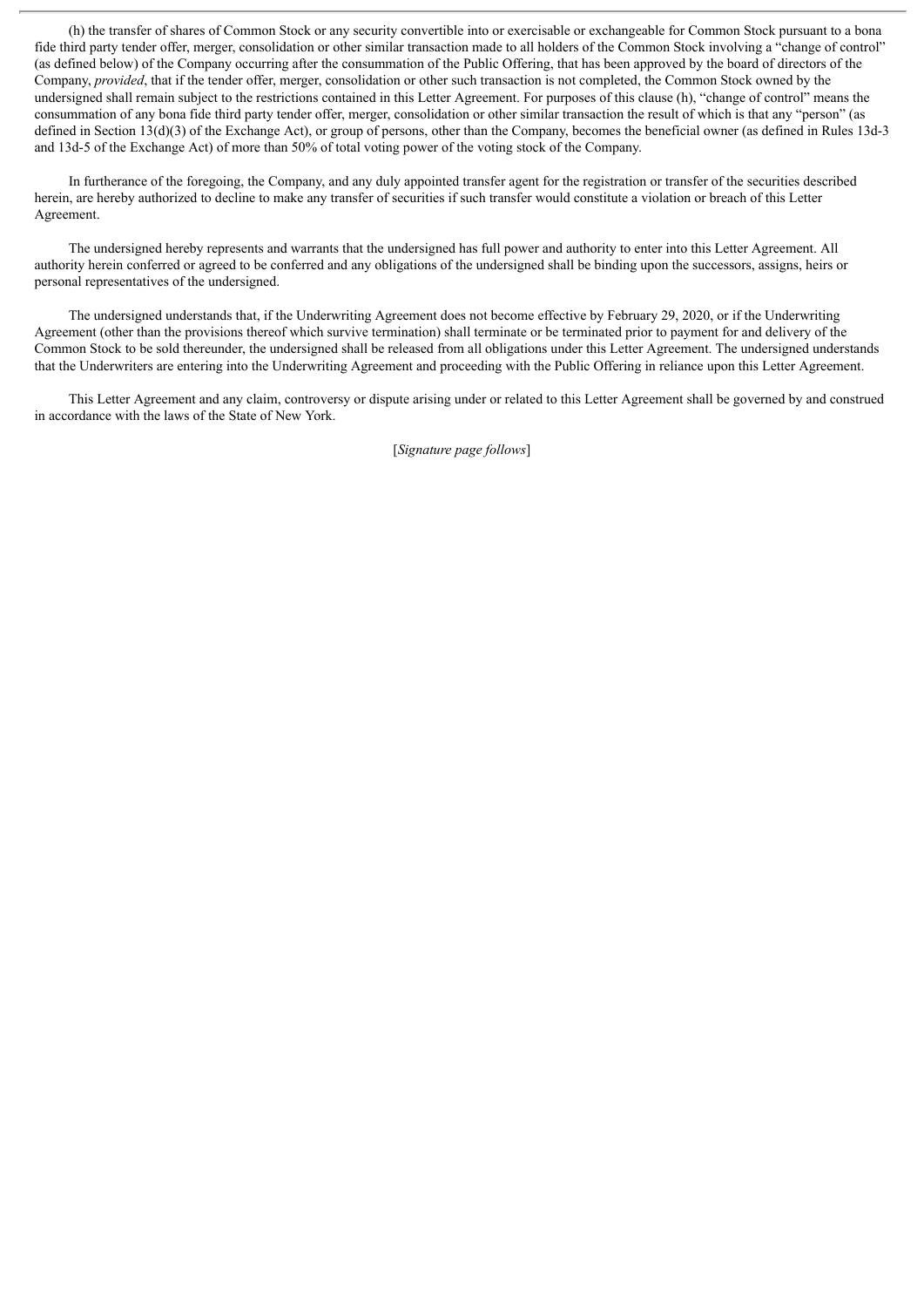(h) the transfer of shares of Common Stock or any security convertible into or exercisable or exchangeable for Common Stock pursuant to a bona fide third party tender offer, merger, consolidation or other similar transaction made to all holders of the Common Stock involving a "change of control" (as defined below) of the Company occurring after the consummation of the Public Offering, that has been approved by the board of directors of the Company, *provided*, that if the tender offer, merger, consolidation or other such transaction is not completed, the Common Stock owned by the undersigned shall remain subject to the restrictions contained in this Letter Agreement. For purposes of this clause (h), "change of control" means the consummation of any bona fide third party tender offer, merger, consolidation or other similar transaction the result of which is that any "person" (as defined in Section 13(d)(3) of the Exchange Act), or group of persons, other than the Company, becomes the beneficial owner (as defined in Rules 13d-3 and 13d-5 of the Exchange Act) of more than 50% of total voting power of the voting stock of the Company.

In furtherance of the foregoing, the Company, and any duly appointed transfer agent for the registration or transfer of the securities described herein, are hereby authorized to decline to make any transfer of securities if such transfer would constitute a violation or breach of this Letter Agreement.

The undersigned hereby represents and warrants that the undersigned has full power and authority to enter into this Letter Agreement. All authority herein conferred or agreed to be conferred and any obligations of the undersigned shall be binding upon the successors, assigns, heirs or personal representatives of the undersigned.

The undersigned understands that, if the Underwriting Agreement does not become effective by February 29, 2020, or if the Underwriting Agreement (other than the provisions thereof which survive termination) shall terminate or be terminated prior to payment for and delivery of the Common Stock to be sold thereunder, the undersigned shall be released from all obligations under this Letter Agreement. The undersigned understands that the Underwriters are entering into the Underwriting Agreement and proceeding with the Public Offering in reliance upon this Letter Agreement.

This Letter Agreement and any claim, controversy or dispute arising under or related to this Letter Agreement shall be governed by and construed in accordance with the laws of the State of New York.

[*Signature page follows*]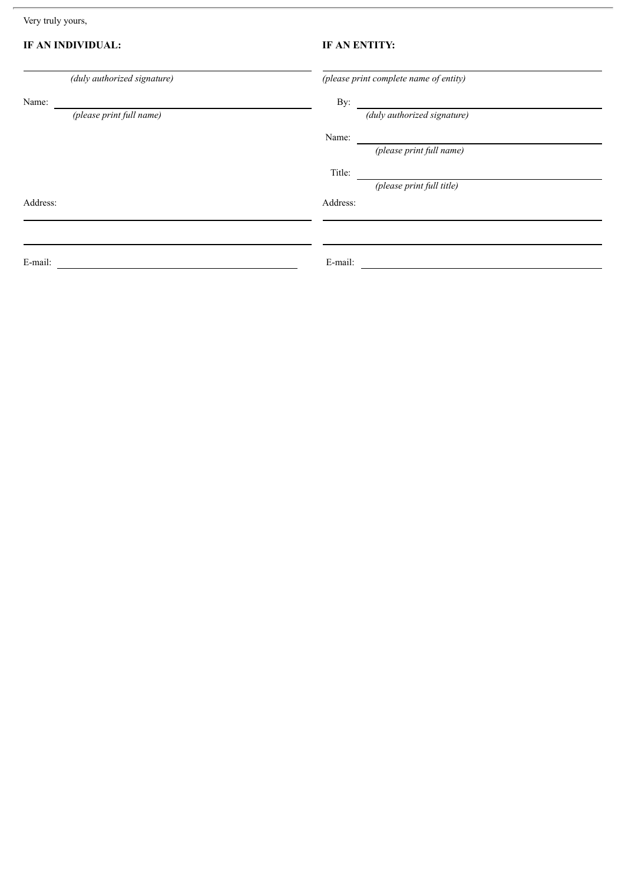Very truly yours,

**IF AN INDIVIDUAL:**

\_\_\_\_\_\_\_\_\_\_\_\_\_\_\_\_\_\_\_\_\_\_\_\_\_\_\_\_\_\_\_\_
*(duly authorized signature)*

Name: \_\_\_\_\_\_\_\_\_\_\_\_\_\_\_\_\_\_\_\_\_\_\_\_\_\_\_\_\_\_\_\_
*(please print full name)*

Address:

\_\_\_\_\_\_\_\_\_\_\_\_\_\_\_\_\_\_\_\_\_\_\_\_\_\_\_\_\_\_\_\_

\_\_\_\_\_\_\_\_\_\_\_\_\_\_\_\_\_\_\_\_\_\_\_\_\_\_\_\_\_\_\_\_

E-mail: \_\_\_\_\_\_\_\_\_\_\_\_\_\_\_\_\_\_\_\_\_\_\_\_\_\_\_\_\_\_\_\_

**IF AN ENTITY:**

\_\_\_\_\_\_\_\_\_\_\_\_\_\_\_\_\_\_\_\_\_\_\_\_\_\_\_\_\_\_\_\_
*(please print complete name of entity)*

By: \_\_\_\_\_\_\_\_\_\_\_\_\_\_\_\_\_\_\_\_\_\_\_\_\_\_\_\_\_\_\_\_
*(duly authorized signature)*

Name: \_\_\_\_\_\_\_\_\_\_\_\_\_\_\_\_\_\_\_\_\_\_\_\_\_\_\_\_\_\_\_\_
*(please print full name)*

Title: \_\_\_\_\_\_\_\_\_\_\_\_\_\_\_\_\_\_\_\_\_\_\_\_\_\_\_\_\_\_\_\_
*(please print full title)*

Address:

\_\_\_\_\_\_\_\_\_\_\_\_\_\_\_\_\_\_\_\_\_\_\_\_\_\_\_\_\_\_\_\_

\_\_\_\_\_\_\_\_\_\_\_\_\_\_\_\_\_\_\_\_\_\_\_\_\_\_\_\_\_\_\_\_

E-mail: \_\_\_\_\_\_\_\_\_\_\_\_\_\_\_\_\_\_\_\_\_\_\_\_\_\_\_\_\_\_\_\_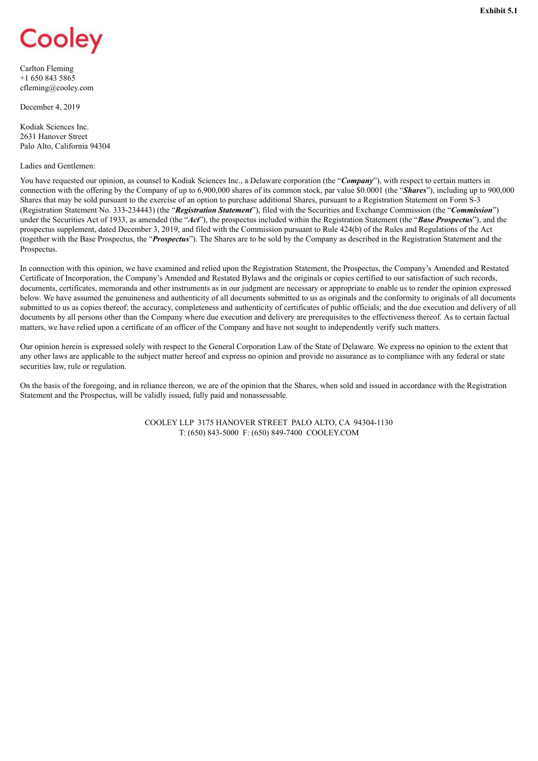**Exhibit 5.1**

Cooley

Carlton Fleming
+1 650 843 5865
cfleming@cooley.com

December 4, 2019

Kodiak Sciences Inc.
2631 Hanover Street
Palo Alto, California 94304

Ladies and Gentlemen:

You have requested our opinion, as counsel to Kodiak Sciences Inc., a Delaware corporation (the "***Company***"), with respect to certain matters in connection with the offering by the Company of up to 6,900,000 shares of its common stock, par value $0.0001 (the "***Shares***"), including up to 900,000 Shares that may be sold pursuant to the exercise of an option to purchase additional Shares, pursuant to a Registration Statement on Form S-3 (Registration Statement No. 333-234443) (the "***Registration Statement***"), filed with the Securities and Exchange Commission (the "***Commission***") under the Securities Act of 1933, as amended (the "***Act***"), the prospectus included within the Registration Statement (the "***Base Prospectus***"), and the prospectus supplement, dated December 3, 2019, and filed with the Commission pursuant to Rule 424(b) of the Rules and Regulations of the Act (together with the Base Prospectus, the "***Prospectus***"). The Shares are to be sold by the Company as described in the Registration Statement and the Prospectus.

In connection with this opinion, we have examined and relied upon the Registration Statement, the Prospectus, the Company's Amended and Restated Certificate of Incorporation, the Company's Amended and Restated Bylaws and the originals or copies certified to our satisfaction of such records, documents, certificates, memoranda and other instruments as in our judgment are necessary or appropriate to enable us to render the opinion expressed below. We have assumed the genuineness and authenticity of all documents submitted to us as originals and the conformity to originals of all documents submitted to us as copies thereof; the accuracy, completeness and authenticity of certificates of public officials; and the due execution and delivery of all documents by all persons other than the Company where due execution and delivery are prerequisites to the effectiveness thereof. As to certain factual matters, we have relied upon a certificate of an officer of the Company and have not sought to independently verify such matters.

Our opinion herein is expressed solely with respect to the General Corporation Law of the State of Delaware. We express no opinion to the extent that any other laws are applicable to the subject matter hereof and express no opinion and provide no assurance as to compliance with any federal or state securities law, rule or regulation.

On the basis of the foregoing, and in reliance thereon, we are of the opinion that the Shares, when sold and issued in accordance with the Registration Statement and the Prospectus, will be validly issued, fully paid and nonassessable.

COOLEY LLP 3175 HANOVER STREET PALO ALTO, CA 94304-1130
T: (650) 843-5000 F: (650) 849-7400 COOLEY.COM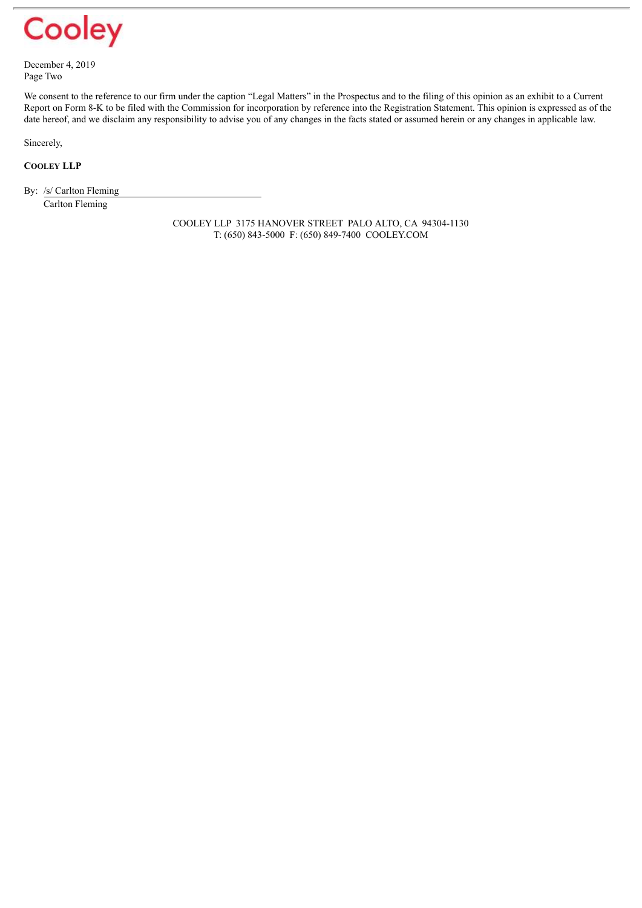We consent to the reference to our firm under the caption "Legal Matters" in the Prospectus and to the filing of this opinion as an exhibit to a Current Report on Form 8-K to be filed with the Commission for incorporation by reference into the Registration Statement. This opinion is expressed as of the date hereof, and we disclaim any responsibility to advise you of any changes in the facts stated or assumed herein or any changes in applicable law.

Sincerely,

**COOLEY LLP**

By: /s/ Carlton Fleming
Carlton Fleming